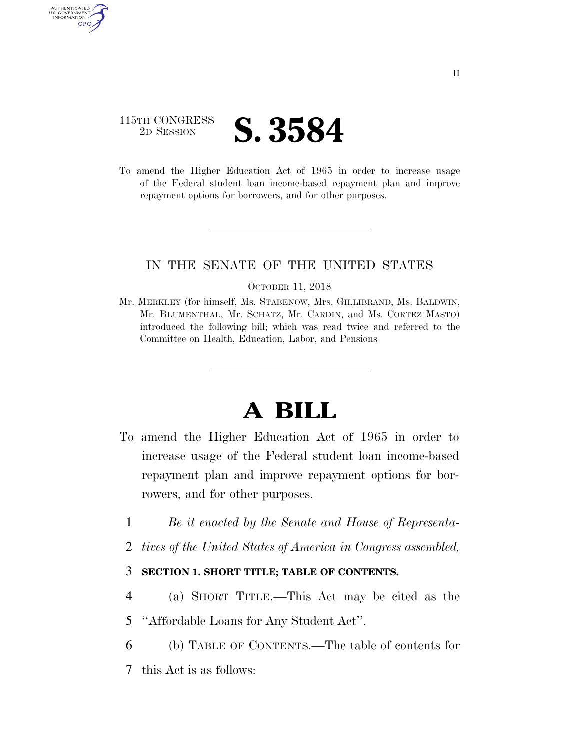115TH CONGRESS
2D SESSION

# S. 3584

To amend the Higher Education Act of 1965 in order to increase usage of the Federal student loan income-based repayment plan and improve repayment options for borrowers, and for other purposes.

IN THE SENATE OF THE UNITED STATES

OCTOBER 11, 2018

Mr. MERKLEY (for himself, Ms. STABENOW, Mrs. GILLIBRAND, Ms. BALDWIN, Mr. BLUMENTHAL, Mr. SCHATZ, Mr. CARDIN, and Ms. CORTEZ MASTO) introduced the following bill; which was read twice and referred to the Committee on Health, Education, Labor, and Pensions

# A BILL

To amend the Higher Education Act of 1965 in order to increase usage of the Federal student loan income-based repayment plan and improve repayment options for borrowers, and for other purposes.

1 *Be it enacted by the Senate and House of Representa-*
2 *tives of the United States of America in Congress assembled,*

3 **SECTION 1. SHORT TITLE; TABLE OF CONTENTS.**

4 (a) SHORT TITLE.—This Act may be cited as the
5 "Affordable Loans for Any Student Act".

6 (b) TABLE OF CONTENTS.—The table of contents for
7 this Act is as follows: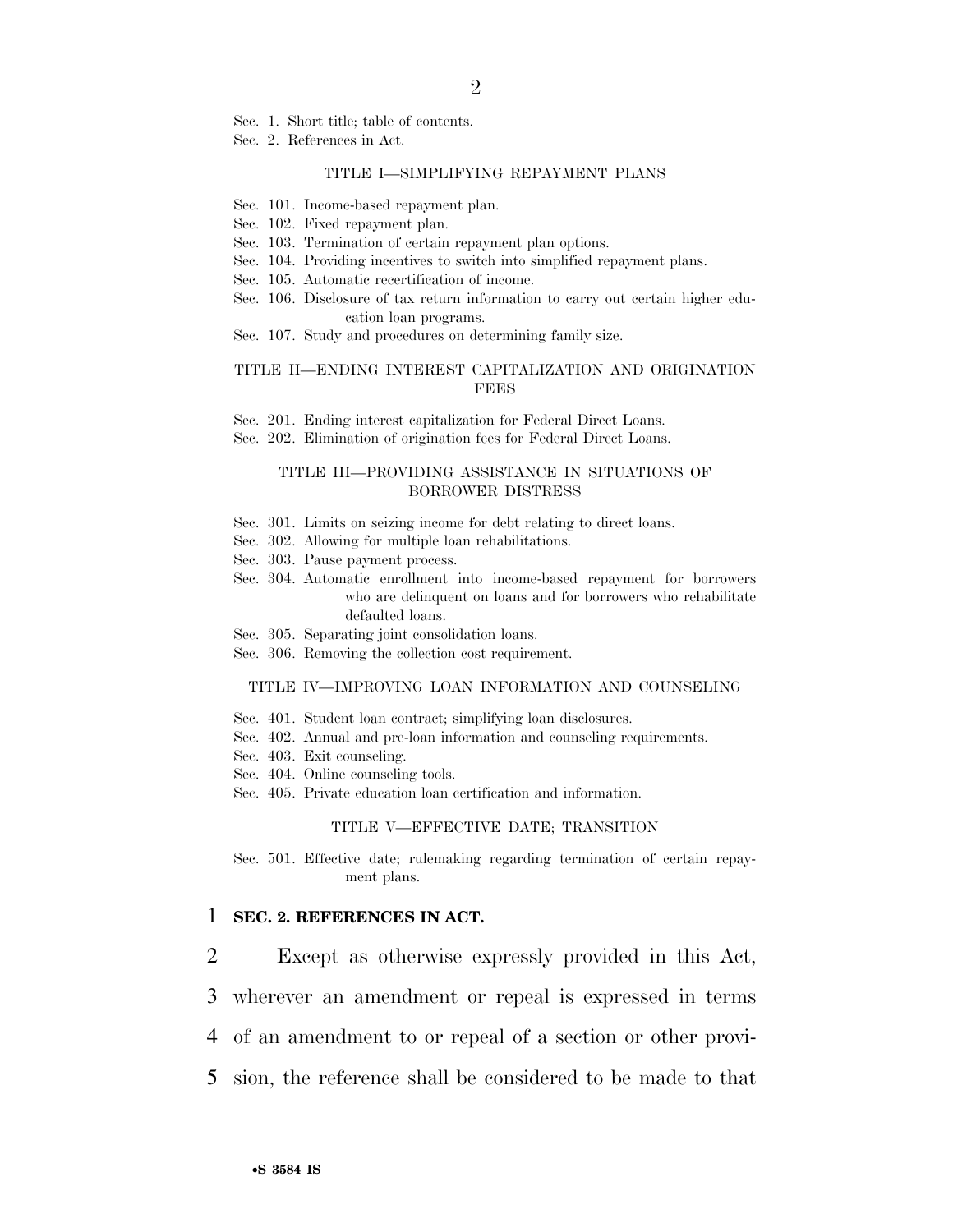Sec. 1. Short title; table of contents.
Sec. 2. References in Act.

TITLE I—SIMPLIFYING REPAYMENT PLANS

Sec. 101. Income-based repayment plan.
Sec. 102. Fixed repayment plan.
Sec. 103. Termination of certain repayment plan options.
Sec. 104. Providing incentives to switch into simplified repayment plans.
Sec. 105. Automatic recertification of income.
Sec. 106. Disclosure of tax return information to carry out certain higher education loan programs.
Sec. 107. Study and procedures on determining family size.

TITLE II—ENDING INTEREST CAPITALIZATION AND ORIGINATION FEES

Sec. 201. Ending interest capitalization for Federal Direct Loans.
Sec. 202. Elimination of origination fees for Federal Direct Loans.

TITLE III—PROVIDING ASSISTANCE IN SITUATIONS OF BORROWER DISTRESS

Sec. 301. Limits on seizing income for debt relating to direct loans.
Sec. 302. Allowing for multiple loan rehabilitations.
Sec. 303. Pause payment process.
Sec. 304. Automatic enrollment into income-based repayment for borrowers who are delinquent on loans and for borrowers who rehabilitate defaulted loans.
Sec. 305. Separating joint consolidation loans.
Sec. 306. Removing the collection cost requirement.

TITLE IV—IMPROVING LOAN INFORMATION AND COUNSELING

Sec. 401. Student loan contract; simplifying loan disclosures.
Sec. 402. Annual and pre-loan information and counseling requirements.
Sec. 403. Exit counseling.
Sec. 404. Online counseling tools.
Sec. 405. Private education loan certification and information.

TITLE V—EFFECTIVE DATE; TRANSITION

Sec. 501. Effective date; rulemaking regarding termination of certain repayment plans.

1 **SEC. 2. REFERENCES IN ACT.**

2 Except as otherwise expressly provided in this Act,
3 wherever an amendment or repeal is expressed in terms
4 of an amendment to or repeal of a section or other provi-
5 sion, the reference shall be considered to be made to that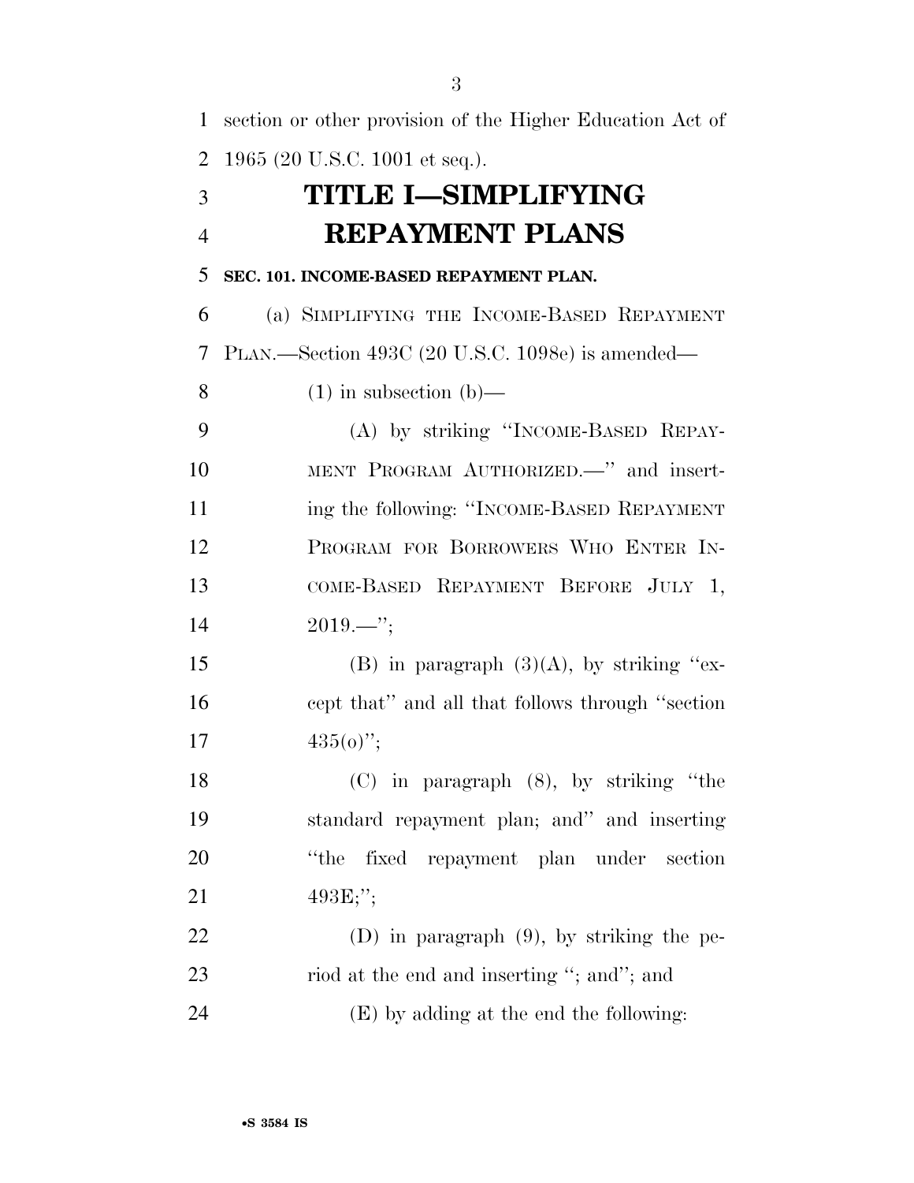section or other provision of the Higher Education Act of 1965 (20 U.S.C. 1001 et seq.).

# TITLE I—SIMPLIFYING REPAYMENT PLANS

**SEC. 101. INCOME-BASED REPAYMENT PLAN.**

(a) SIMPLIFYING THE INCOME-BASED REPAYMENT PLAN.—Section 493C (20 U.S.C. 1098e) is amended—

(1) in subsection (b)—

(A) by striking "INCOME-BASED REPAYMENT PROGRAM AUTHORIZED.—" and inserting the following: "INCOME-BASED REPAYMENT PROGRAM FOR BORROWERS WHO ENTER INCOME-BASED REPAYMENT BEFORE JULY 1, 2019.—";

(B) in paragraph (3)(A), by striking "except that" and all that follows through "section 435(o)";

(C) in paragraph (8), by striking "the standard repayment plan; and" and inserting "the fixed repayment plan under section 493E;";

(D) in paragraph (9), by striking the period at the end and inserting "; and"; and

(E) by adding at the end the following: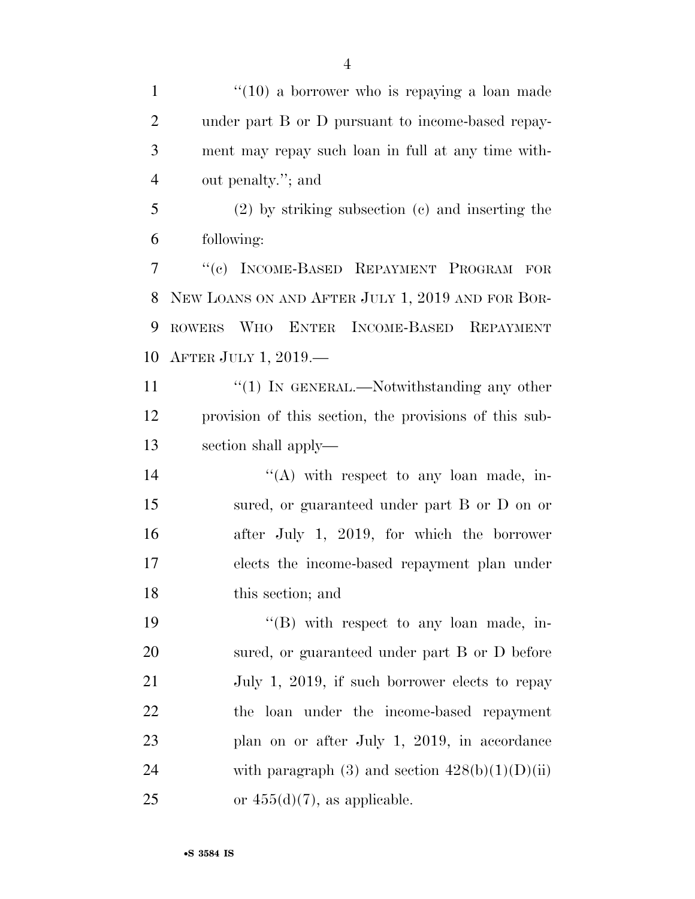''(10) a borrower who is repaying a loan made under part B or D pursuant to income-based repayment may repay such loan in full at any time without penalty.''; and

(2) by striking subsection (c) and inserting the following:

''(c) INCOME-BASED REPAYMENT PROGRAM FOR NEW LOANS ON AND AFTER JULY 1, 2019 AND FOR BORROWERS WHO ENTER INCOME-BASED REPAYMENT AFTER JULY 1, 2019.—

''(1) IN GENERAL.—Notwithstanding any other provision of this section, the provisions of this subsection shall apply—

''(A) with respect to any loan made, insured, or guaranteed under part B or D on or after July 1, 2019, for which the borrower elects the income-based repayment plan under this section; and

''(B) with respect to any loan made, insured, or guaranteed under part B or D before July 1, 2019, if such borrower elects to repay the loan under the income-based repayment plan on or after July 1, 2019, in accordance with paragraph (3) and section 428(b)(1)(D)(ii) or 455(d)(7), as applicable.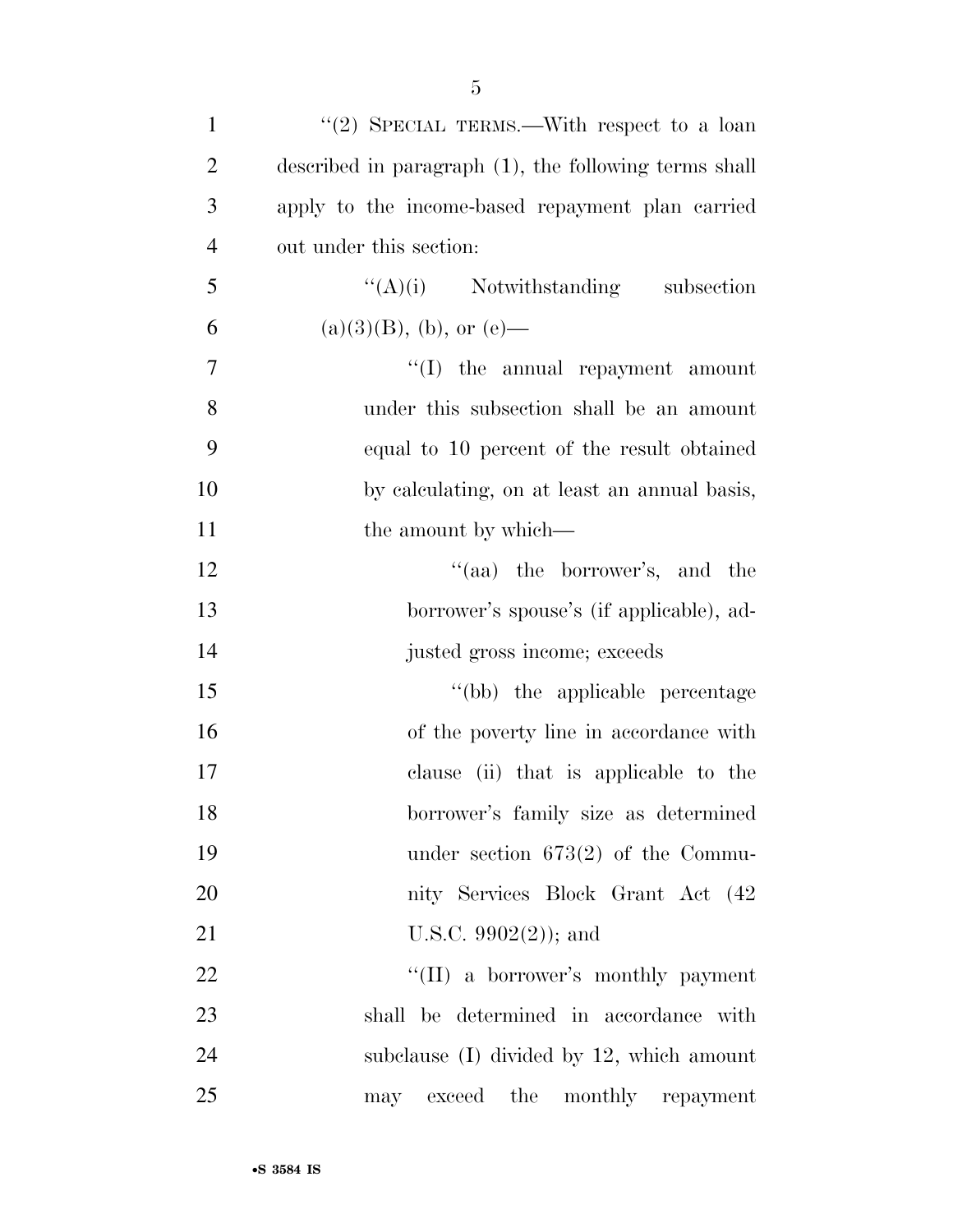"(2) SPECIAL TERMS.—With respect to a loan described in paragraph (1), the following terms shall apply to the income-based repayment plan carried out under this section:

"(A)(i) Notwithstanding subsection (a)(3)(B), (b), or (e)—

"(I) the annual repayment amount under this subsection shall be an amount equal to 10 percent of the result obtained by calculating, on at least an annual basis, the amount by which—

"(aa) the borrower's, and the borrower's spouse's (if applicable), adjusted gross income; exceeds

"(bb) the applicable percentage of the poverty line in accordance with clause (ii) that is applicable to the borrower's family size as determined under section 673(2) of the Community Services Block Grant Act (42 U.S.C. 9902(2)); and

"(II) a borrower's monthly payment shall be determined in accordance with subclause (I) divided by 12, which amount may exceed the monthly repayment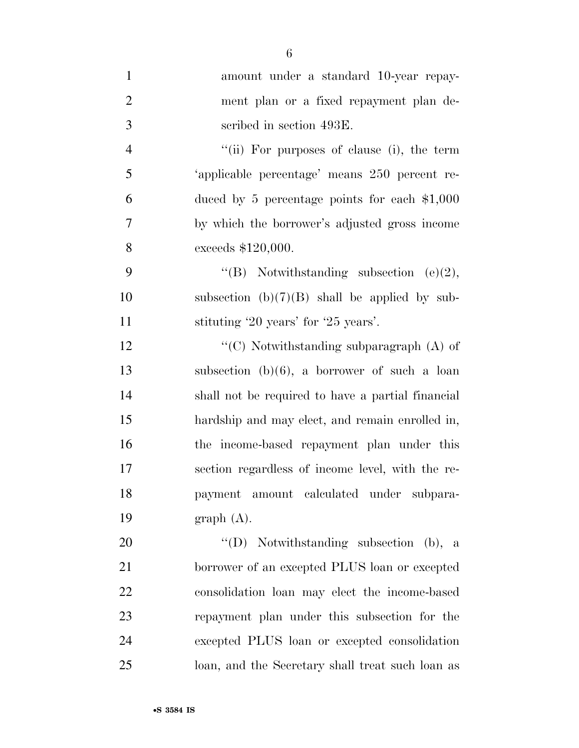amount under a standard 10-year repayment plan or a fixed repayment plan described in section 493E.

"(ii) For purposes of clause (i), the term 'applicable percentage' means 250 percent reduced by 5 percentage points for each $1,000 by which the borrower's adjusted gross income exceeds $120,000.

"(B) Notwithstanding subsection (e)(2), subsection (b)(7)(B) shall be applied by substituting '20 years' for '25 years'.

"(C) Notwithstanding subparagraph (A) of subsection (b)(6), a borrower of such a loan shall not be required to have a partial financial hardship and may elect, and remain enrolled in, the income-based repayment plan under this section regardless of income level, with the repayment amount calculated under subparagraph (A).

"(D) Notwithstanding subsection (b), a borrower of an excepted PLUS loan or excepted consolidation loan may elect the income-based repayment plan under this subsection for the excepted PLUS loan or excepted consolidation loan, and the Secretary shall treat such loan as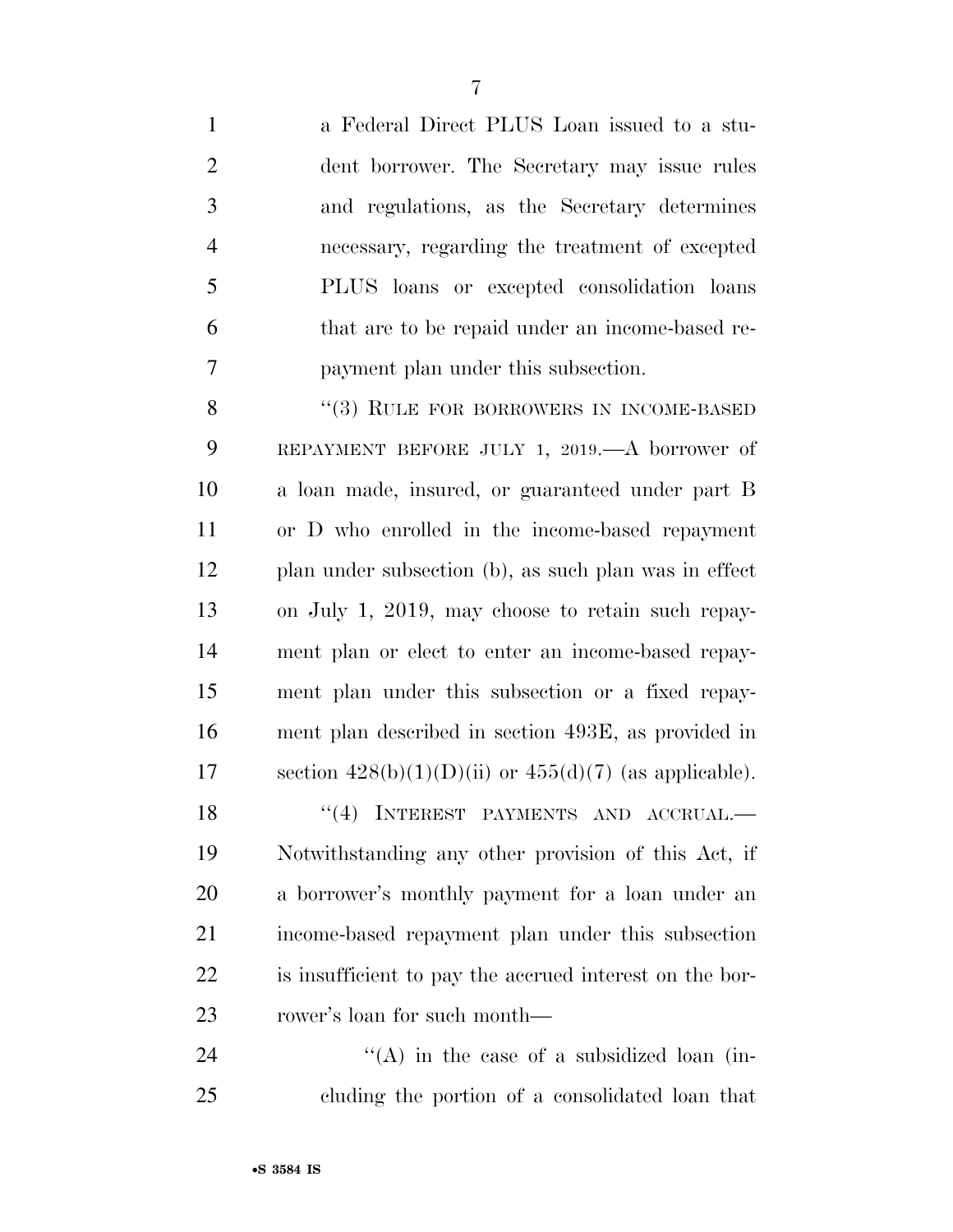a Federal Direct PLUS Loan issued to a student borrower. The Secretary may issue rules and regulations, as the Secretary determines necessary, regarding the treatment of excepted PLUS loans or excepted consolidation loans that are to be repaid under an income-based repayment plan under this subsection.

"(3) RULE FOR BORROWERS IN INCOME-BASED REPAYMENT BEFORE JULY 1, 2019.—A borrower of a loan made, insured, or guaranteed under part B or D who enrolled in the income-based repayment plan under subsection (b), as such plan was in effect on July 1, 2019, may choose to retain such repayment plan or elect to enter an income-based repayment plan under this subsection or a fixed repayment plan described in section 493E, as provided in section 428(b)(1)(D)(ii) or 455(d)(7) (as applicable).

"(4) INTEREST PAYMENTS AND ACCRUAL.— Notwithstanding any other provision of this Act, if a borrower's monthly payment for a loan under an income-based repayment plan under this subsection is insufficient to pay the accrued interest on the borrower's loan for such month—

"(A) in the case of a subsidized loan (including the portion of a consolidated loan that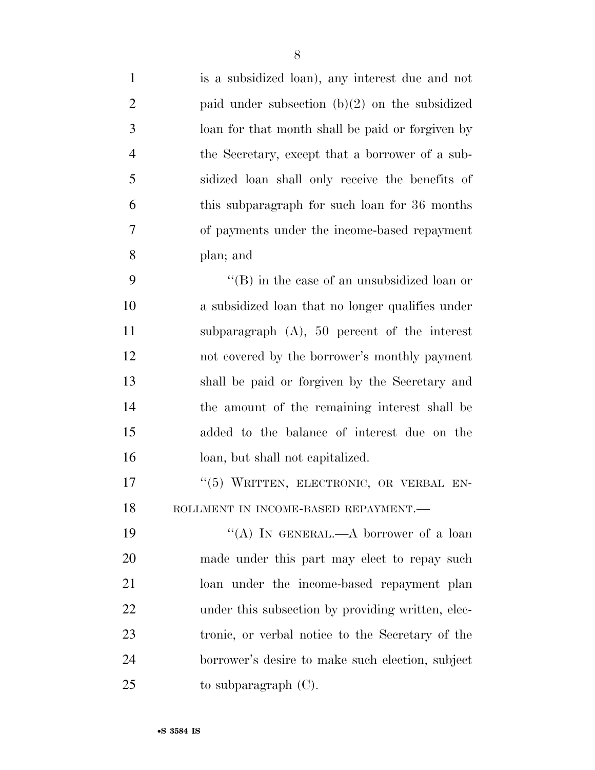is a subsidized loan), any interest due and not paid under subsection (b)(2) on the subsidized loan for that month shall be paid or forgiven by the Secretary, except that a borrower of a subsidized loan shall only receive the benefits of this subparagraph for such loan for 36 months of payments under the income-based repayment plan; and

"(B) in the case of an unsubsidized loan or a subsidized loan that no longer qualifies under subparagraph (A), 50 percent of the interest not covered by the borrower's monthly payment shall be paid or forgiven by the Secretary and the amount of the remaining interest shall be added to the balance of interest due on the loan, but shall not capitalized.

"(5) WRITTEN, ELECTRONIC, OR VERBAL ENROLLMENT IN INCOME-BASED REPAYMENT.—

"(A) IN GENERAL.—A borrower of a loan made under this part may elect to repay such loan under the income-based repayment plan under this subsection by providing written, electronic, or verbal notice to the Secretary of the borrower's desire to make such election, subject to subparagraph (C).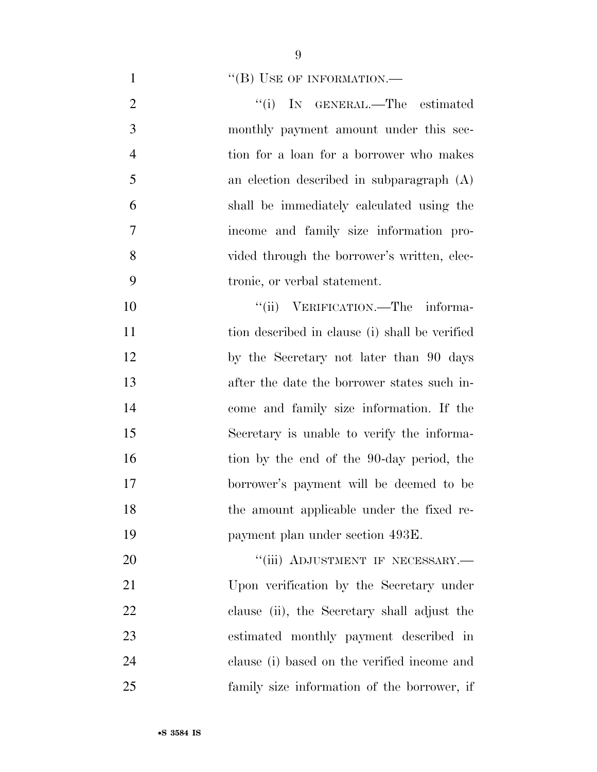"(B) USE OF INFORMATION.—

"(i) IN GENERAL.—The estimated monthly payment amount under this section for a loan for a borrower who makes an election described in subparagraph (A) shall be immediately calculated using the income and family size information provided through the borrower's written, electronic, or verbal statement.

"(ii) VERIFICATION.—The information described in clause (i) shall be verified by the Secretary not later than 90 days after the date the borrower states such income and family size information. If the Secretary is unable to verify the information by the end of the 90-day period, the borrower's payment will be deemed to be the amount applicable under the fixed repayment plan under section 493E.

"(iii) ADJUSTMENT IF NECESSARY.—Upon verification by the Secretary under clause (ii), the Secretary shall adjust the estimated monthly payment described in clause (i) based on the verified income and family size information of the borrower, if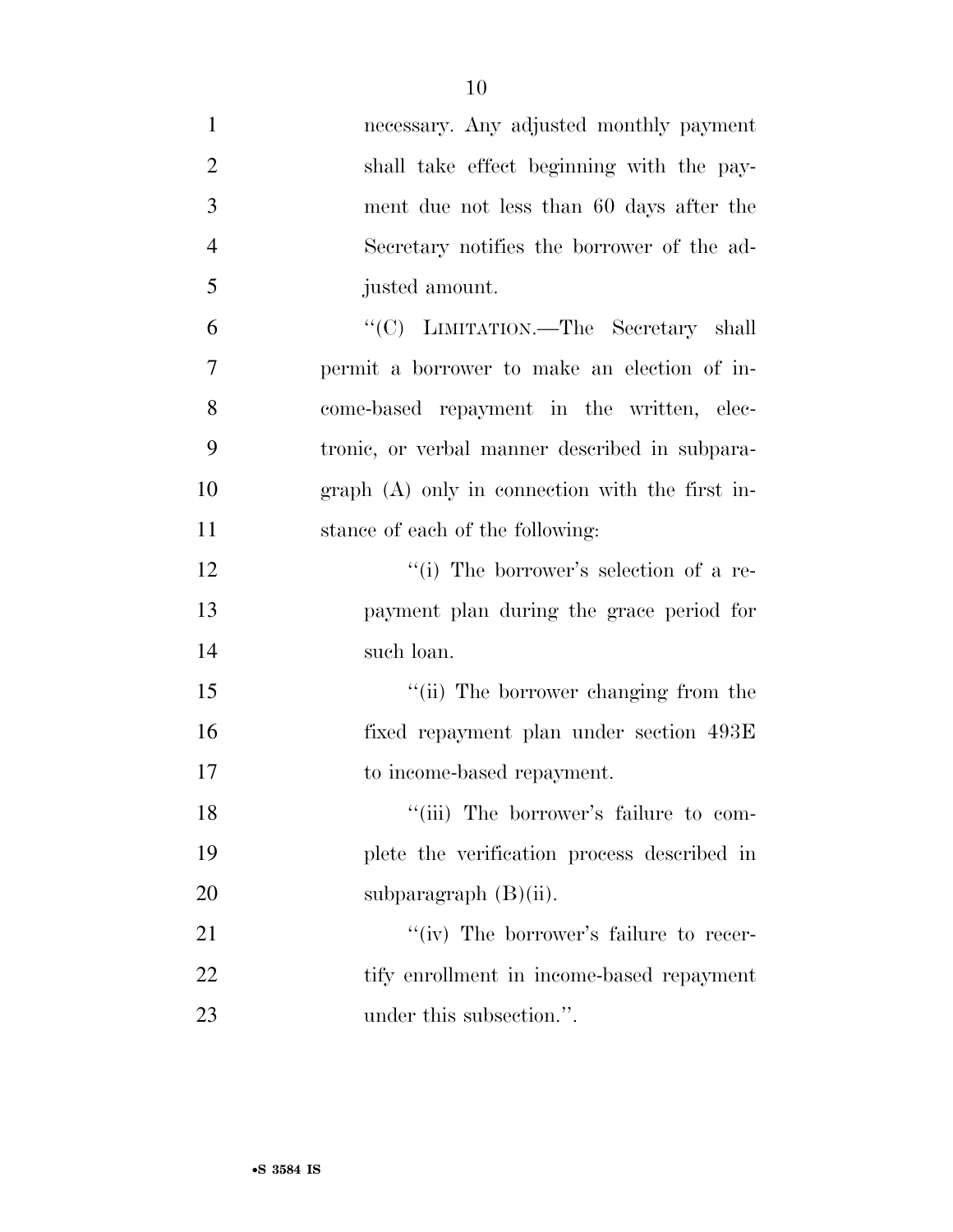necessary. Any adjusted monthly payment shall take effect beginning with the payment due not less than 60 days after the Secretary notifies the borrower of the adjusted amount.

"(C) LIMITATION.—The Secretary shall permit a borrower to make an election of income-based repayment in the written, electronic, or verbal manner described in subparagraph (A) only in connection with the first instance of each of the following:

"(i) The borrower's selection of a repayment plan during the grace period for such loan.

"(ii) The borrower changing from the fixed repayment plan under section 493E to income-based repayment.

"(iii) The borrower's failure to complete the verification process described in subparagraph (B)(ii).

"(iv) The borrower's failure to recertify enrollment in income-based repayment under this subsection.".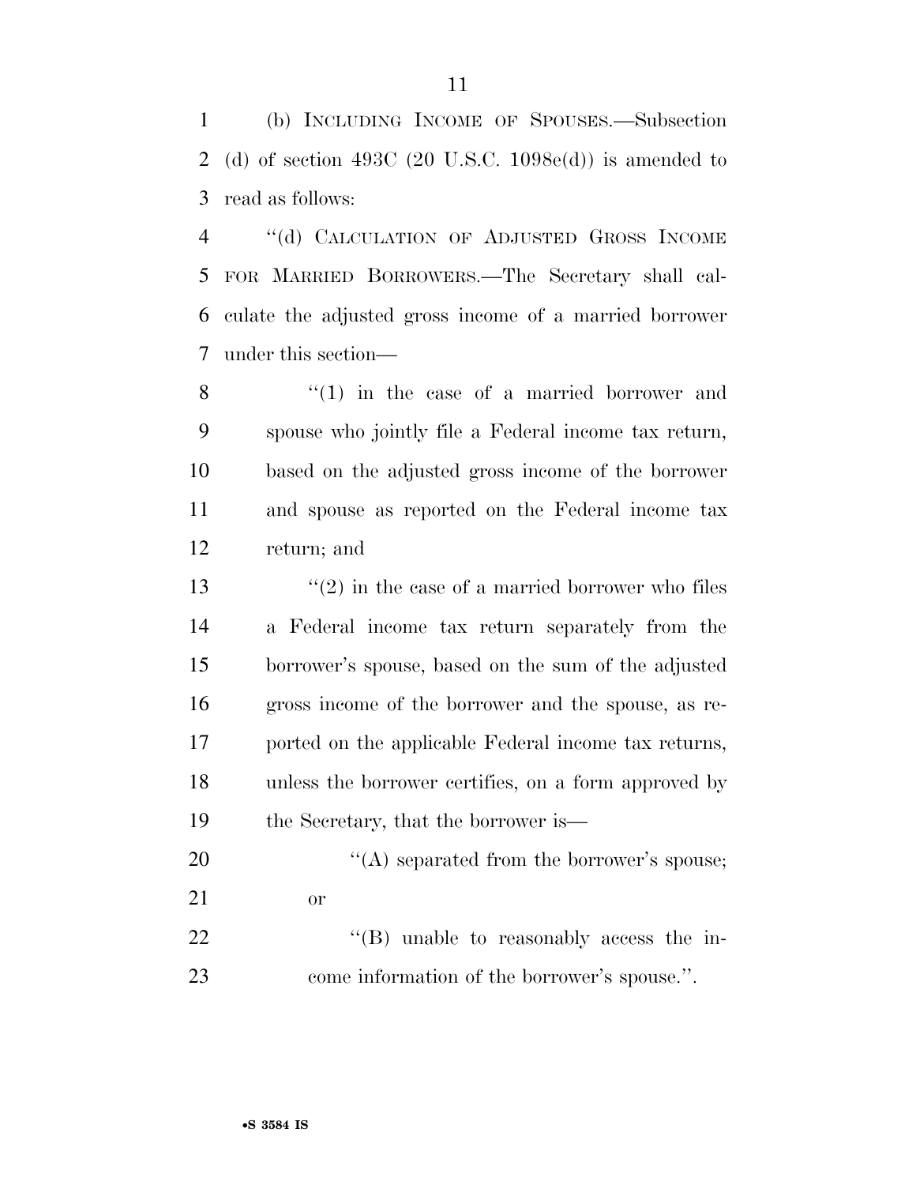(b) INCLUDING INCOME OF SPOUSES.—Subsection (d) of section 493C (20 U.S.C. 1098e(d)) is amended to read as follows:

"(d) CALCULATION OF ADJUSTED GROSS INCOME FOR MARRIED BORROWERS.—The Secretary shall calculate the adjusted gross income of a married borrower under this section—

"(1) in the case of a married borrower and spouse who jointly file a Federal income tax return, based on the adjusted gross income of the borrower and spouse as reported on the Federal income tax return; and

"(2) in the case of a married borrower who files a Federal income tax return separately from the borrower's spouse, based on the sum of the adjusted gross income of the borrower and the spouse, as reported on the applicable Federal income tax returns, unless the borrower certifies, on a form approved by the Secretary, that the borrower is—

"(A) separated from the borrower's spouse; or

"(B) unable to reasonably access the income information of the borrower's spouse.".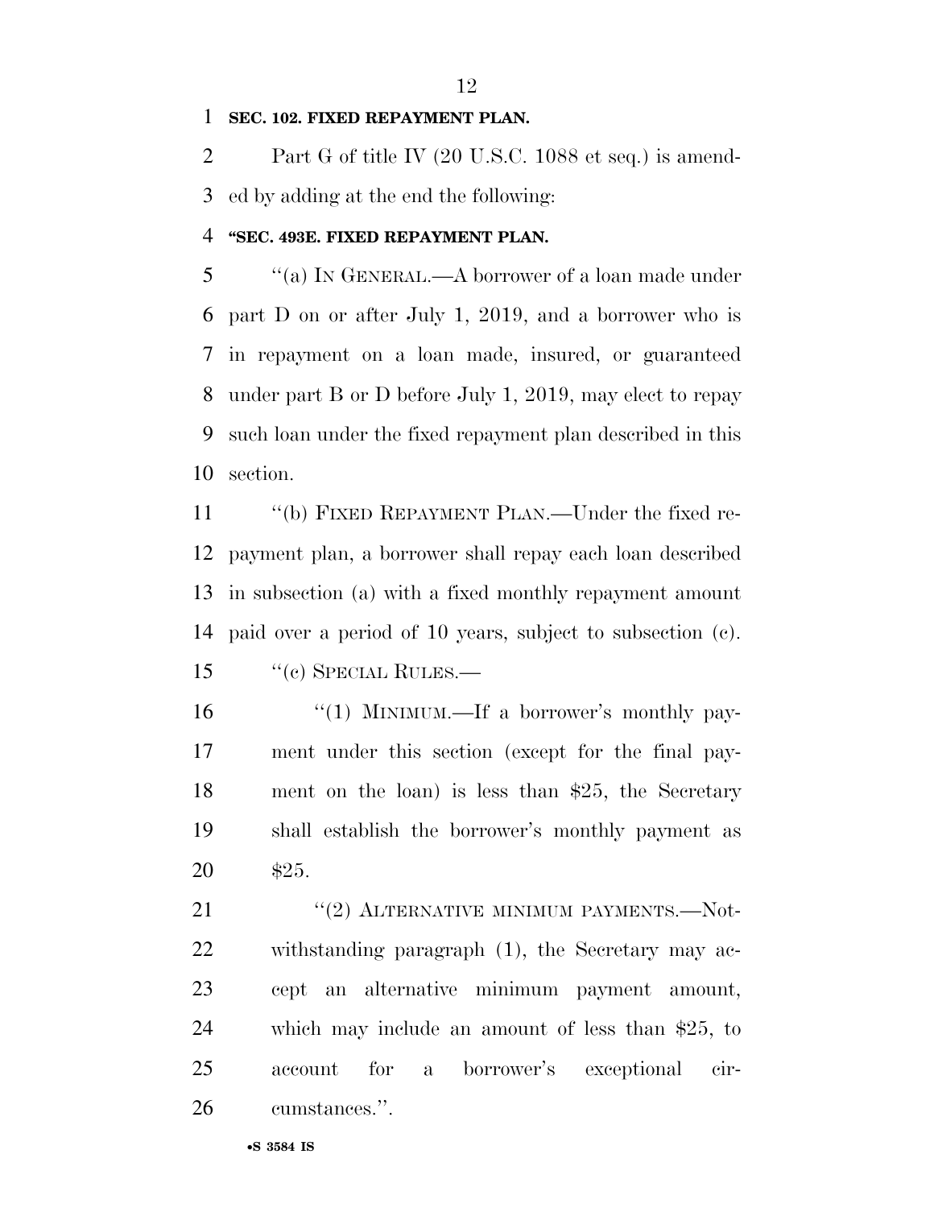**SEC. 102. FIXED REPAYMENT PLAN.**

Part G of title IV (20 U.S.C. 1088 et seq.) is amended by adding at the end the following:

**"SEC. 493E. FIXED REPAYMENT PLAN.**

"(a) IN GENERAL.—A borrower of a loan made under part D on or after July 1, 2019, and a borrower who is in repayment on a loan made, insured, or guaranteed under part B or D before July 1, 2019, may elect to repay such loan under the fixed repayment plan described in this section.

"(b) FIXED REPAYMENT PLAN.—Under the fixed repayment plan, a borrower shall repay each loan described in subsection (a) with a fixed monthly repayment amount paid over a period of 10 years, subject to subsection (c).

"(c) SPECIAL RULES.—

"(1) MINIMUM.—If a borrower's monthly payment under this section (except for the final payment on the loan) is less than $25, the Secretary shall establish the borrower's monthly payment as $25.

"(2) ALTERNATIVE MINIMUM PAYMENTS.—Notwithstanding paragraph (1), the Secretary may accept an alternative minimum payment amount, which may include an amount of less than $25, to account for a borrower's exceptional circumstances.".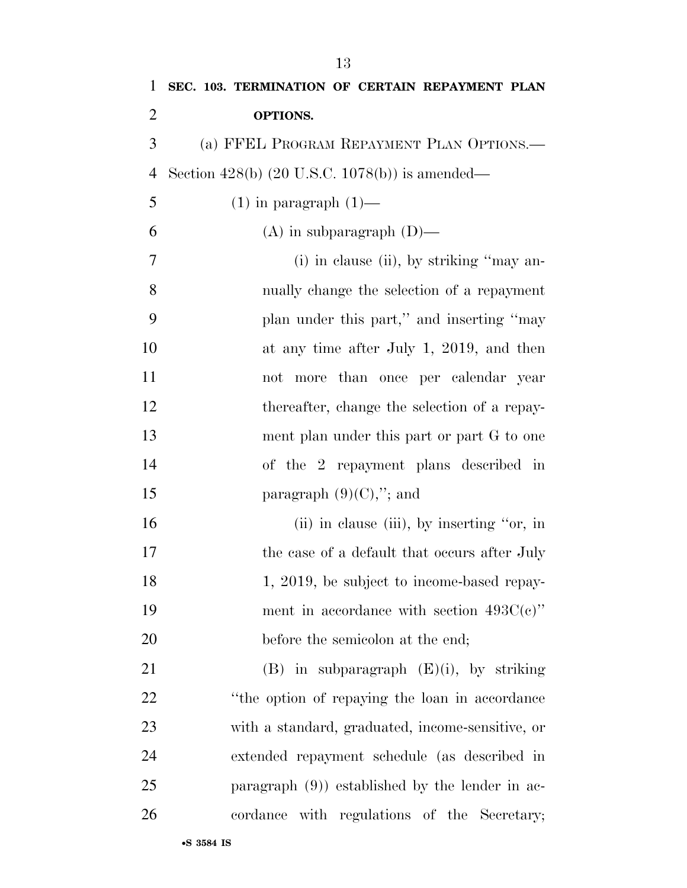**SEC. 103. TERMINATION OF CERTAIN REPAYMENT PLAN OPTIONS.**

(a) FFEL PROGRAM REPAYMENT PLAN OPTIONS.—Section 428(b) (20 U.S.C. 1078(b)) is amended—

(1) in paragraph (1)—

(A) in subparagraph (D)—

(i) in clause (ii), by striking "may annually change the selection of a repayment plan under this part," and inserting "may at any time after July 1, 2019, and then not more than once per calendar year thereafter, change the selection of a repayment plan under this part or part G to one of the 2 repayment plans described in paragraph (9)(C),"; and

(ii) in clause (iii), by inserting "or, in the case of a default that occurs after July 1, 2019, be subject to income-based repayment in accordance with section 493C(c)" before the semicolon at the end;

(B) in subparagraph (E)(i), by striking "the option of repaying the loan in accordance with a standard, graduated, income-sensitive, or extended repayment schedule (as described in paragraph (9)) established by the lender in accordance with regulations of the Secretary;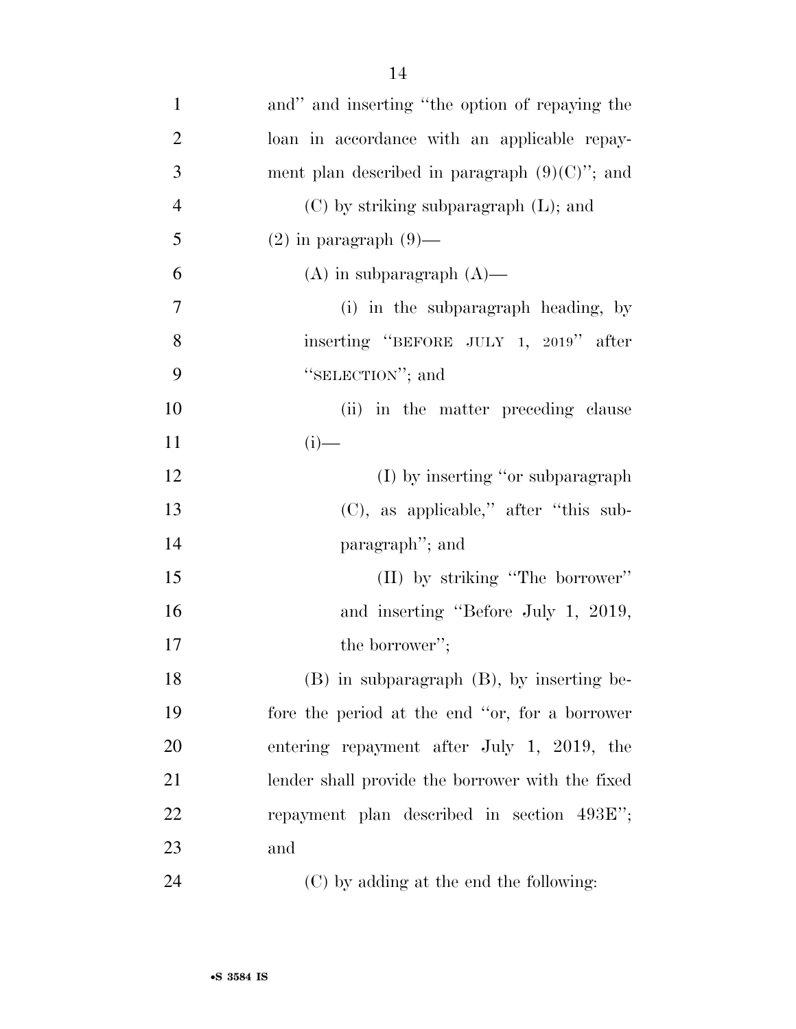and'' and inserting ''the option of repaying the loan in accordance with an applicable repayment plan described in paragraph (9)(C)''; and

(C) by striking subparagraph (L); and

(2) in paragraph (9)—

(A) in subparagraph (A)—

(i) in the subparagraph heading, by inserting ''BEFORE JULY 1, 2019'' after ''SELECTION''; and

(ii) in the matter preceding clause (i)—

(I) by inserting ''or subparagraph (C), as applicable,'' after ''this subparagraph''; and

(II) by striking ''The borrower'' and inserting ''Before July 1, 2019, the borrower'';

(B) in subparagraph (B), by inserting before the period at the end ''or, for a borrower entering repayment after July 1, 2019, the lender shall provide the borrower with the fixed repayment plan described in section 493E''; and

(C) by adding at the end the following: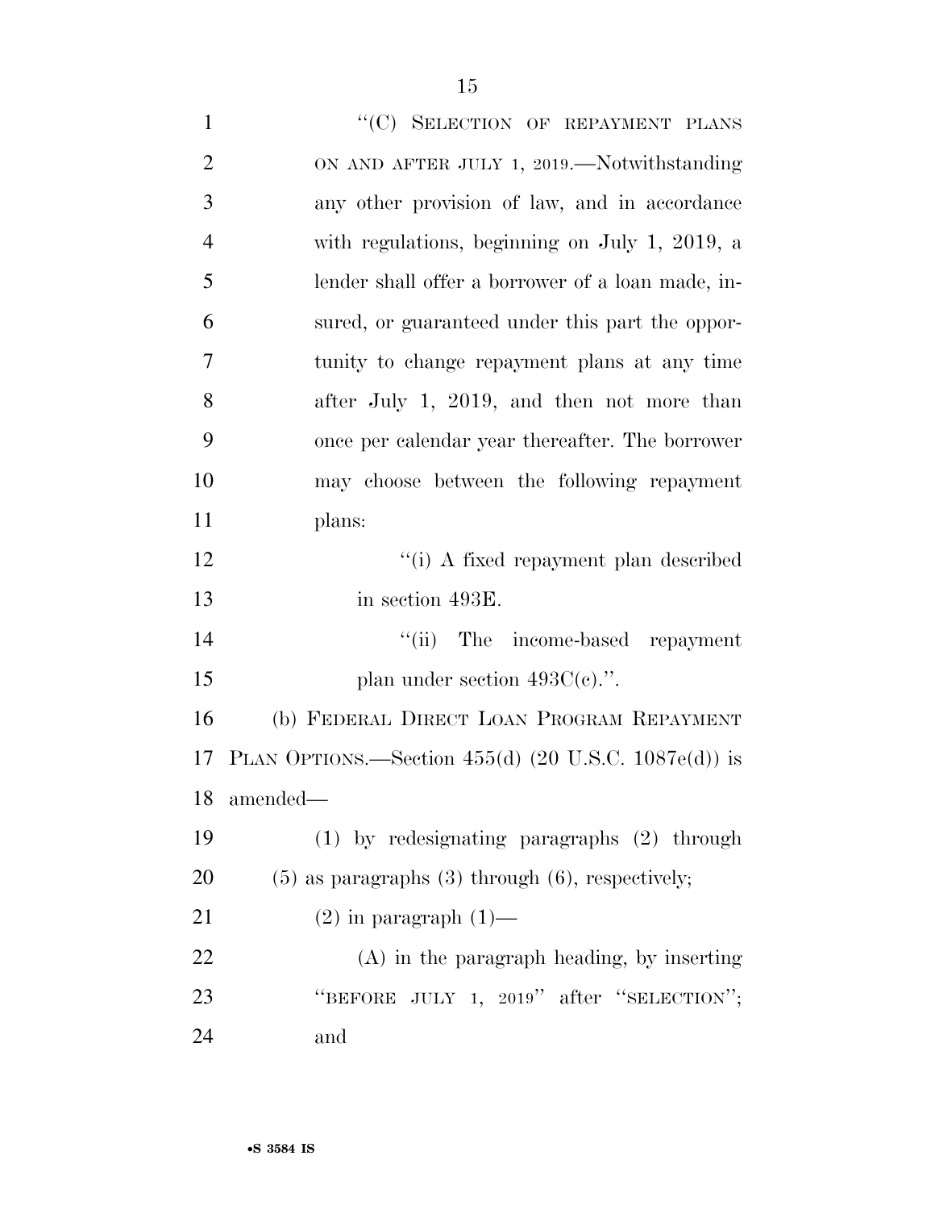"(C) SELECTION OF REPAYMENT PLANS ON AND AFTER JULY 1, 2019.—Notwithstanding any other provision of law, and in accordance with regulations, beginning on July 1, 2019, a lender shall offer a borrower of a loan made, insured, or guaranteed under this part the opportunity to change repayment plans at any time after July 1, 2019, and then not more than once per calendar year thereafter. The borrower may choose between the following repayment plans:

"(i) A fixed repayment plan described in section 493E.

"(ii) The income-based repayment plan under section 493C(c).".

(b) FEDERAL DIRECT LOAN PROGRAM REPAYMENT PLAN OPTIONS.—Section 455(d) (20 U.S.C. 1087e(d)) is amended—

(1) by redesignating paragraphs (2) through (5) as paragraphs (3) through (6), respectively;

(2) in paragraph (1)—

(A) in the paragraph heading, by inserting "BEFORE JULY 1, 2019" after "SELECTION"; and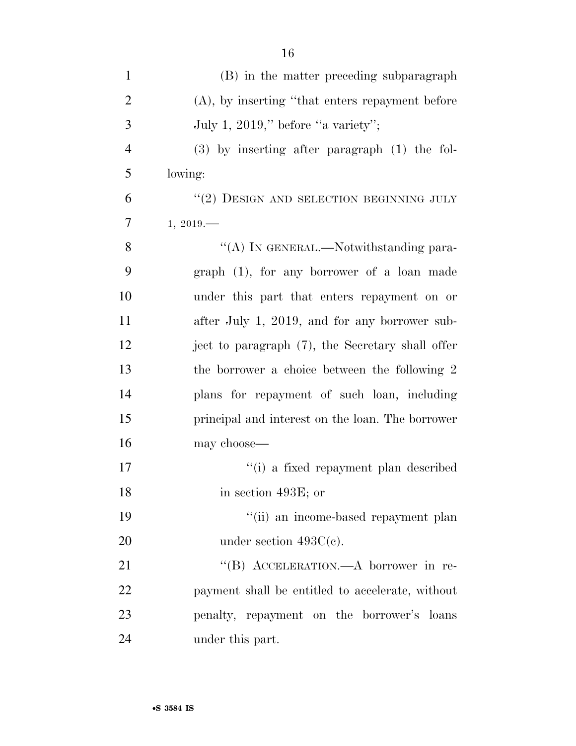(B) in the matter preceding subparagraph (A), by inserting "that enters repayment before July 1, 2019," before "a variety";

(3) by inserting after paragraph (1) the following:

"(2) DESIGN AND SELECTION BEGINNING JULY 1, 2019.—

"(A) IN GENERAL.—Notwithstanding paragraph (1), for any borrower of a loan made under this part that enters repayment on or after July 1, 2019, and for any borrower subject to paragraph (7), the Secretary shall offer the borrower a choice between the following 2 plans for repayment of such loan, including principal and interest on the loan. The borrower may choose—

"(i) a fixed repayment plan described in section 493E; or

"(ii) an income-based repayment plan under section 493C(c).

"(B) ACCELERATION.—A borrower in repayment shall be entitled to accelerate, without penalty, repayment on the borrower's loans under this part.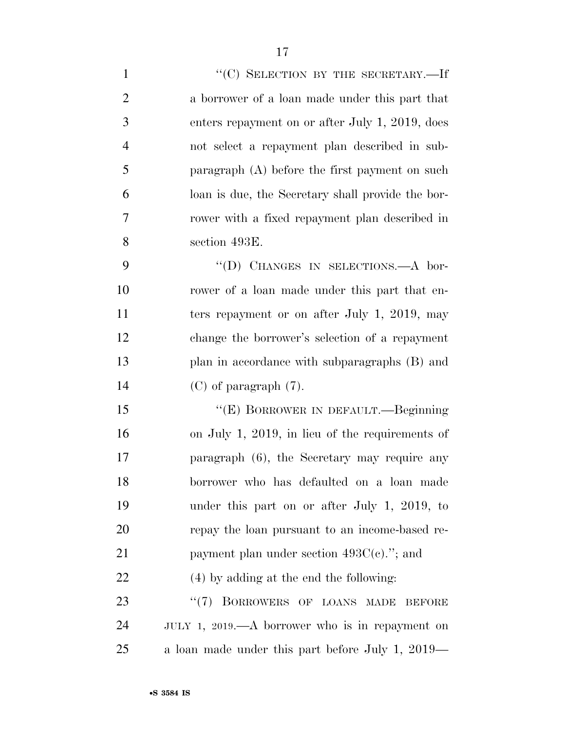"(C) SELECTION BY THE SECRETARY.—If a borrower of a loan made under this part that enters repayment on or after July 1, 2019, does not select a repayment plan described in subparagraph (A) before the first payment on such loan is due, the Secretary shall provide the borrower with a fixed repayment plan described in section 493E.

"(D) CHANGES IN SELECTIONS.—A borrower of a loan made under this part that enters repayment or on after July 1, 2019, may change the borrower's selection of a repayment plan in accordance with subparagraphs (B) and (C) of paragraph (7).

"(E) BORROWER IN DEFAULT.—Beginning on July 1, 2019, in lieu of the requirements of paragraph (6), the Secretary may require any borrower who has defaulted on a loan made under this part on or after July 1, 2019, to repay the loan pursuant to an income-based repayment plan under section 493C(c)."; and

(4) by adding at the end the following:

"(7) BORROWERS OF LOANS MADE BEFORE JULY 1, 2019.—A borrower who is in repayment on a loan made under this part before July 1, 2019—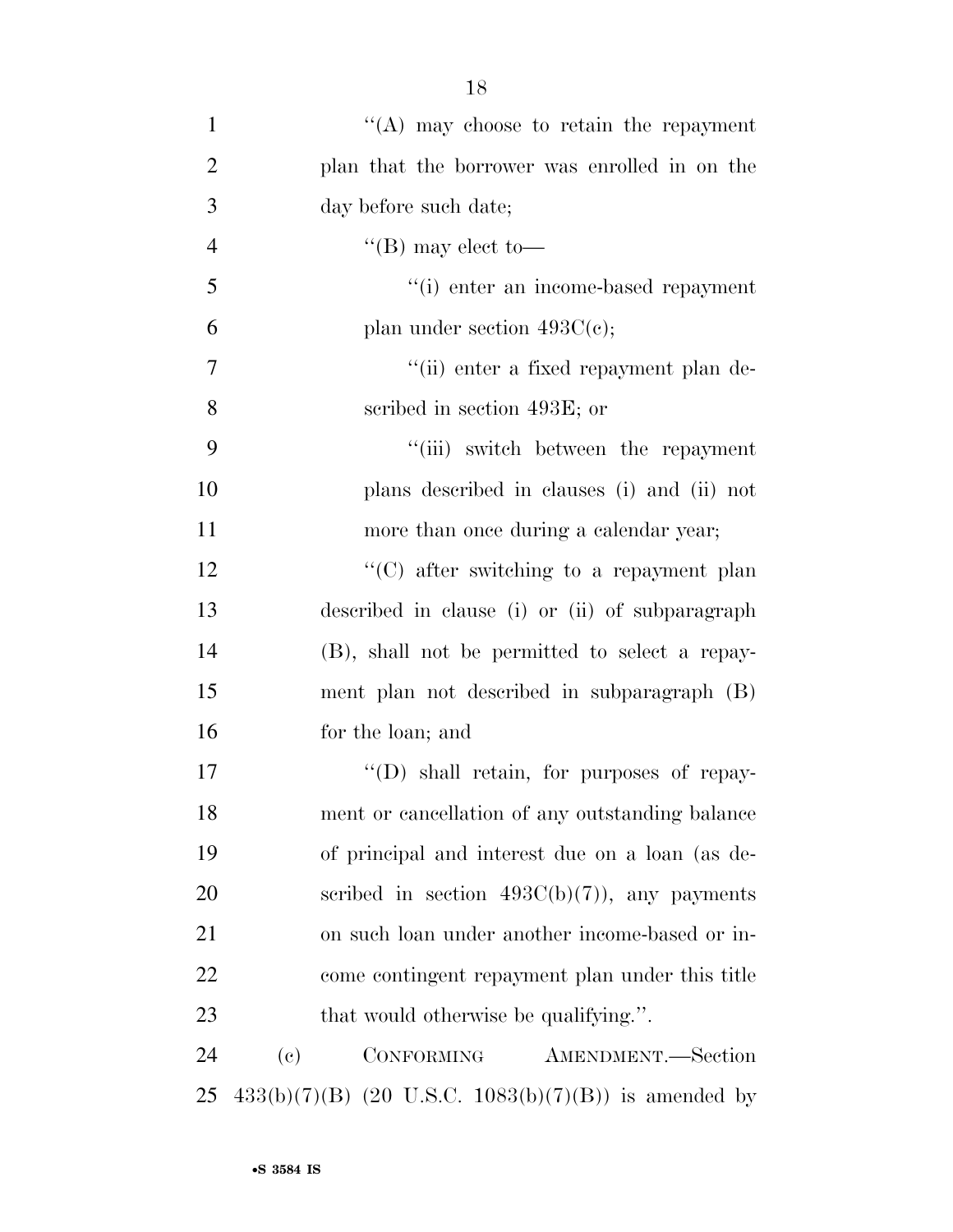''(A) may choose to retain the repayment plan that the borrower was enrolled in on the day before such date;

''(B) may elect to—

''(i) enter an income-based repayment plan under section 493C(c);

''(ii) enter a fixed repayment plan described in section 493E; or

''(iii) switch between the repayment plans described in clauses (i) and (ii) not more than once during a calendar year;

''(C) after switching to a repayment plan described in clause (i) or (ii) of subparagraph (B), shall not be permitted to select a repayment plan not described in subparagraph (B) for the loan; and

''(D) shall retain, for purposes of repayment or cancellation of any outstanding balance of principal and interest due on a loan (as described in section 493C(b)(7)), any payments on such loan under another income-based or income contingent repayment plan under this title that would otherwise be qualifying.''.

(c) CONFORMING AMENDMENT.—Section 433(b)(7)(B) (20 U.S.C. 1083(b)(7)(B)) is amended by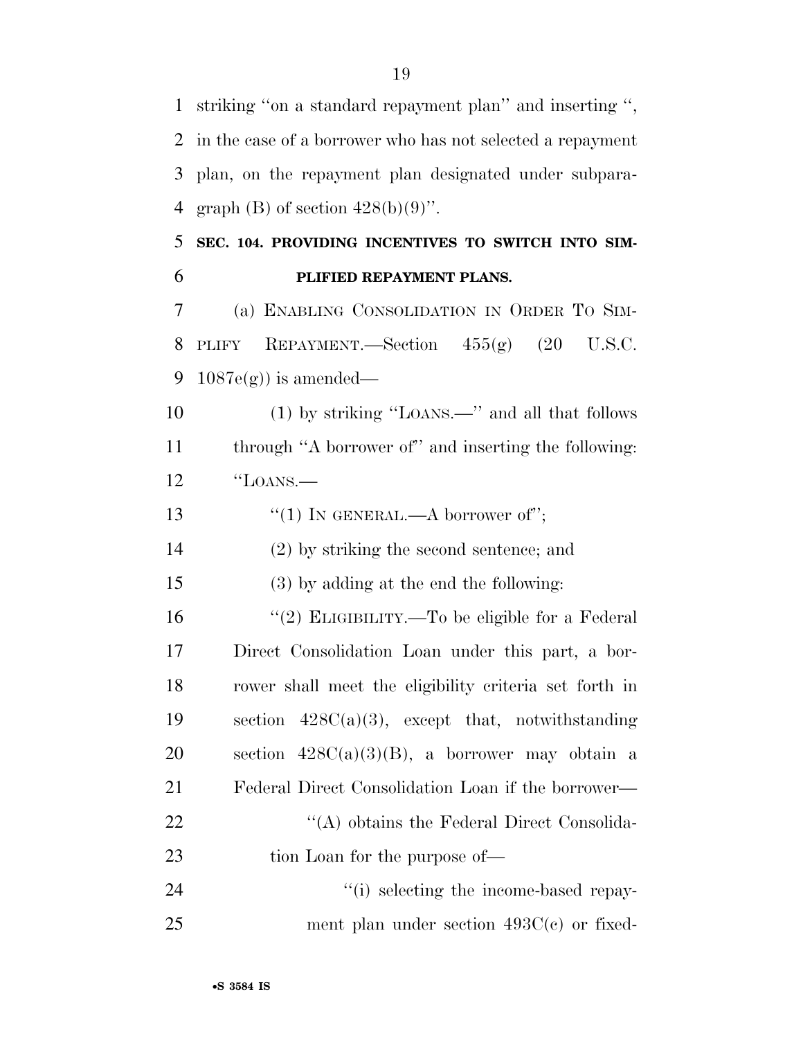striking "on a standard repayment plan" and inserting ", in the case of a borrower who has not selected a repayment plan, on the repayment plan designated under subparagraph (B) of section 428(b)(9)".

**SEC. 104. PROVIDING INCENTIVES TO SWITCH INTO SIMPLIFIED REPAYMENT PLANS.**

(a) ENABLING CONSOLIDATION IN ORDER TO SIMPLIFY REPAYMENT.—Section 455(g) (20 U.S.C. 1087e(g)) is amended—

(1) by striking "LOANS.—" and all that follows through "A borrower of" and inserting the following: "LOANS.—

"(1) IN GENERAL.—A borrower of";

(2) by striking the second sentence; and

(3) by adding at the end the following:

"(2) ELIGIBILITY.—To be eligible for a Federal Direct Consolidation Loan under this part, a borrower shall meet the eligibility criteria set forth in section 428C(a)(3), except that, notwithstanding section 428C(a)(3)(B), a borrower may obtain a Federal Direct Consolidation Loan if the borrower—

"(A) obtains the Federal Direct Consolidation Loan for the purpose of—

"(i) selecting the income-based repayment plan under section 493C(c) or fixed-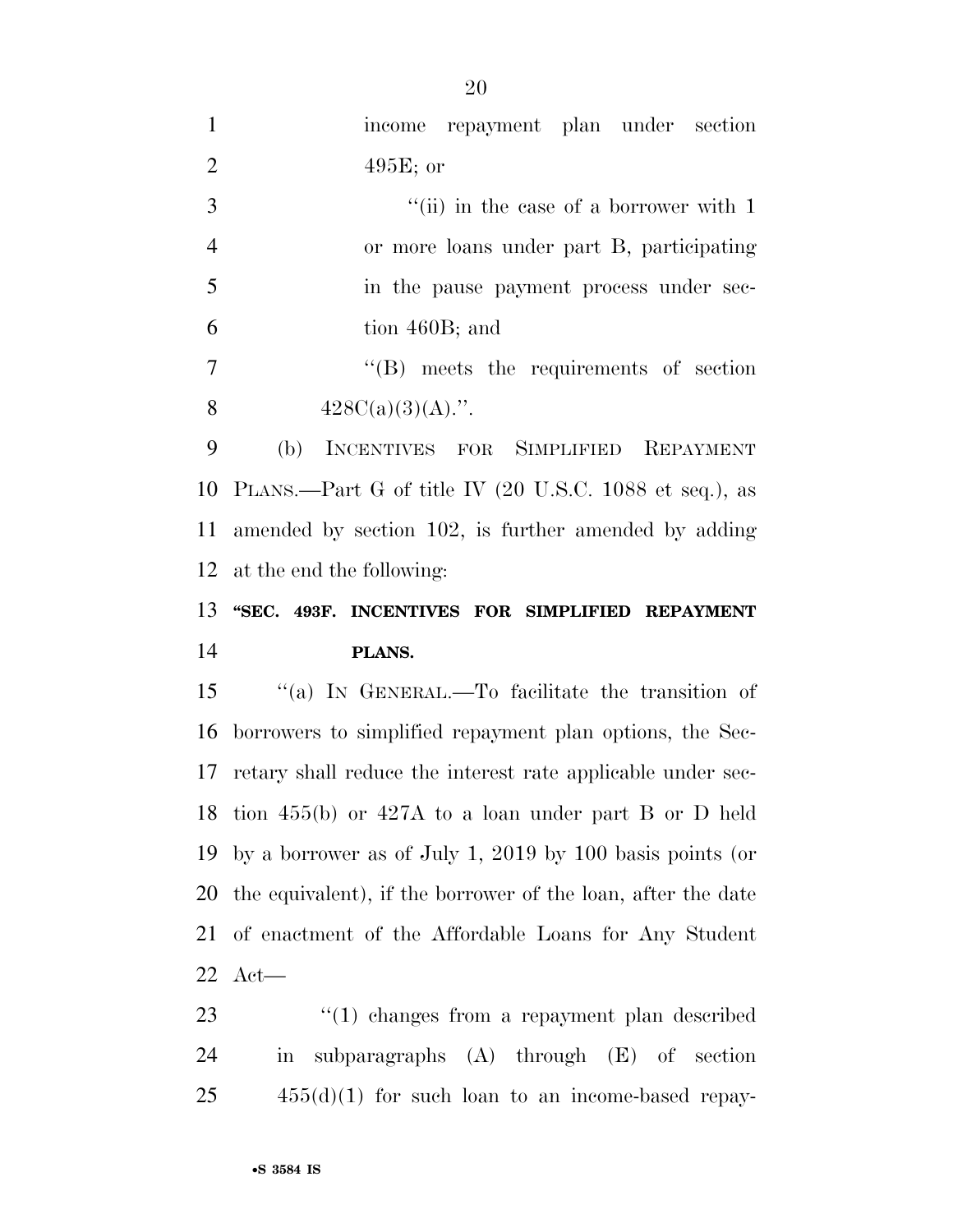income repayment plan under section 495E; or

"(ii) in the case of a borrower with 1 or more loans under part B, participating in the pause payment process under section 460B; and

"(B) meets the requirements of section 428C(a)(3)(A).".

(b) INCENTIVES FOR SIMPLIFIED REPAYMENT PLANS.—Part G of title IV (20 U.S.C. 1088 et seq.), as amended by section 102, is further amended by adding at the end the following:

**"SEC. 493F. INCENTIVES FOR SIMPLIFIED REPAYMENT PLANS.**

"(a) IN GENERAL.—To facilitate the transition of borrowers to simplified repayment plan options, the Secretary shall reduce the interest rate applicable under section 455(b) or 427A to a loan under part B or D held by a borrower as of July 1, 2019 by 100 basis points (or the equivalent), if the borrower of the loan, after the date of enactment of the Affordable Loans for Any Student Act—

"(1) changes from a repayment plan described in subparagraphs (A) through (E) of section 455(d)(1) for such loan to an income-based repay-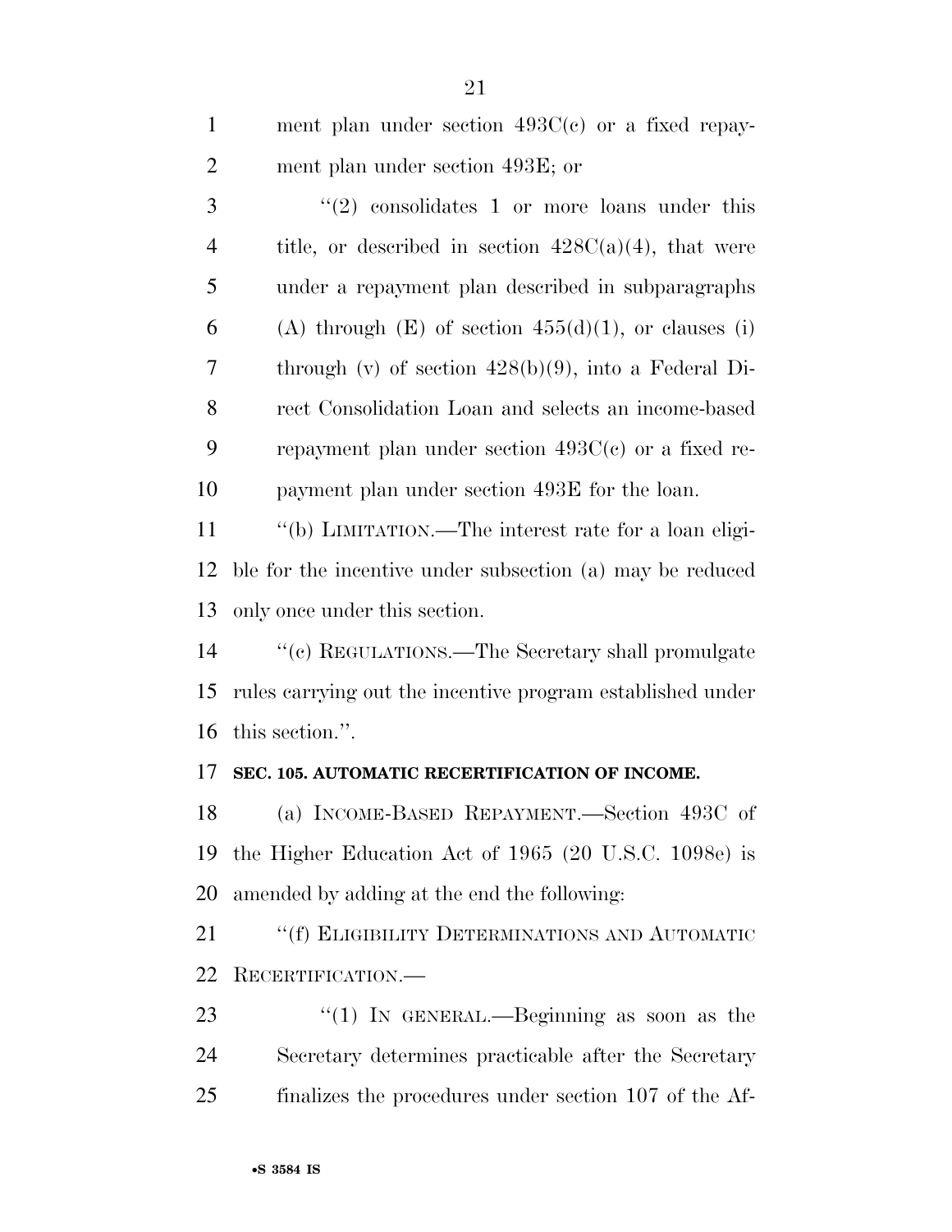ment plan under section 493C(c) or a fixed repayment plan under section 493E; or

"(2) consolidates 1 or more loans under this title, or described in section 428C(a)(4), that were under a repayment plan described in subparagraphs (A) through (E) of section 455(d)(1), or clauses (i) through (v) of section 428(b)(9), into a Federal Direct Consolidation Loan and selects an income-based repayment plan under section 493C(c) or a fixed repayment plan under section 493E for the loan.

"(b) LIMITATION.—The interest rate for a loan eligible for the incentive under subsection (a) may be reduced only once under this section.

"(c) REGULATIONS.—The Secretary shall promulgate rules carrying out the incentive program established under this section.".

**SEC. 105. AUTOMATIC RECERTIFICATION OF INCOME.**

(a) INCOME-BASED REPAYMENT.—Section 493C of the Higher Education Act of 1965 (20 U.S.C. 1098e) is amended by adding at the end the following:

"(f) ELIGIBILITY DETERMINATIONS AND AUTOMATIC RECERTIFICATION.—

"(1) IN GENERAL.—Beginning as soon as the Secretary determines practicable after the Secretary finalizes the procedures under section 107 of the Af-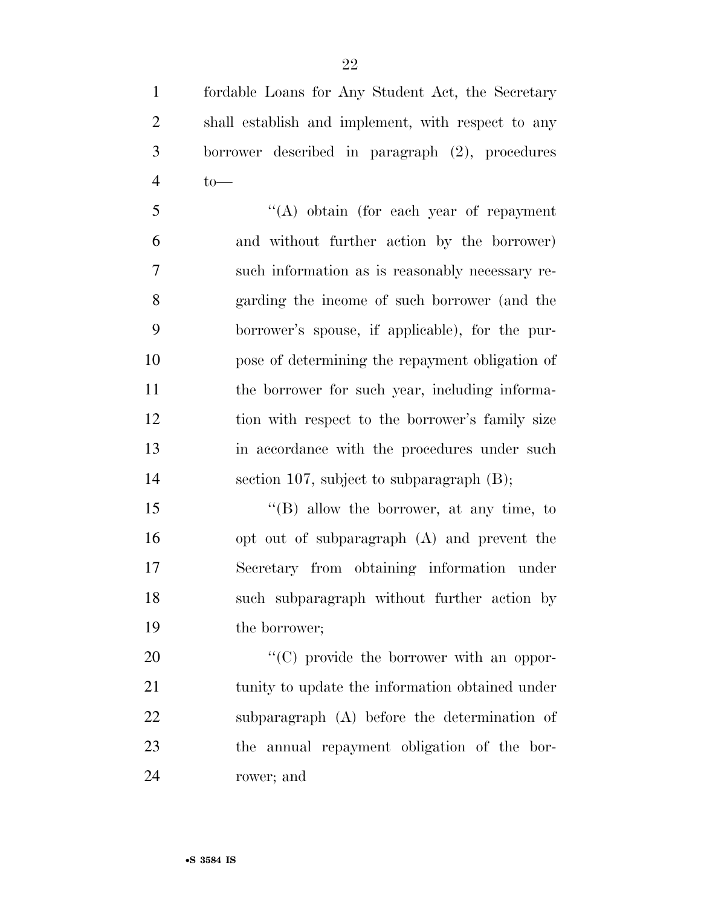fordable Loans for Any Student Act, the Secretary shall establish and implement, with respect to any borrower described in paragraph (2), procedures to—

"(A) obtain (for each year of repayment and without further action by the borrower) such information as is reasonably necessary regarding the income of such borrower (and the borrower's spouse, if applicable), for the purpose of determining the repayment obligation of the borrower for such year, including information with respect to the borrower's family size in accordance with the procedures under such section 107, subject to subparagraph (B);

"(B) allow the borrower, at any time, to opt out of subparagraph (A) and prevent the Secretary from obtaining information under such subparagraph without further action by the borrower;

"(C) provide the borrower with an opportunity to update the information obtained under subparagraph (A) before the determination of the annual repayment obligation of the borrower; and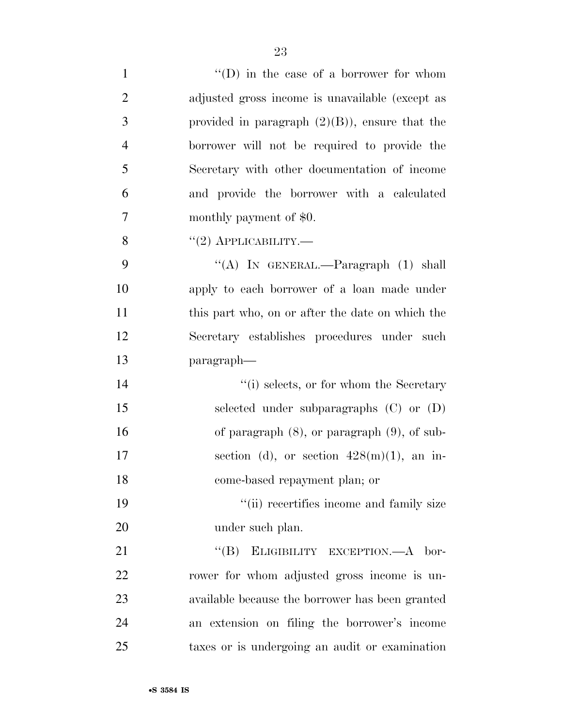''(D) in the case of a borrower for whom adjusted gross income is unavailable (except as provided in paragraph (2)(B)), ensure that the borrower will not be required to provide the Secretary with other documentation of income and provide the borrower with a calculated monthly payment of $0.

''(2) APPLICABILITY.—

''(A) IN GENERAL.—Paragraph (1) shall apply to each borrower of a loan made under this part who, on or after the date on which the Secretary establishes procedures under such paragraph—

''(i) selects, or for whom the Secretary selected under subparagraphs (C) or (D) of paragraph (8), or paragraph (9), of subsection (d), or section 428(m)(1), an income-based repayment plan; or

''(ii) recertifies income and family size under such plan.

''(B) ELIGIBILITY EXCEPTION.—A borrower for whom adjusted gross income is unavailable because the borrower has been granted an extension on filing the borrower's income taxes or is undergoing an audit or examination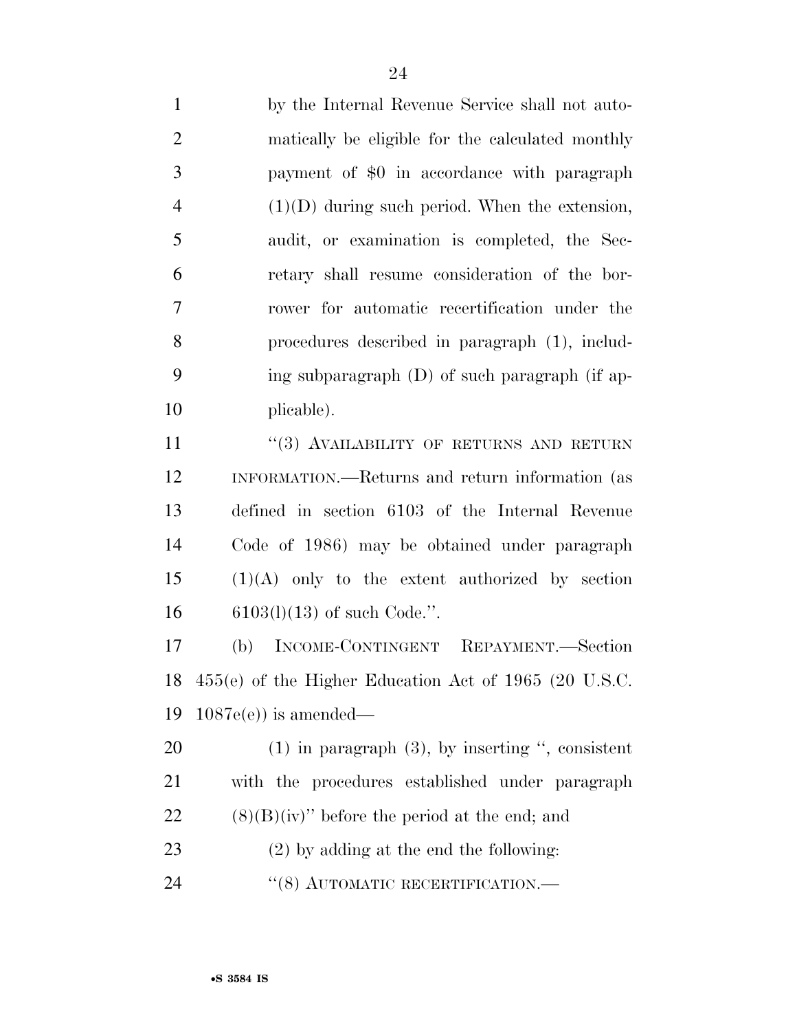by the Internal Revenue Service shall not automatically be eligible for the calculated monthly payment of $0 in accordance with paragraph (1)(D) during such period. When the extension, audit, or examination is completed, the Secretary shall resume consideration of the borrower for automatic recertification under the procedures described in paragraph (1), including subparagraph (D) of such paragraph (if applicable).

"(3) AVAILABILITY OF RETURNS AND RETURN INFORMATION.—Returns and return information (as defined in section 6103 of the Internal Revenue Code of 1986) may be obtained under paragraph (1)(A) only to the extent authorized by section 6103(l)(13) of such Code.".

(b) INCOME-CONTINGENT REPAYMENT.—Section 455(e) of the Higher Education Act of 1965 (20 U.S.C. 1087e(e)) is amended—

(1) in paragraph (3), by inserting ", consistent with the procedures established under paragraph (8)(B)(iv)" before the period at the end; and

(2) by adding at the end the following:

"(8) AUTOMATIC RECERTIFICATION.—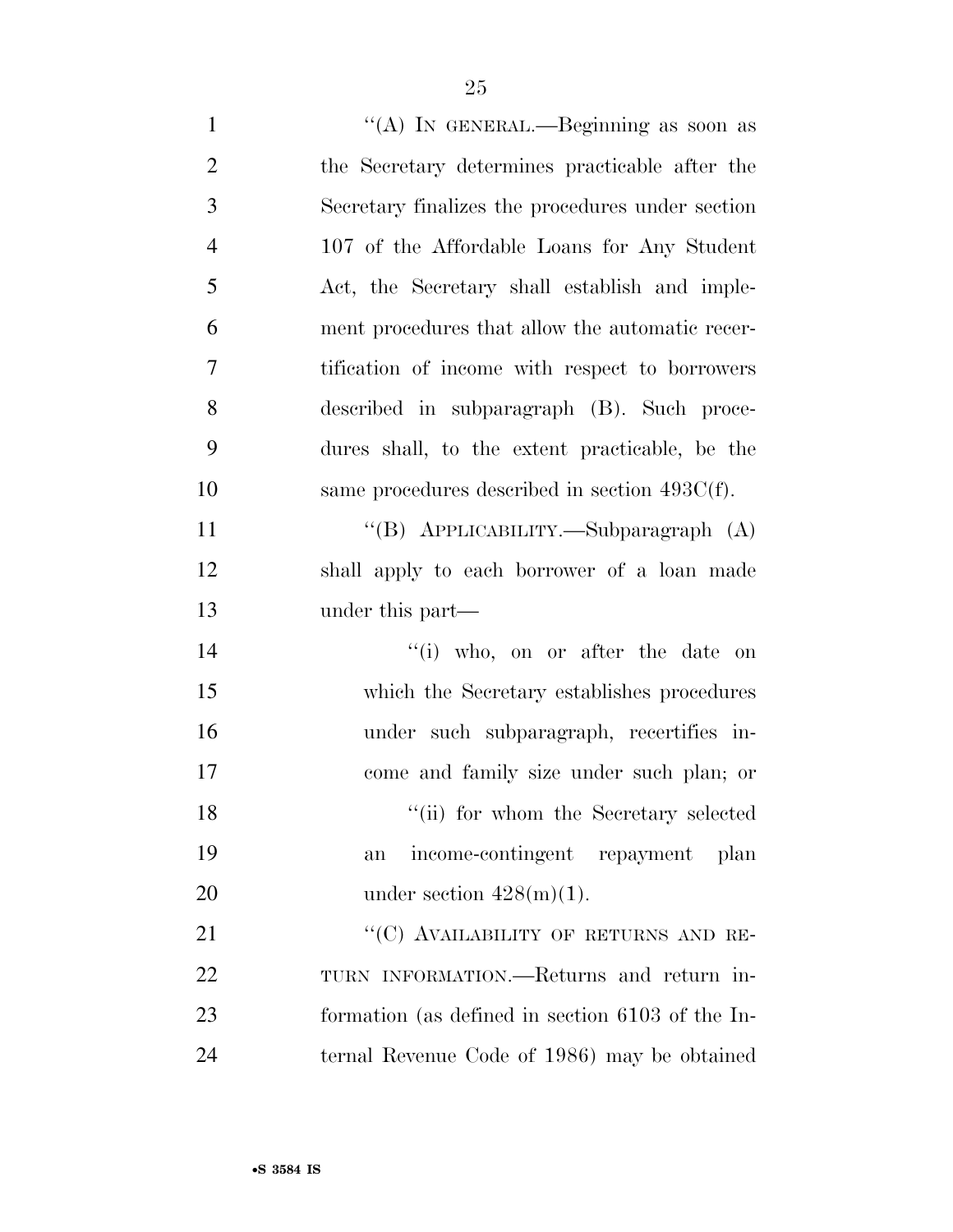''(A) IN GENERAL.—Beginning as soon as the Secretary determines practicable after the Secretary finalizes the procedures under section 107 of the Affordable Loans for Any Student Act, the Secretary shall establish and implement procedures that allow the automatic recertification of income with respect to borrowers described in subparagraph (B). Such procedures shall, to the extent practicable, be the same procedures described in section 493C(f).

''(B) APPLICABILITY.—Subparagraph (A) shall apply to each borrower of a loan made under this part—

''(i) who, on or after the date on which the Secretary establishes procedures under such subparagraph, recertifies income and family size under such plan; or

''(ii) for whom the Secretary selected an income-contingent repayment plan under section 428(m)(1).

''(C) AVAILABILITY OF RETURNS AND RETURN INFORMATION.—Returns and return information (as defined in section 6103 of the Internal Revenue Code of 1986) may be obtained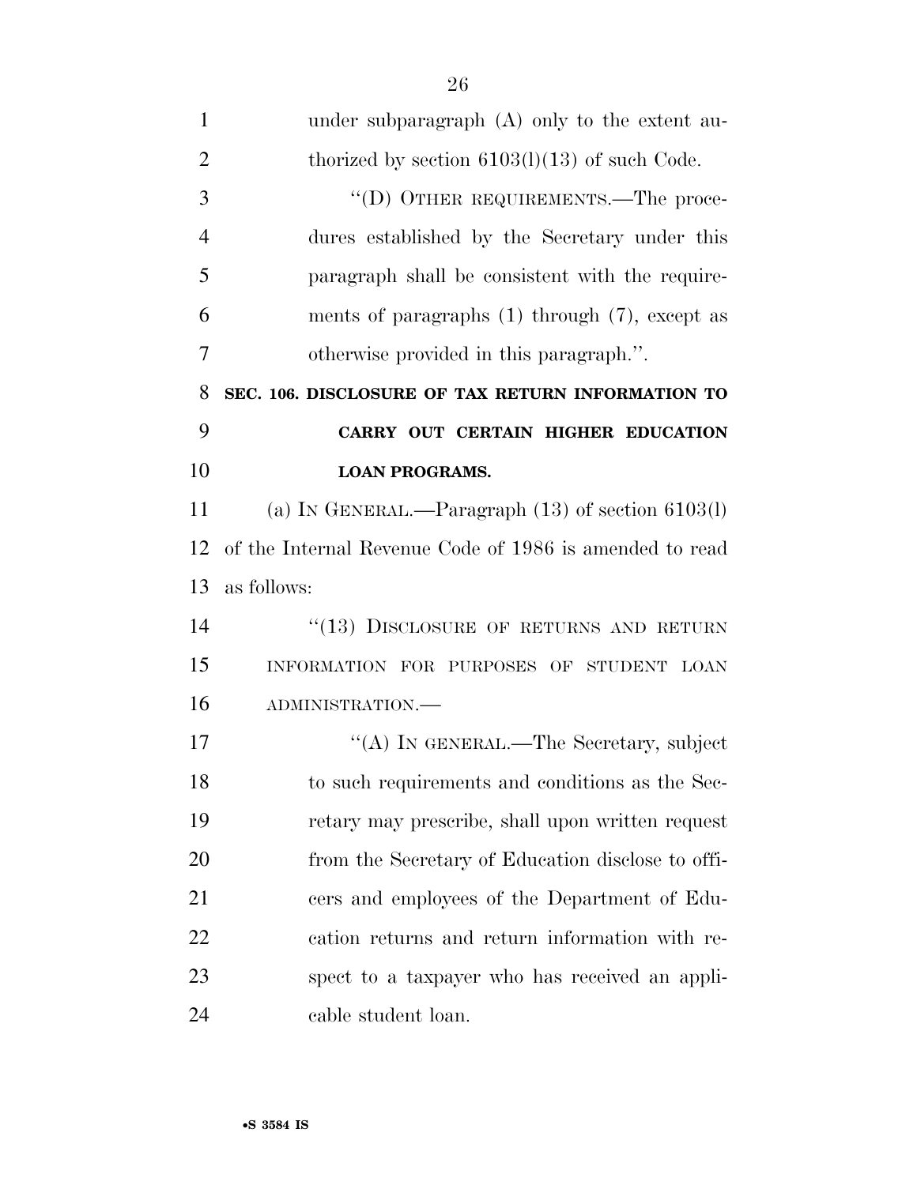under subparagraph (A) only to the extent authorized by section 6103(l)(13) of such Code.

"(D) OTHER REQUIREMENTS.—The procedures established by the Secretary under this paragraph shall be consistent with the requirements of paragraphs (1) through (7), except as otherwise provided in this paragraph.".

**SEC. 106. DISCLOSURE OF TAX RETURN INFORMATION TO CARRY OUT CERTAIN HIGHER EDUCATION LOAN PROGRAMS.**

(a) IN GENERAL.—Paragraph (13) of section 6103(l) of the Internal Revenue Code of 1986 is amended to read as follows:

"(13) DISCLOSURE OF RETURNS AND RETURN INFORMATION FOR PURPOSES OF STUDENT LOAN ADMINISTRATION.—

"(A) IN GENERAL.—The Secretary, subject to such requirements and conditions as the Secretary may prescribe, shall upon written request from the Secretary of Education disclose to officers and employees of the Department of Education returns and return information with respect to a taxpayer who has received an applicable student loan.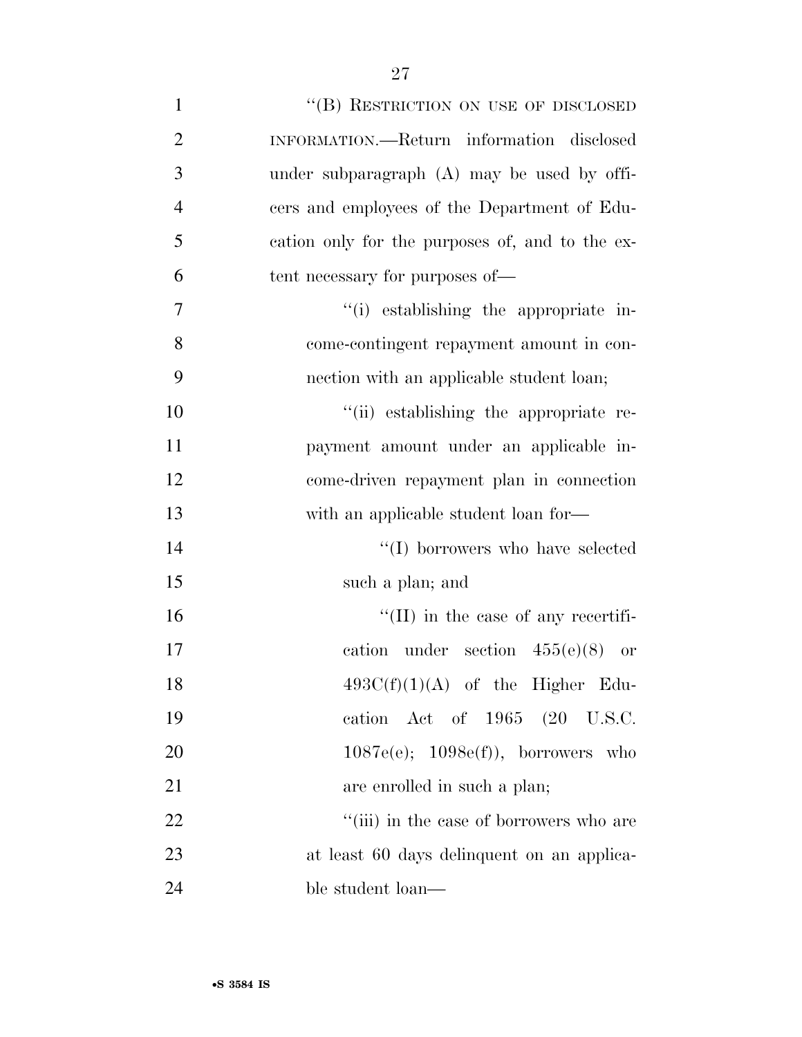"(B) RESTRICTION ON USE OF DISCLOSED INFORMATION.—Return information disclosed under subparagraph (A) may be used by officers and employees of the Department of Education only for the purposes of, and to the extent necessary for purposes of—

"(i) establishing the appropriate income-contingent repayment amount in connection with an applicable student loan;

"(ii) establishing the appropriate repayment amount under an applicable income-driven repayment plan in connection with an applicable student loan for—

"(I) borrowers who have selected such a plan; and

"(II) in the case of any recertification under section 455(e)(8) or 493C(f)(1)(A) of the Higher Education Act of 1965 (20 U.S.C. 1087e(e); 1098e(f)), borrowers who are enrolled in such a plan;

"(iii) in the case of borrowers who are at least 60 days delinquent on an applicable student loan—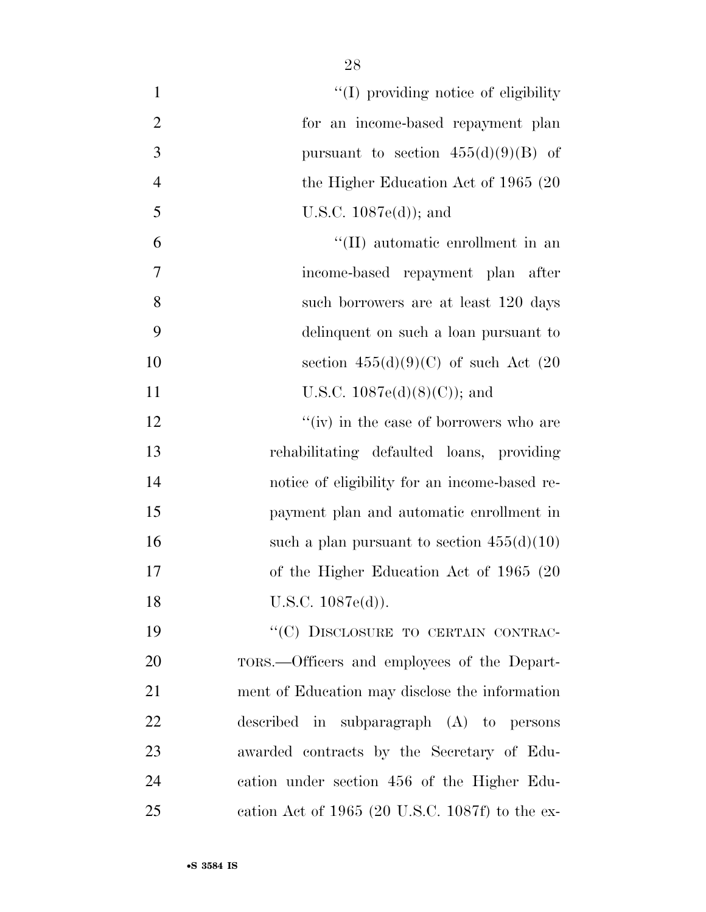''(I) providing notice of eligibility for an income-based repayment plan pursuant to section 455(d)(9)(B) of the Higher Education Act of 1965 (20 U.S.C. 1087e(d)); and

''(II) automatic enrollment in an income-based repayment plan after such borrowers are at least 120 days delinquent on such a loan pursuant to section 455(d)(9)(C) of such Act (20 U.S.C. 1087e(d)(8)(C)); and

''(iv) in the case of borrowers who are rehabilitating defaulted loans, providing notice of eligibility for an income-based repayment plan and automatic enrollment in such a plan pursuant to section 455(d)(10) of the Higher Education Act of 1965 (20 U.S.C. 1087e(d)).

''(C) DISCLOSURE TO CERTAIN CONTRACTORS.—Officers and employees of the Department of Education may disclose the information described in subparagraph (A) to persons awarded contracts by the Secretary of Education under section 456 of the Higher Education Act of 1965 (20 U.S.C. 1087f) to the ex-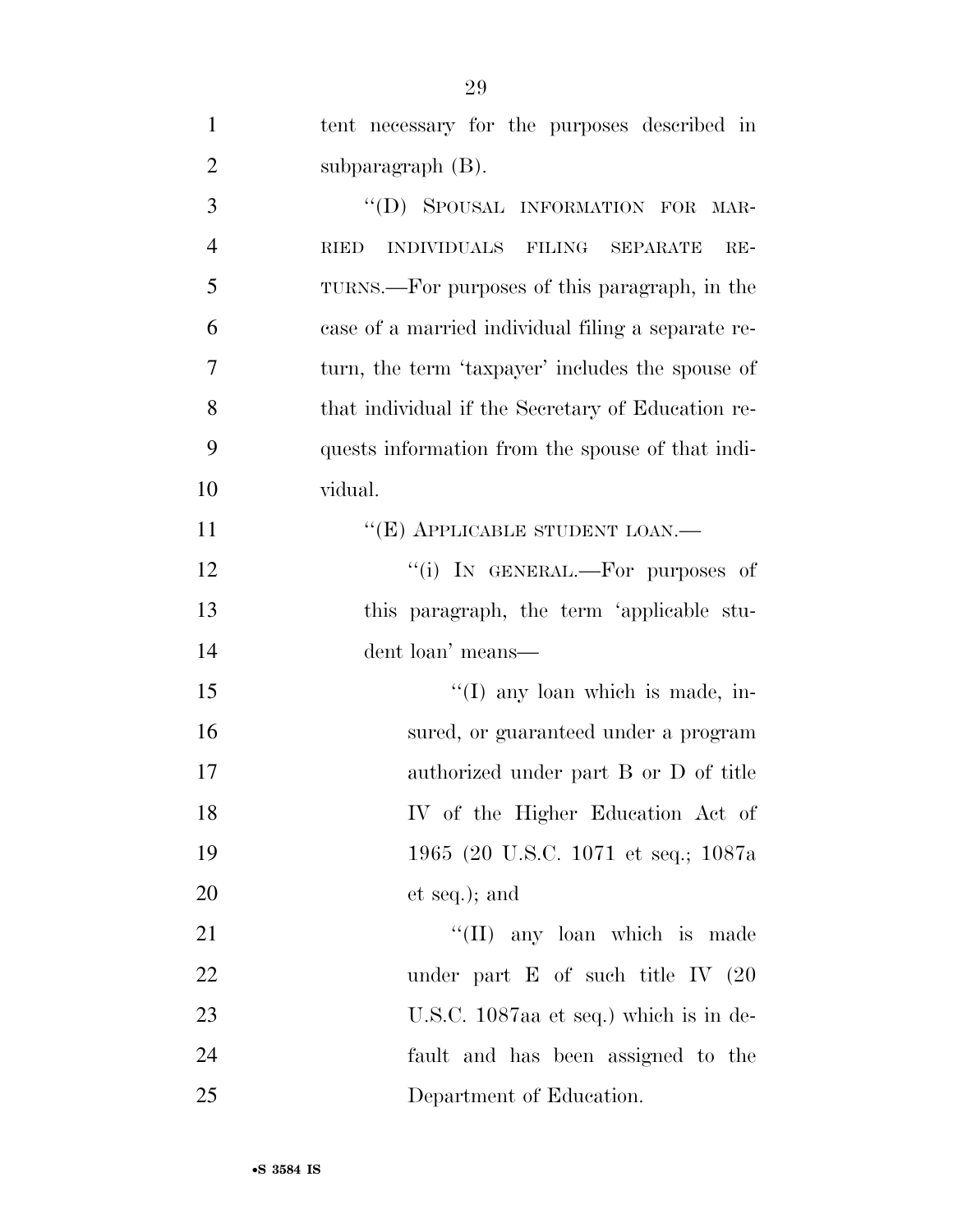tent necessary for the purposes described in subparagraph (B).

"(D) SPOUSAL INFORMATION FOR MARRIED INDIVIDUALS FILING SEPARATE RETURNS.—For purposes of this paragraph, in the case of a married individual filing a separate return, the term 'taxpayer' includes the spouse of that individual if the Secretary of Education requests information from the spouse of that individual.

"(E) APPLICABLE STUDENT LOAN.—

"(i) IN GENERAL.—For purposes of this paragraph, the term 'applicable student loan' means—

"(I) any loan which is made, insured, or guaranteed under a program authorized under part B or D of title IV of the Higher Education Act of 1965 (20 U.S.C. 1071 et seq.; 1087a et seq.); and

"(II) any loan which is made under part E of such title IV (20 U.S.C. 1087aa et seq.) which is in default and has been assigned to the Department of Education.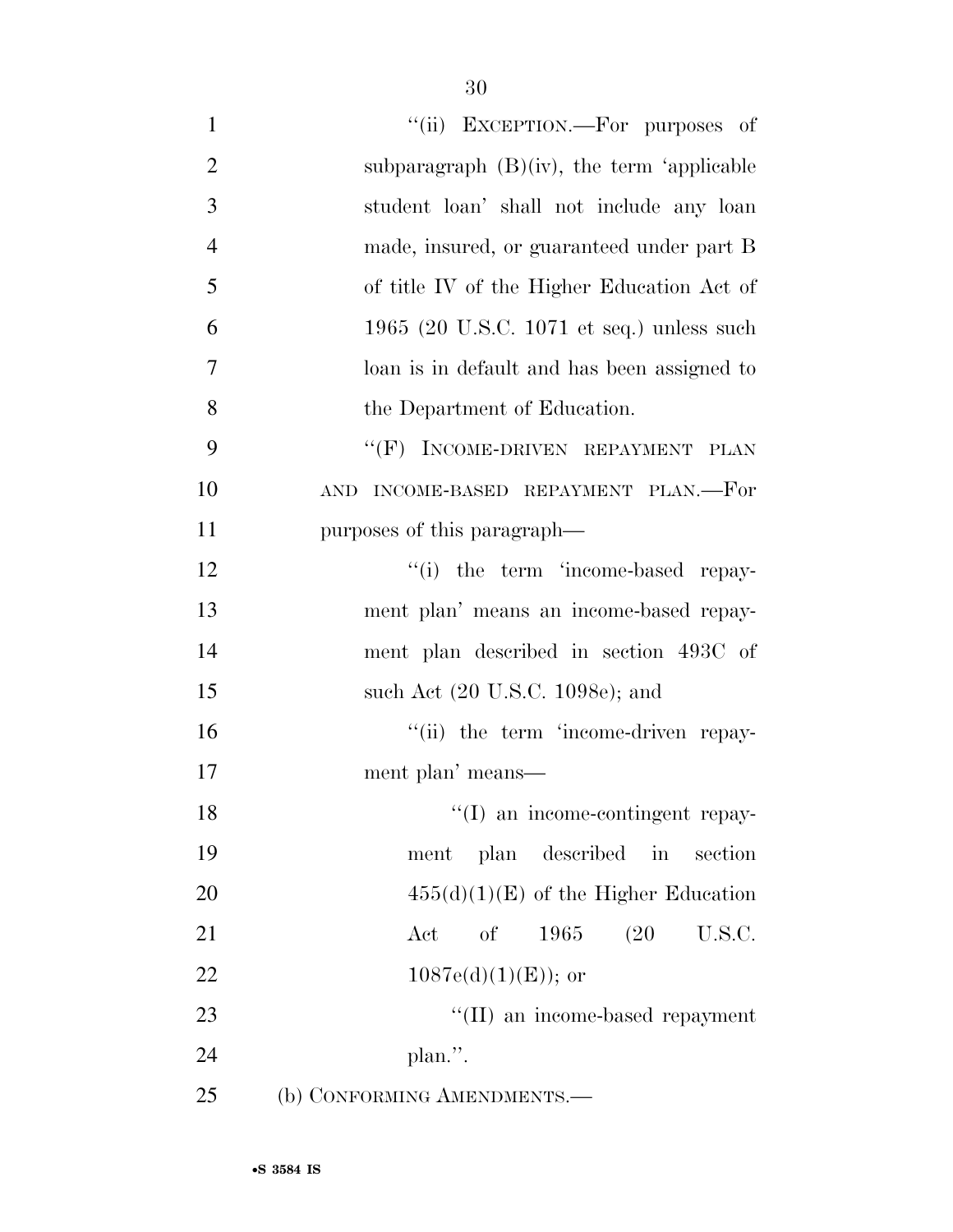''(ii) EXCEPTION.—For purposes of subparagraph (B)(iv), the term 'applicable student loan' shall not include any loan made, insured, or guaranteed under part B of title IV of the Higher Education Act of 1965 (20 U.S.C. 1071 et seq.) unless such loan is in default and has been assigned to the Department of Education.

''(F) INCOME-DRIVEN REPAYMENT PLAN AND INCOME-BASED REPAYMENT PLAN.—For purposes of this paragraph—

''(i) the term 'income-based repayment plan' means an income-based repayment plan described in section 493C of such Act (20 U.S.C. 1098e); and

''(ii) the term 'income-driven repayment plan' means—

''(I) an income-contingent repayment plan described in section 455(d)(1)(E) of the Higher Education Act of 1965 (20 U.S.C. 1087e(d)(1)(E)); or

''(II) an income-based repayment plan.''.

(b) CONFORMING AMENDMENTS.—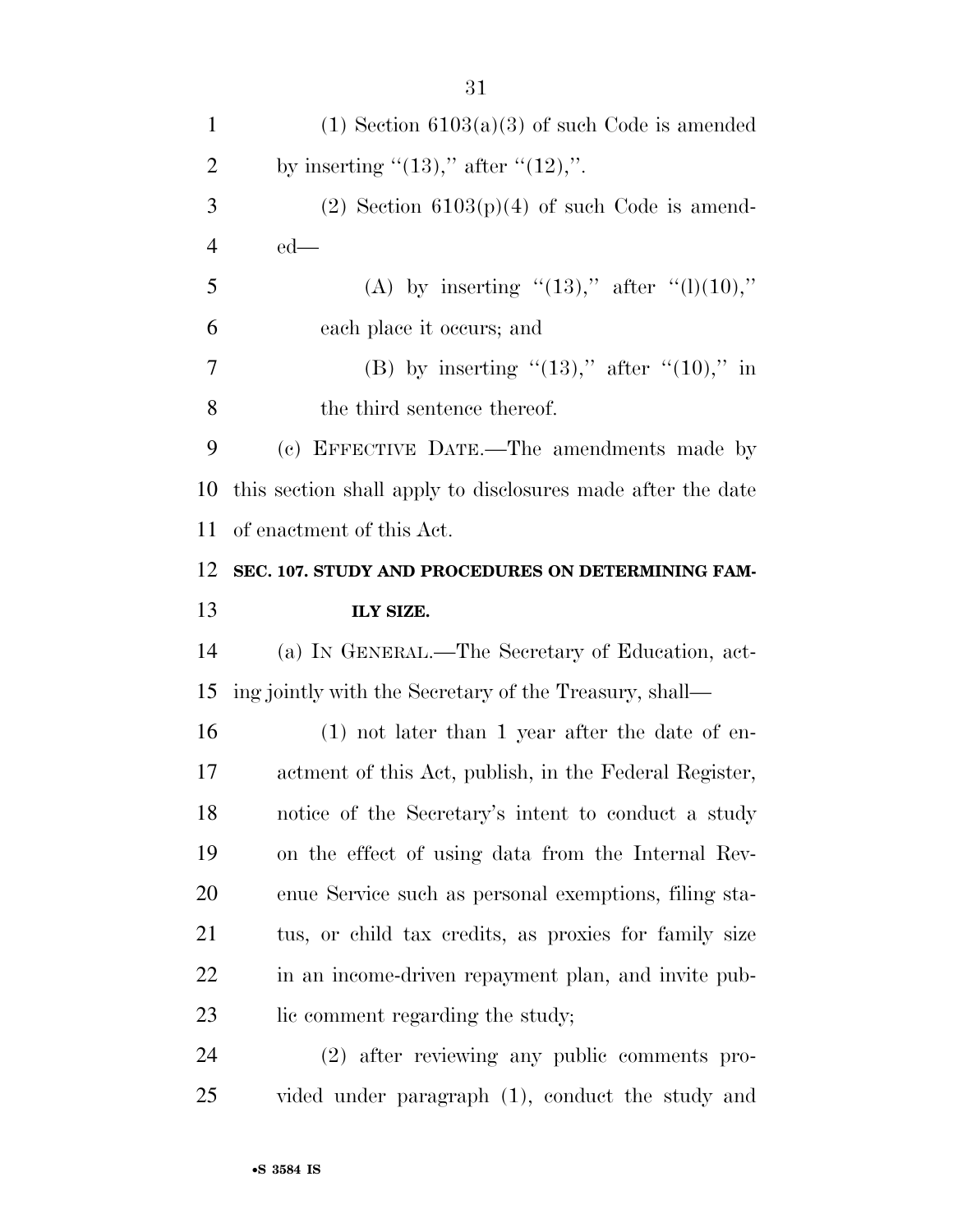(1) Section 6103(a)(3) of such Code is amended by inserting "(13)," after "(12),".

(2) Section 6103(p)(4) of such Code is amended—

(A) by inserting "(13)," after "(l)(10)," each place it occurs; and

(B) by inserting "(13)," after "(10)," in the third sentence thereof.

(c) EFFECTIVE DATE.—The amendments made by this section shall apply to disclosures made after the date of enactment of this Act.

**SEC. 107. STUDY AND PROCEDURES ON DETERMINING FAMILY SIZE.**

(a) IN GENERAL.—The Secretary of Education, acting jointly with the Secretary of the Treasury, shall—

(1) not later than 1 year after the date of enactment of this Act, publish, in the Federal Register, notice of the Secretary's intent to conduct a study on the effect of using data from the Internal Revenue Service such as personal exemptions, filing status, or child tax credits, as proxies for family size in an income-driven repayment plan, and invite public comment regarding the study;

(2) after reviewing any public comments provided under paragraph (1), conduct the study and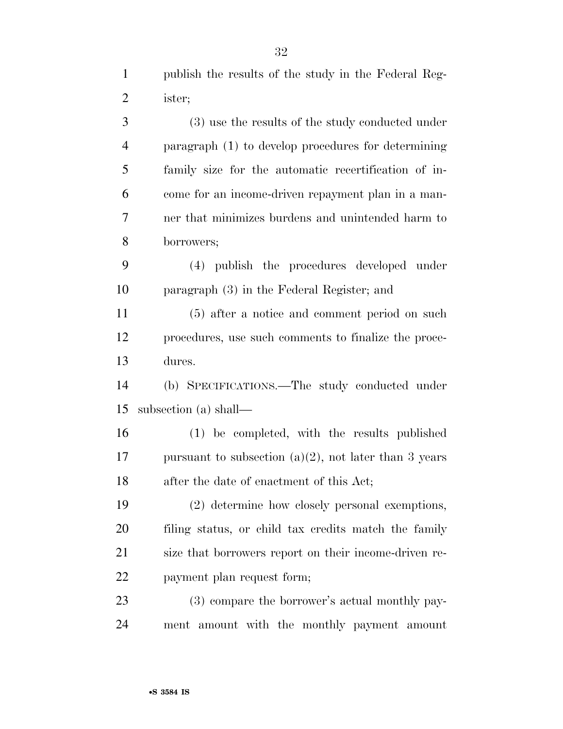publish the results of the study in the Federal Register;

(3) use the results of the study conducted under paragraph (1) to develop procedures for determining family size for the automatic recertification of income for an income-driven repayment plan in a manner that minimizes burdens and unintended harm to borrowers;

(4) publish the procedures developed under paragraph (3) in the Federal Register; and

(5) after a notice and comment period on such procedures, use such comments to finalize the procedures.

(b) SPECIFICATIONS.—The study conducted under subsection (a) shall—

(1) be completed, with the results published pursuant to subsection (a)(2), not later than 3 years after the date of enactment of this Act;

(2) determine how closely personal exemptions, filing status, or child tax credits match the family size that borrowers report on their income-driven repayment plan request form;

(3) compare the borrower's actual monthly payment amount with the monthly payment amount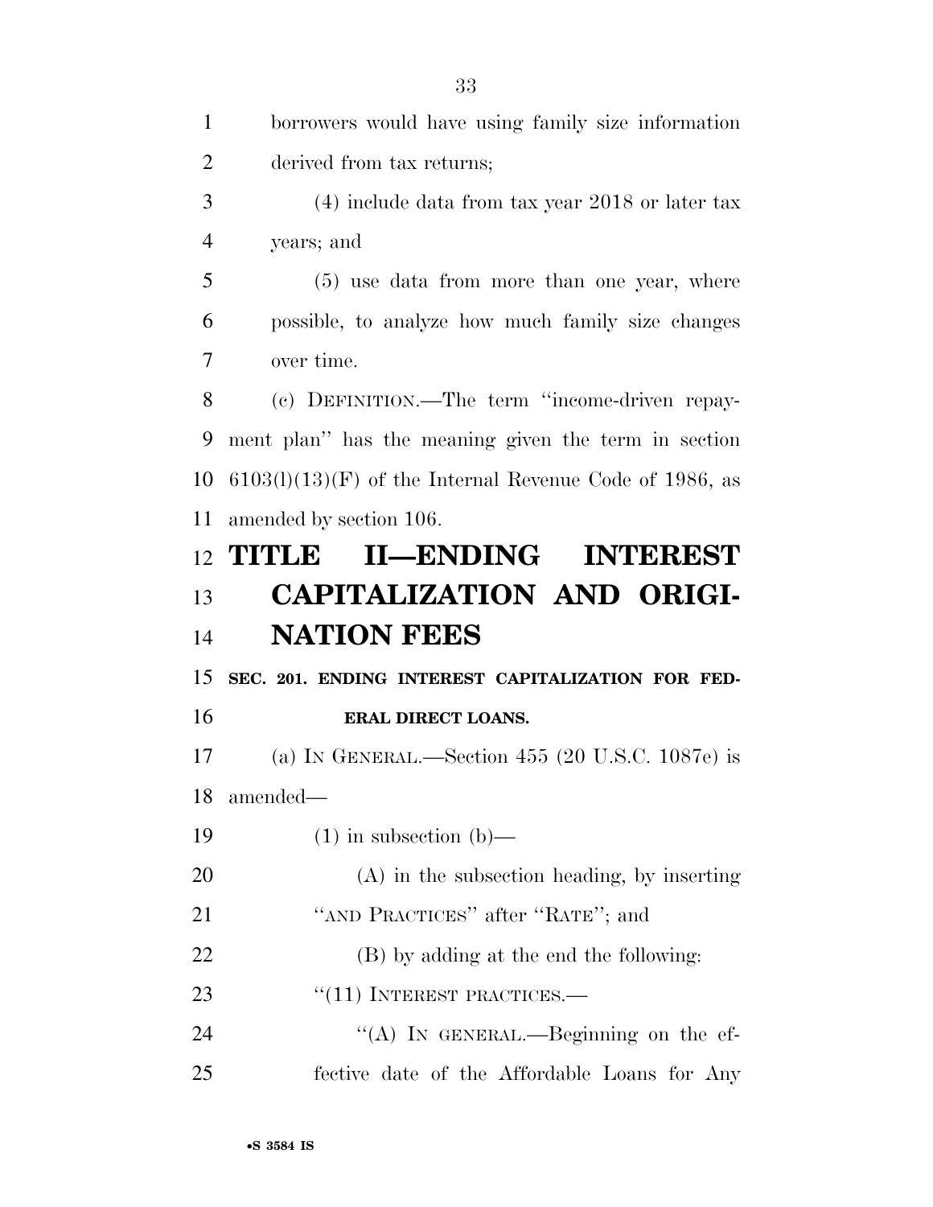borrowers would have using family size information derived from tax returns;

(4) include data from tax year 2018 or later tax years; and

(5) use data from more than one year, where possible, to analyze how much family size changes over time.

(c) DEFINITION.—The term ''income-driven repayment plan'' has the meaning given the term in section 6103(l)(13)(F) of the Internal Revenue Code of 1986, as amended by section 106.

# TITLE II—ENDING INTEREST CAPITALIZATION AND ORIGINATION FEES

## SEC. 201. ENDING INTEREST CAPITALIZATION FOR FEDERAL DIRECT LOANS.

(a) IN GENERAL.—Section 455 (20 U.S.C. 1087e) is amended—

(1) in subsection (b)—

(A) in the subsection heading, by inserting ''AND PRACTICES'' after ''RATE''; and

(B) by adding at the end the following:

''(11) INTEREST PRACTICES.—

''(A) IN GENERAL.—Beginning on the effective date of the Affordable Loans for Any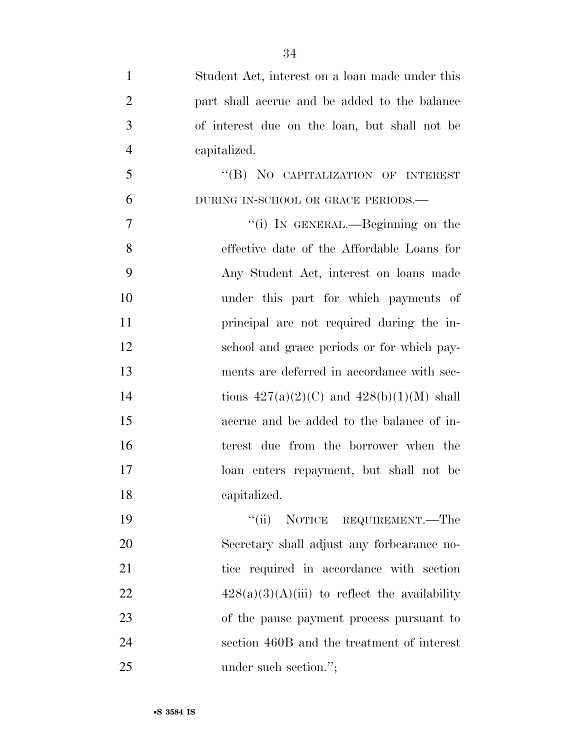Student Act, interest on a loan made under this part shall accrue and be added to the balance of interest due on the loan, but shall not be capitalized.

"(B) NO CAPITALIZATION OF INTEREST DURING IN-SCHOOL OR GRACE PERIODS.—

"(i) IN GENERAL.—Beginning on the effective date of the Affordable Loans for Any Student Act, interest on loans made under this part for which payments of principal are not required during the in-school and grace periods or for which payments are deferred in accordance with sections 427(a)(2)(C) and 428(b)(1)(M) shall accrue and be added to the balance of interest due from the borrower when the loan enters repayment, but shall not be capitalized.

"(ii) NOTICE REQUIREMENT.—The Secretary shall adjust any forbearance notice required in accordance with section 428(a)(3)(A)(iii) to reflect the availability of the pause payment process pursuant to section 460B and the treatment of interest under such section.";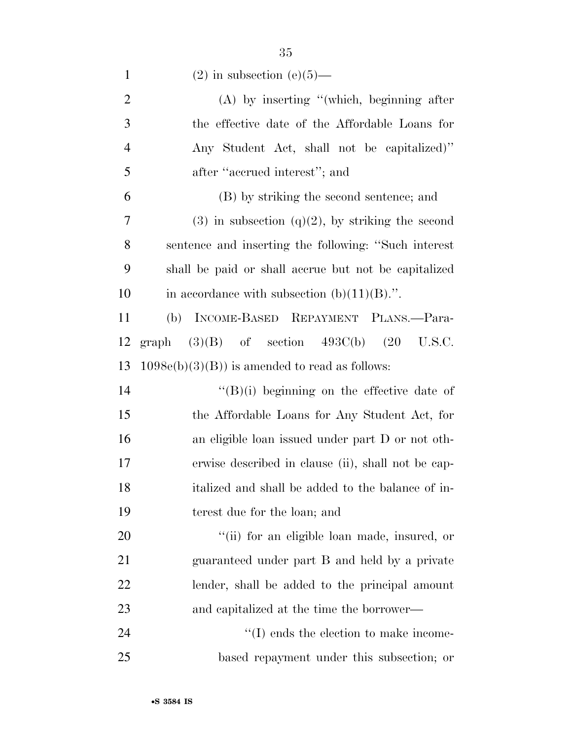(2) in subsection (e)(5)—

(A) by inserting "(which, beginning after the effective date of the Affordable Loans for Any Student Act, shall not be capitalized)" after "accrued interest"; and

(B) by striking the second sentence; and

(3) in subsection (q)(2), by striking the second sentence and inserting the following: "Such interest shall be paid or shall accrue but not be capitalized in accordance with subsection (b)(11)(B).".

(b) INCOME-BASED REPAYMENT PLANS.—Paragraph (3)(B) of section 493C(b) (20 U.S.C. 1098e(b)(3)(B)) is amended to read as follows:

"(B)(i) beginning on the effective date of the Affordable Loans for Any Student Act, for an eligible loan issued under part D or not otherwise described in clause (ii), shall not be capitalized and shall be added to the balance of interest due for the loan; and

"(ii) for an eligible loan made, insured, or guaranteed under part B and held by a private lender, shall be added to the principal amount and capitalized at the time the borrower—

"(I) ends the election to make income-based repayment under this subsection; or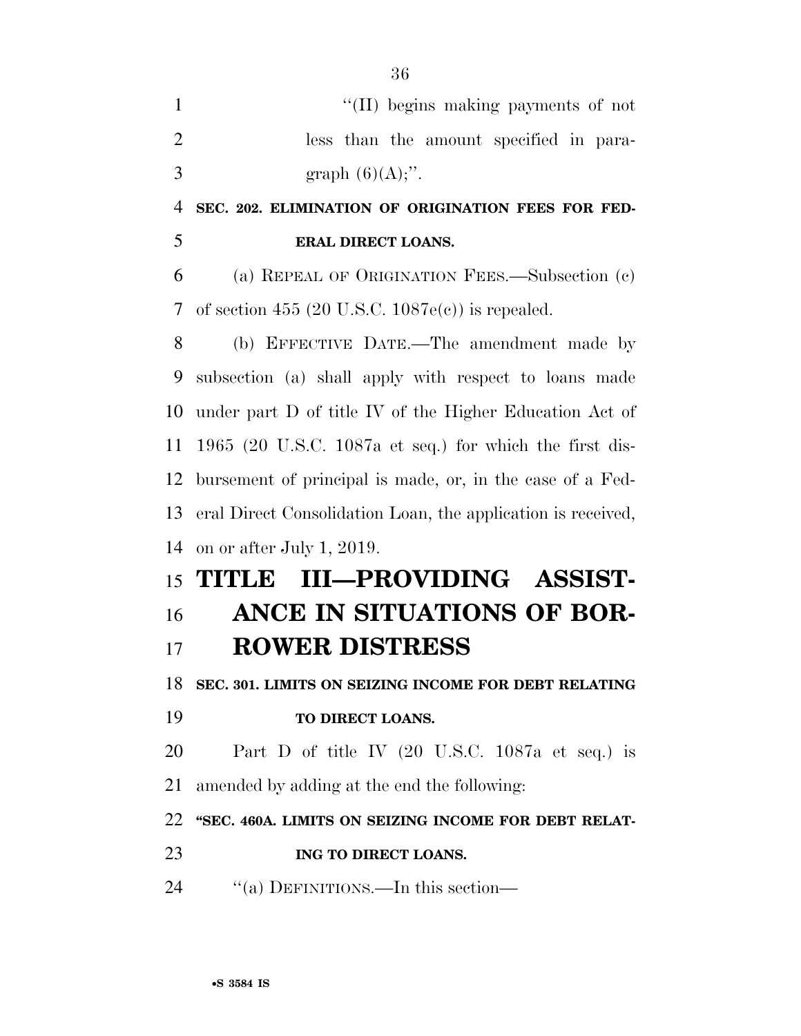"(II) begins making payments of not less than the amount specified in paragraph (6)(A);".

**SEC. 202. ELIMINATION OF ORIGINATION FEES FOR FEDERAL DIRECT LOANS.**

(a) REPEAL OF ORIGINATION FEES.—Subsection (c) of section 455 (20 U.S.C. 1087e(c)) is repealed.

(b) EFFECTIVE DATE.—The amendment made by subsection (a) shall apply with respect to loans made under part D of title IV of the Higher Education Act of 1965 (20 U.S.C. 1087a et seq.) for which the first disbursement of principal is made, or, in the case of a Federal Direct Consolidation Loan, the application is received, on or after July 1, 2019.

# TITLE III—PROVIDING ASSISTANCE IN SITUATIONS OF BORROWER DISTRESS

**SEC. 301. LIMITS ON SEIZING INCOME FOR DEBT RELATING TO DIRECT LOANS.**

Part D of title IV (20 U.S.C. 1087a et seq.) is amended by adding at the end the following:

**"SEC. 460A. LIMITS ON SEIZING INCOME FOR DEBT RELATING TO DIRECT LOANS.**

"(a) DEFINITIONS.—In this section—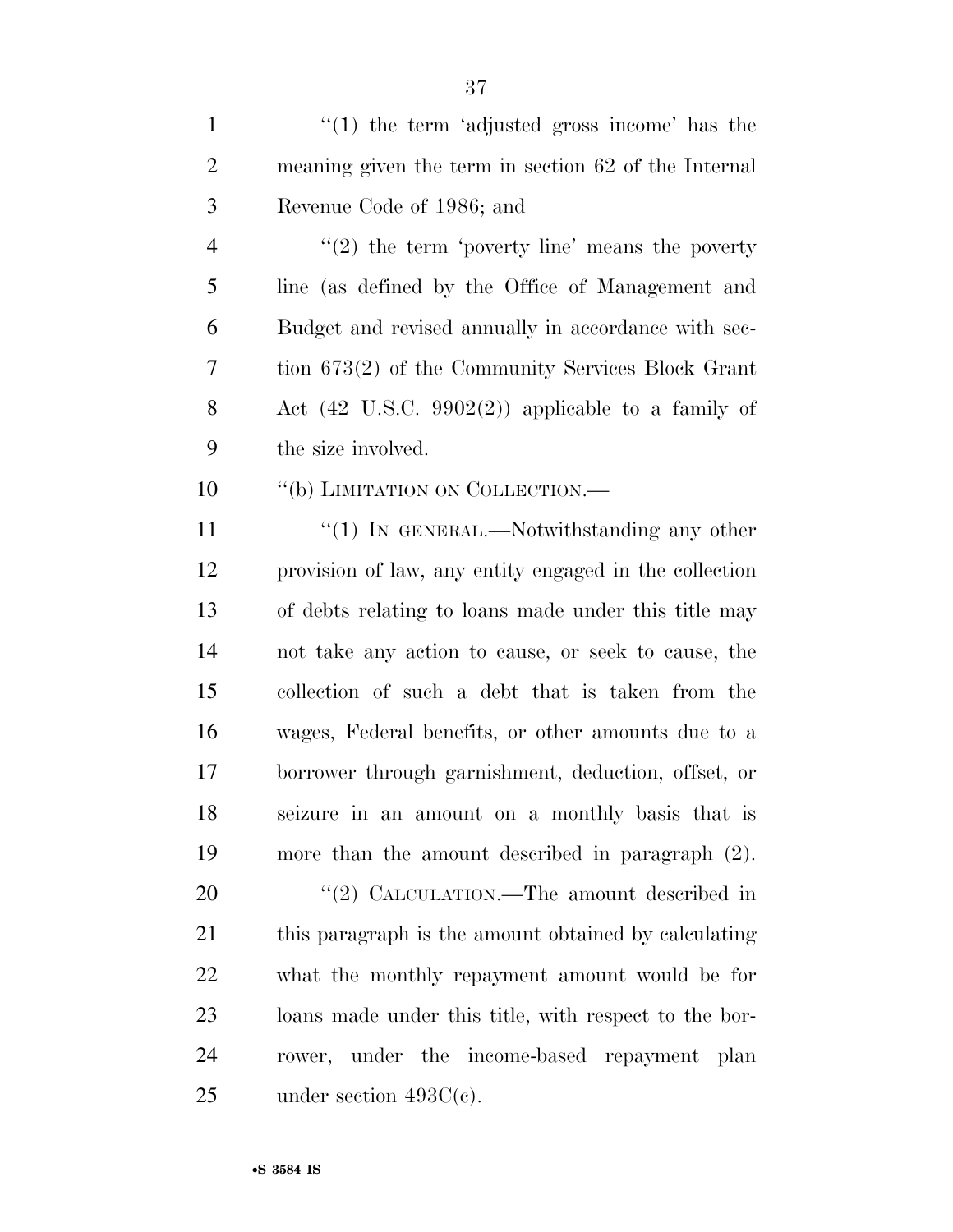''(1) the term 'adjusted gross income' has the meaning given the term in section 62 of the Internal Revenue Code of 1986; and

''(2) the term 'poverty line' means the poverty line (as defined by the Office of Management and Budget and revised annually in accordance with section 673(2) of the Community Services Block Grant Act (42 U.S.C. 9902(2)) applicable to a family of the size involved.

''(b) LIMITATION ON COLLECTION.—

''(1) IN GENERAL.—Notwithstanding any other provision of law, any entity engaged in the collection of debts relating to loans made under this title may not take any action to cause, or seek to cause, the collection of such a debt that is taken from the wages, Federal benefits, or other amounts due to a borrower through garnishment, deduction, offset, or seizure in an amount on a monthly basis that is more than the amount described in paragraph (2).

''(2) CALCULATION.—The amount described in this paragraph is the amount obtained by calculating what the monthly repayment amount would be for loans made under this title, with respect to the borrower, under the income-based repayment plan under section 493C(c).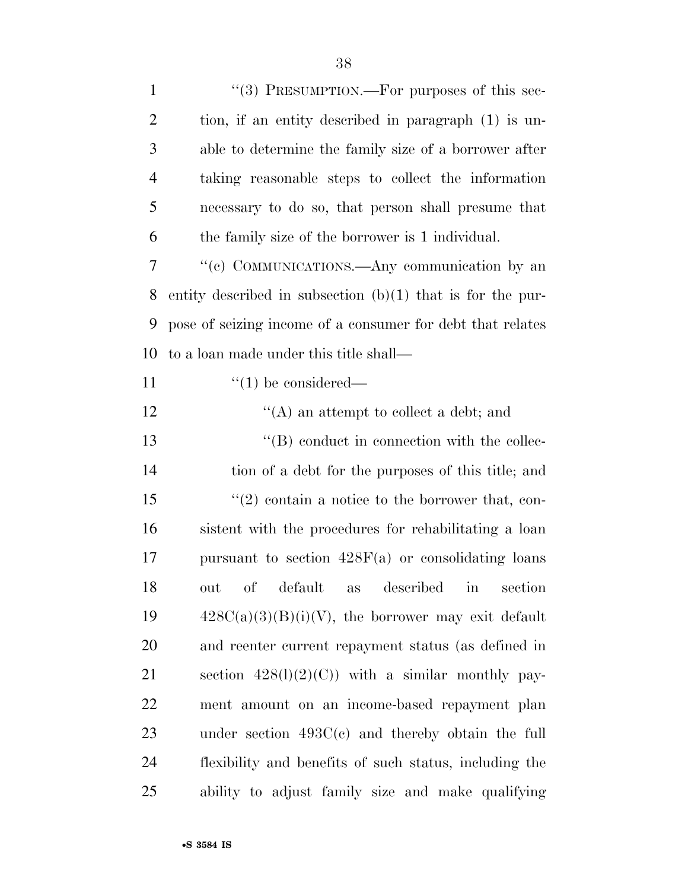''(3) PRESUMPTION.—For purposes of this section, if an entity described in paragraph (1) is unable to determine the family size of a borrower after taking reasonable steps to collect the information necessary to do so, that person shall presume that the family size of the borrower is 1 individual.

''(c) COMMUNICATIONS.—Any communication by an entity described in subsection (b)(1) that is for the purpose of seizing income of a consumer for debt that relates to a loan made under this title shall—

''(1) be considered—

''(A) an attempt to collect a debt; and

''(B) conduct in connection with the collection of a debt for the purposes of this title; and

''(2) contain a notice to the borrower that, consistent with the procedures for rehabilitating a loan pursuant to section 428F(a) or consolidating loans out of default as described in section 428C(a)(3)(B)(i)(V), the borrower may exit default and reenter current repayment status (as defined in section 428(l)(2)(C)) with a similar monthly payment amount on an income-based repayment plan under section 493C(c) and thereby obtain the full flexibility and benefits of such status, including the ability to adjust family size and make qualifying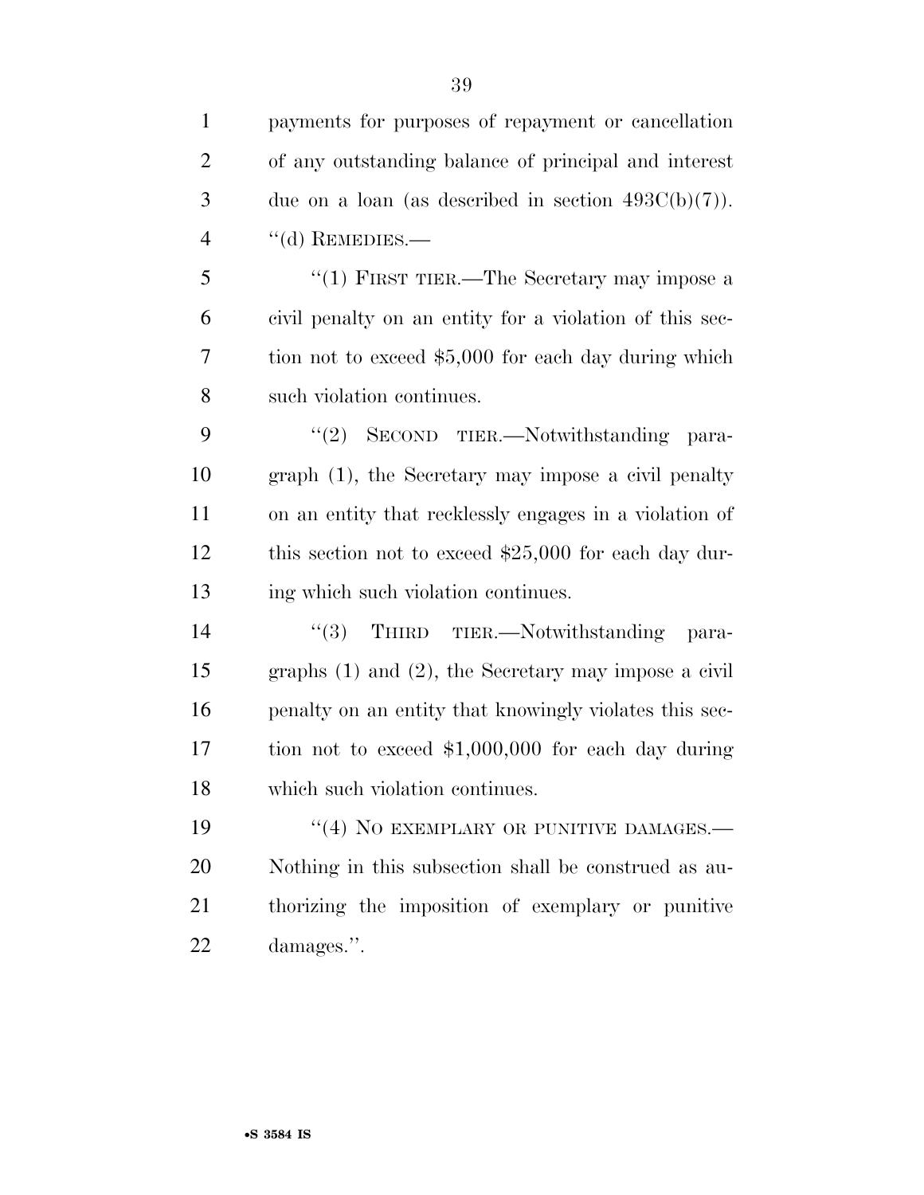payments for purposes of repayment or cancellation of any outstanding balance of principal and interest due on a loan (as described in section 493C(b)(7)).

''(d) REMEDIES.—

''(1) FIRST TIER.—The Secretary may impose a civil penalty on an entity for a violation of this section not to exceed $5,000 for each day during which such violation continues.

''(2) SECOND TIER.—Notwithstanding paragraph (1), the Secretary may impose a civil penalty on an entity that recklessly engages in a violation of this section not to exceed $25,000 for each day during which such violation continues.

''(3) THIRD TIER.—Notwithstanding paragraphs (1) and (2), the Secretary may impose a civil penalty on an entity that knowingly violates this section not to exceed $1,000,000 for each day during which such violation continues.

''(4) NO EXEMPLARY OR PUNITIVE DAMAGES.—Nothing in this subsection shall be construed as authorizing the imposition of exemplary or punitive damages.''.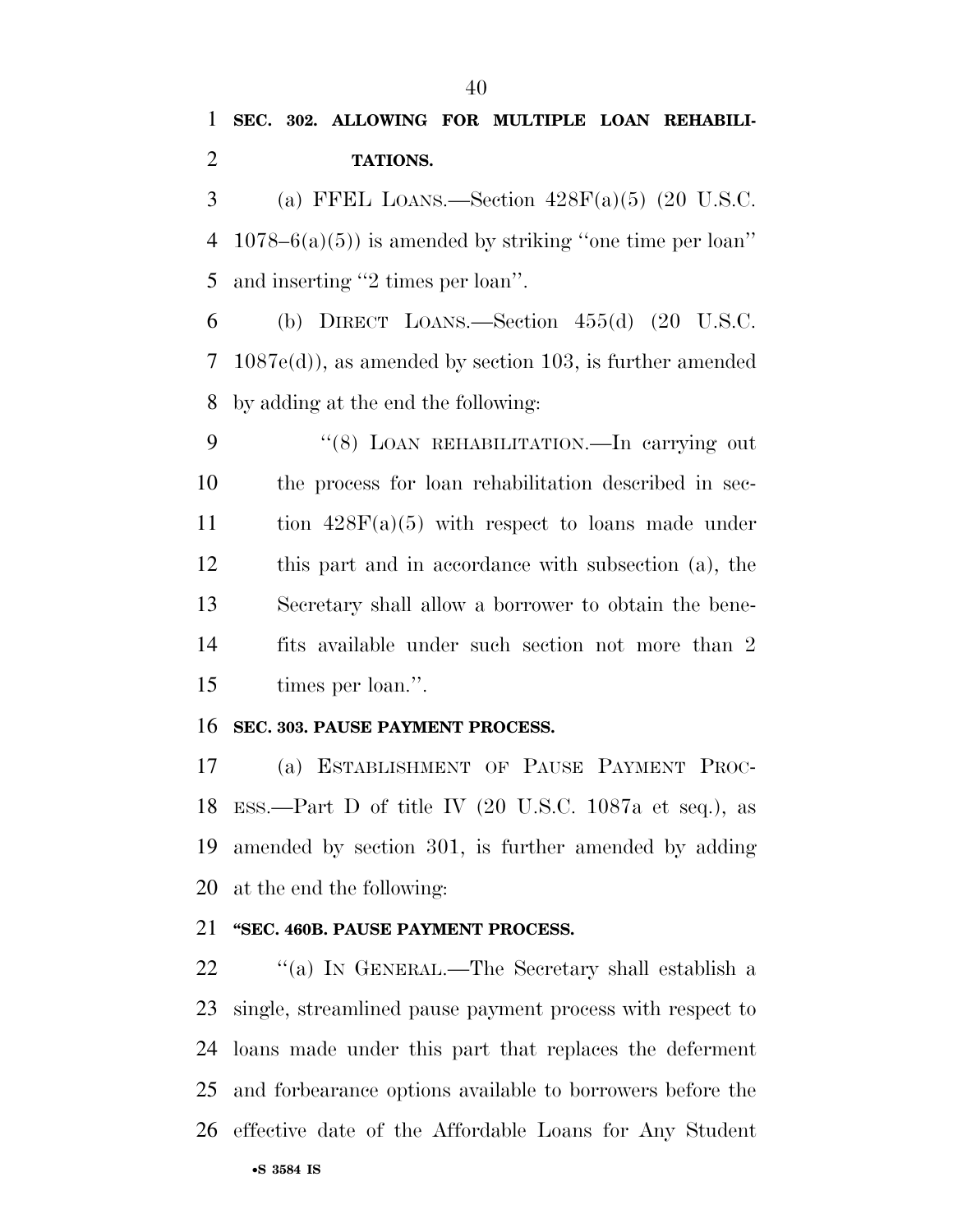**SEC. 302. ALLOWING FOR MULTIPLE LOAN REHABILITATIONS.**

(a) FFEL LOANS.—Section 428F(a)(5) (20 U.S.C. 1078–6(a)(5)) is amended by striking ''one time per loan'' and inserting ''2 times per loan''.

(b) DIRECT LOANS.—Section 455(d) (20 U.S.C. 1087e(d)), as amended by section 103, is further amended by adding at the end the following:

''(8) LOAN REHABILITATION.—In carrying out the process for loan rehabilitation described in section 428F(a)(5) with respect to loans made under this part and in accordance with subsection (a), the Secretary shall allow a borrower to obtain the benefits available under such section not more than 2 times per loan.''.

**SEC. 303. PAUSE PAYMENT PROCESS.**

(a) ESTABLISHMENT OF PAUSE PAYMENT PROCESS.—Part D of title IV (20 U.S.C. 1087a et seq.), as amended by section 301, is further amended by adding at the end the following:

**''SEC. 460B. PAUSE PAYMENT PROCESS.**

''(a) IN GENERAL.—The Secretary shall establish a single, streamlined pause payment process with respect to loans made under this part that replaces the deferment and forbearance options available to borrowers before the effective date of the Affordable Loans for Any Student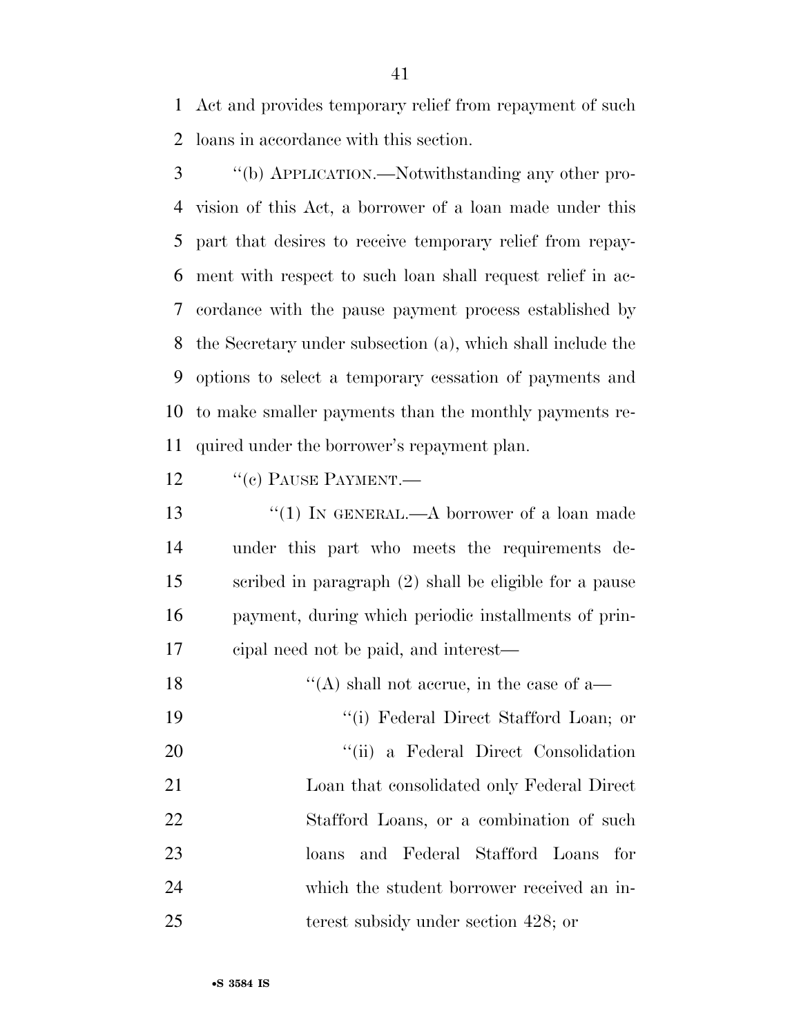Act and provides temporary relief from repayment of such loans in accordance with this section.

''(b) APPLICATION.—Notwithstanding any other provision of this Act, a borrower of a loan made under this part that desires to receive temporary relief from repayment with respect to such loan shall request relief in accordance with the pause payment process established by the Secretary under subsection (a), which shall include the options to select a temporary cessation of payments and to make smaller payments than the monthly payments required under the borrower's repayment plan.

''(c) PAUSE PAYMENT.—

''(1) IN GENERAL.—A borrower of a loan made under this part who meets the requirements described in paragraph (2) shall be eligible for a pause payment, during which periodic installments of principal need not be paid, and interest—

''(A) shall not accrue, in the case of a—

''(i) Federal Direct Stafford Loan; or

''(ii) a Federal Direct Consolidation Loan that consolidated only Federal Direct Stafford Loans, or a combination of such loans and Federal Stafford Loans for which the student borrower received an interest subsidy under section 428; or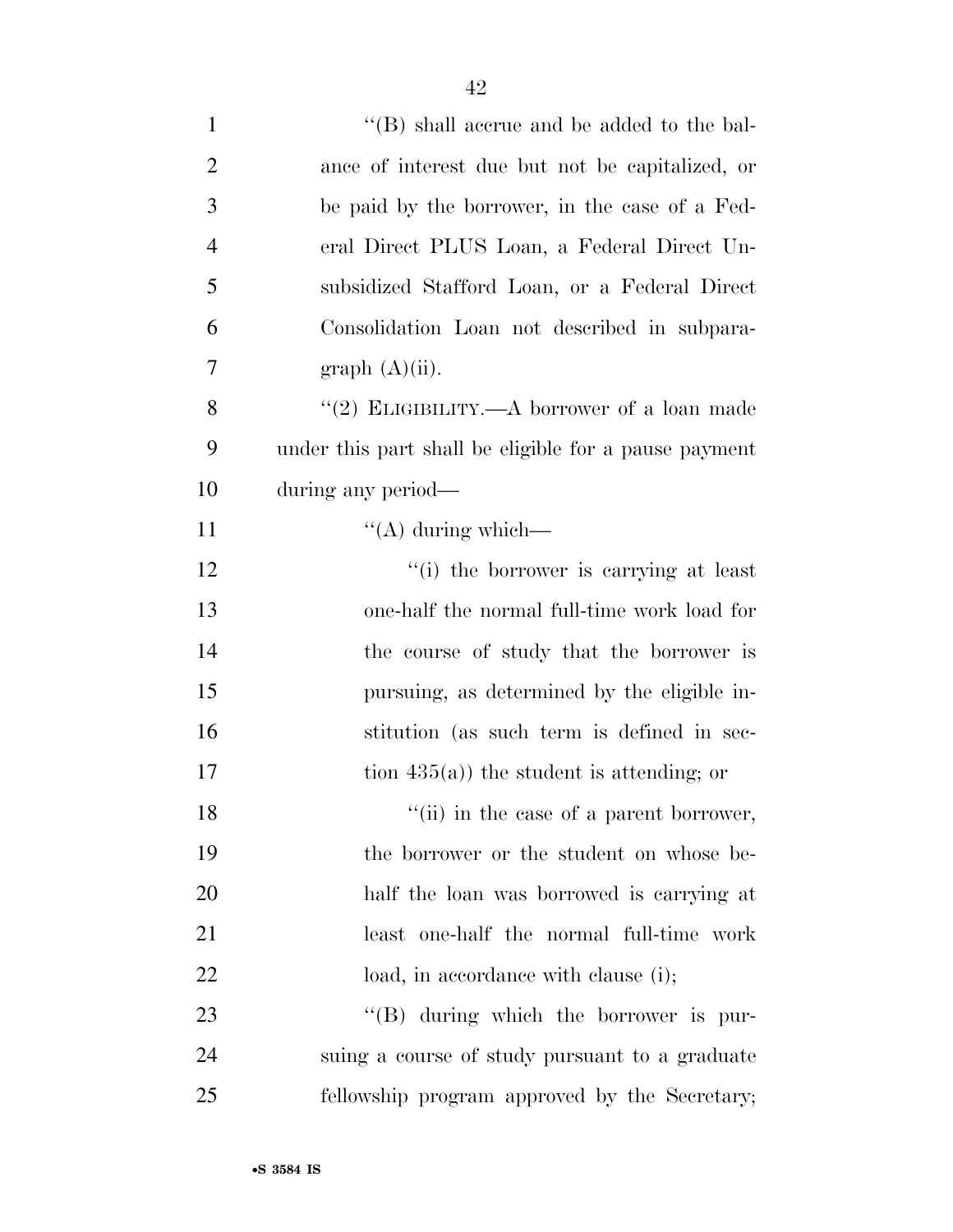"(B) shall accrue and be added to the balance of interest due but not be capitalized, or be paid by the borrower, in the case of a Federal Direct PLUS Loan, a Federal Direct Unsubsidized Stafford Loan, or a Federal Direct Consolidation Loan not described in subparagraph (A)(ii).

"(2) ELIGIBILITY.—A borrower of a loan made under this part shall be eligible for a pause payment during any period—

"(A) during which—

"(i) the borrower is carrying at least one-half the normal full-time work load for the course of study that the borrower is pursuing, as determined by the eligible institution (as such term is defined in section 435(a)) the student is attending; or

"(ii) in the case of a parent borrower, the borrower or the student on whose behalf the loan was borrowed is carrying at least one-half the normal full-time work load, in accordance with clause (i);

"(B) during which the borrower is pursuing a course of study pursuant to a graduate fellowship program approved by the Secretary;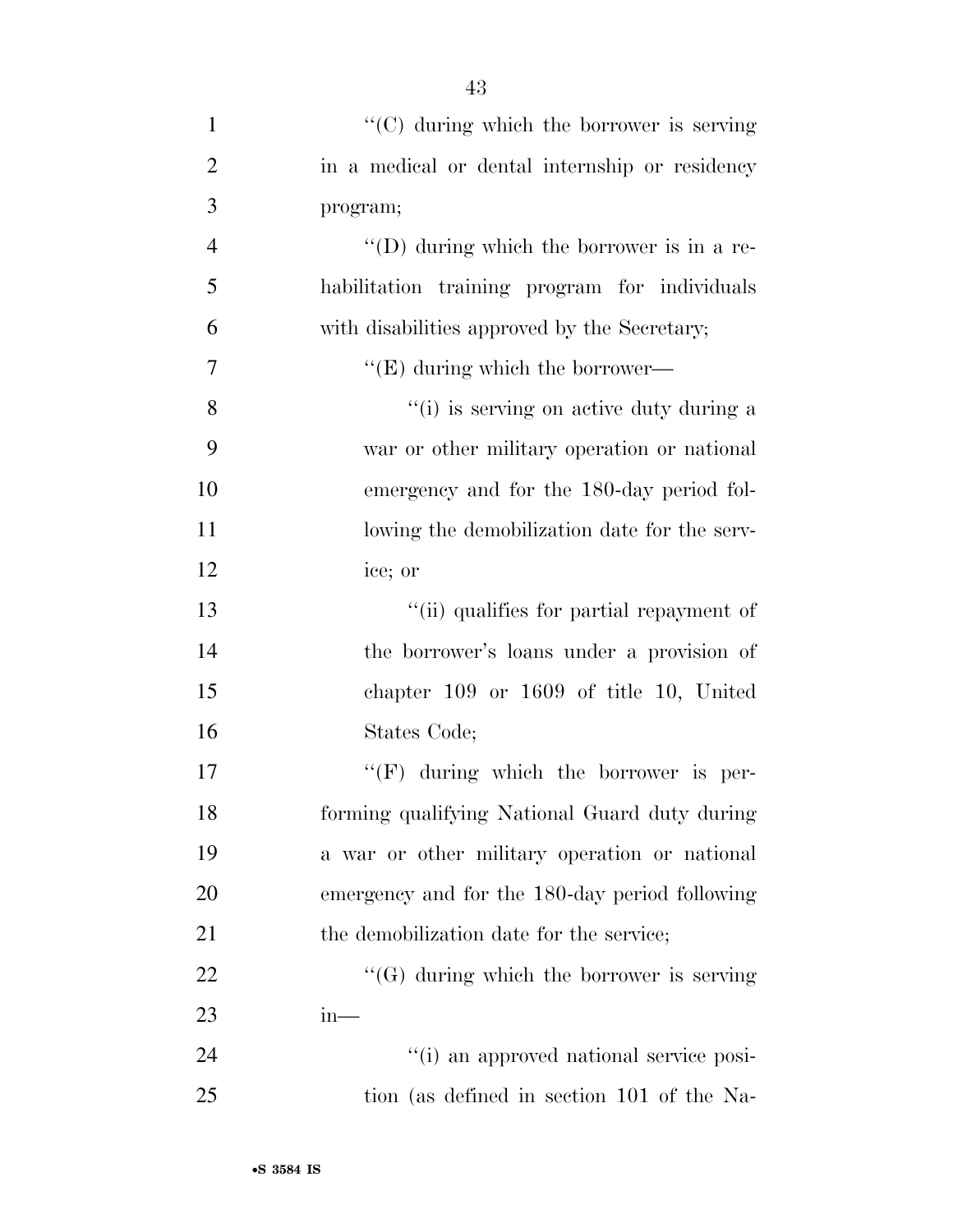''(C) during which the borrower is serving in a medical or dental internship or residency program;

''(D) during which the borrower is in a rehabilitation training program for individuals with disabilities approved by the Secretary;

''(E) during which the borrower—

''(i) is serving on active duty during a war or other military operation or national emergency and for the 180-day period following the demobilization date for the service; or

''(ii) qualifies for partial repayment of the borrower's loans under a provision of chapter 109 or 1609 of title 10, United States Code;

''(F) during which the borrower is performing qualifying National Guard duty during a war or other military operation or national emergency and for the 180-day period following the demobilization date for the service;

''(G) during which the borrower is serving in—

''(i) an approved national service position (as defined in section 101 of the Na-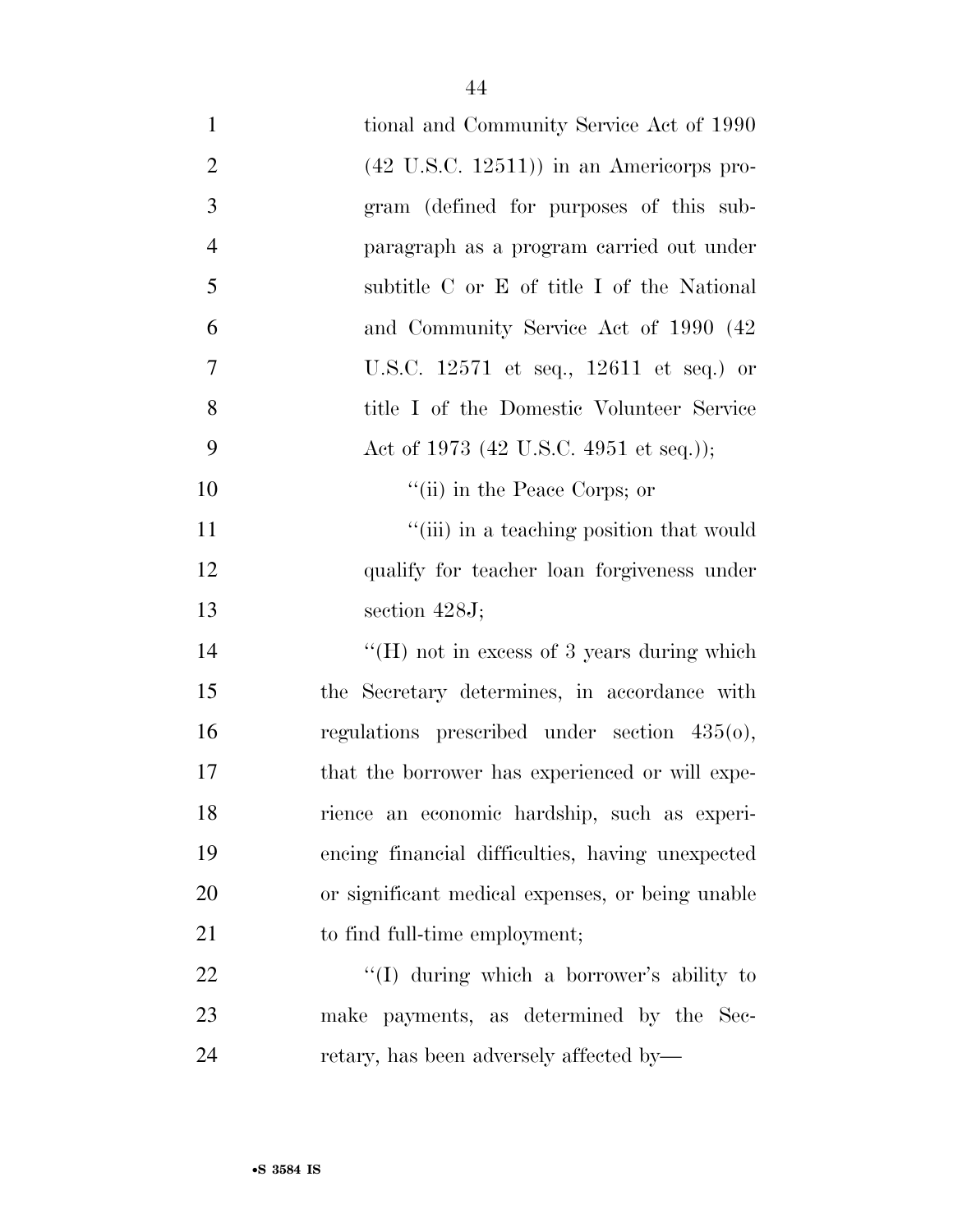tional and Community Service Act of 1990 (42 U.S.C. 12511)) in an Americorps program (defined for purposes of this subparagraph as a program carried out under subtitle C or E of title I of the National and Community Service Act of 1990 (42 U.S.C. 12571 et seq., 12611 et seq.) or title I of the Domestic Volunteer Service Act of 1973 (42 U.S.C. 4951 et seq.));

''(ii) in the Peace Corps; or

''(iii) in a teaching position that would qualify for teacher loan forgiveness under section 428J;

''(H) not in excess of 3 years during which the Secretary determines, in accordance with regulations prescribed under section 435(o), that the borrower has experienced or will experience an economic hardship, such as experiencing financial difficulties, having unexpected or significant medical expenses, or being unable to find full-time employment;

''(I) during which a borrower's ability to make payments, as determined by the Secretary, has been adversely affected by—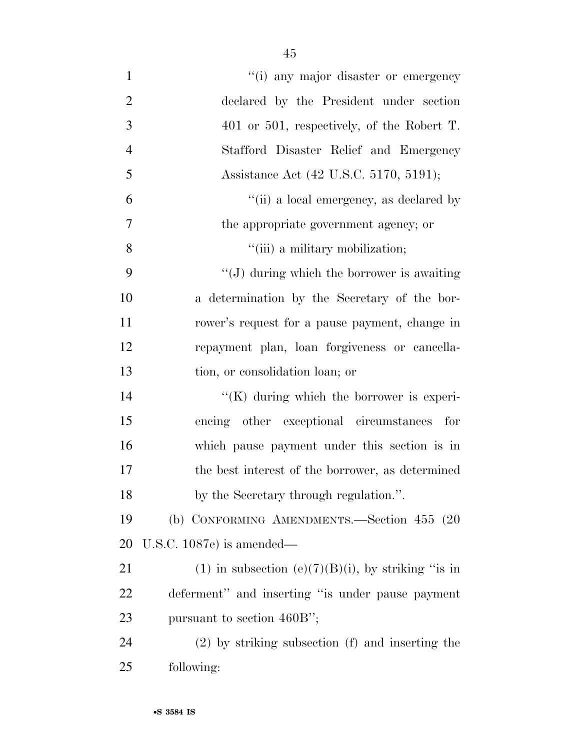''(i) any major disaster or emergency declared by the President under section 401 or 501, respectively, of the Robert T. Stafford Disaster Relief and Emergency Assistance Act (42 U.S.C. 5170, 5191);

''(ii) a local emergency, as declared by the appropriate government agency; or

''(iii) a military mobilization;

''(J) during which the borrower is awaiting a determination by the Secretary of the borrower's request for a pause payment, change in repayment plan, loan forgiveness or cancellation, or consolidation loan; or

''(K) during which the borrower is experiencing other exceptional circumstances for which pause payment under this section is in the best interest of the borrower, as determined by the Secretary through regulation.''.

(b) CONFORMING AMENDMENTS.—Section 455 (20 U.S.C. 1087e) is amended—

(1) in subsection (e)(7)(B)(i), by striking ''is in deferment'' and inserting ''is under pause payment pursuant to section 460B'';

(2) by striking subsection (f) and inserting the following: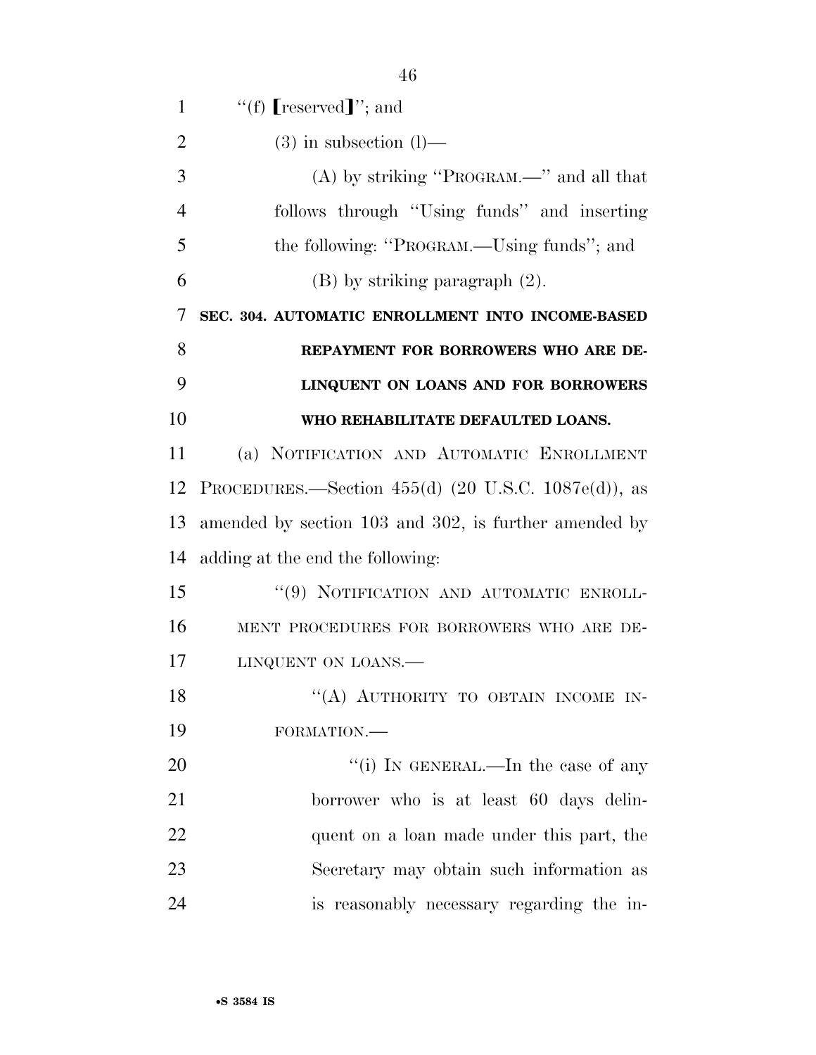"(f) [reserved]"; and

(3) in subsection (l)—

(A) by striking "PROGRAM.—" and all that follows through "Using funds" and inserting the following: "PROGRAM.—Using funds"; and

(B) by striking paragraph (2).

**SEC. 304. AUTOMATIC ENROLLMENT INTO INCOME-BASED REPAYMENT FOR BORROWERS WHO ARE DELINQUENT ON LOANS AND FOR BORROWERS WHO REHABILITATE DEFAULTED LOANS.**

(a) NOTIFICATION AND AUTOMATIC ENROLLMENT PROCEDURES.—Section 455(d) (20 U.S.C. 1087e(d)), as amended by section 103 and 302, is further amended by adding at the end the following:

"(9) NOTIFICATION AND AUTOMATIC ENROLLMENT PROCEDURES FOR BORROWERS WHO ARE DELINQUENT ON LOANS.—

"(A) AUTHORITY TO OBTAIN INCOME INFORMATION.—

"(i) IN GENERAL.—In the case of any borrower who is at least 60 days delinquent on a loan made under this part, the Secretary may obtain such information as is reasonably necessary regarding the in-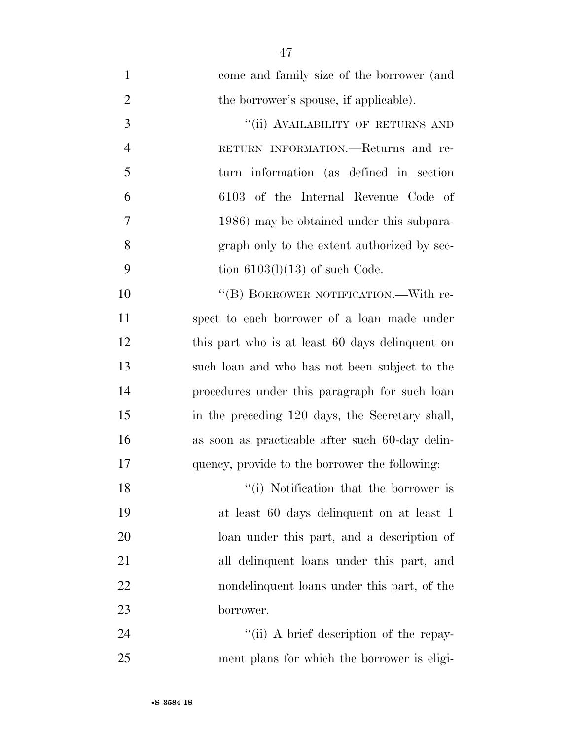come and family size of the borrower (and the borrower's spouse, if applicable).

"(ii) AVAILABILITY OF RETURNS AND RETURN INFORMATION.—Returns and return information (as defined in section 6103 of the Internal Revenue Code of 1986) may be obtained under this subparagraph only to the extent authorized by section 6103(l)(13) of such Code.

"(B) BORROWER NOTIFICATION.—With respect to each borrower of a loan made under this part who is at least 60 days delinquent on such loan and who has not been subject to the procedures under this paragraph for such loan in the preceding 120 days, the Secretary shall, as soon as practicable after such 60-day delinquency, provide to the borrower the following:

"(i) Notification that the borrower is at least 60 days delinquent on at least 1 loan under this part, and a description of all delinquent loans under this part, and nondelinquent loans under this part, of the borrower.

"(ii) A brief description of the repayment plans for which the borrower is eligi-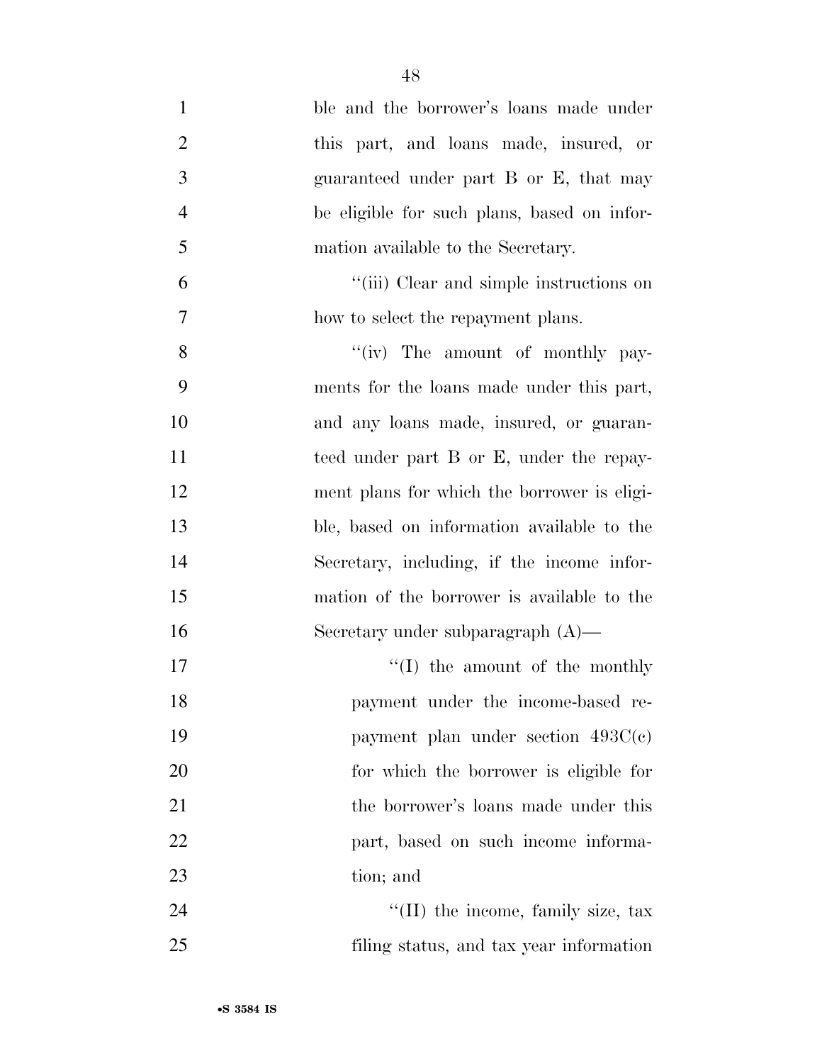ble and the borrower's loans made under this part, and loans made, insured, or guaranteed under part B or E, that may be eligible for such plans, based on information available to the Secretary.

''(iii) Clear and simple instructions on how to select the repayment plans.

''(iv) The amount of monthly payments for the loans made under this part, and any loans made, insured, or guaranteed under part B or E, under the repayment plans for which the borrower is eligible, based on information available to the Secretary, including, if the income information of the borrower is available to the Secretary under subparagraph (A)—

''(I) the amount of the monthly payment under the income-based repayment plan under section 493C(c) for which the borrower is eligible for the borrower's loans made under this part, based on such income information; and

''(II) the income, family size, tax filing status, and tax year information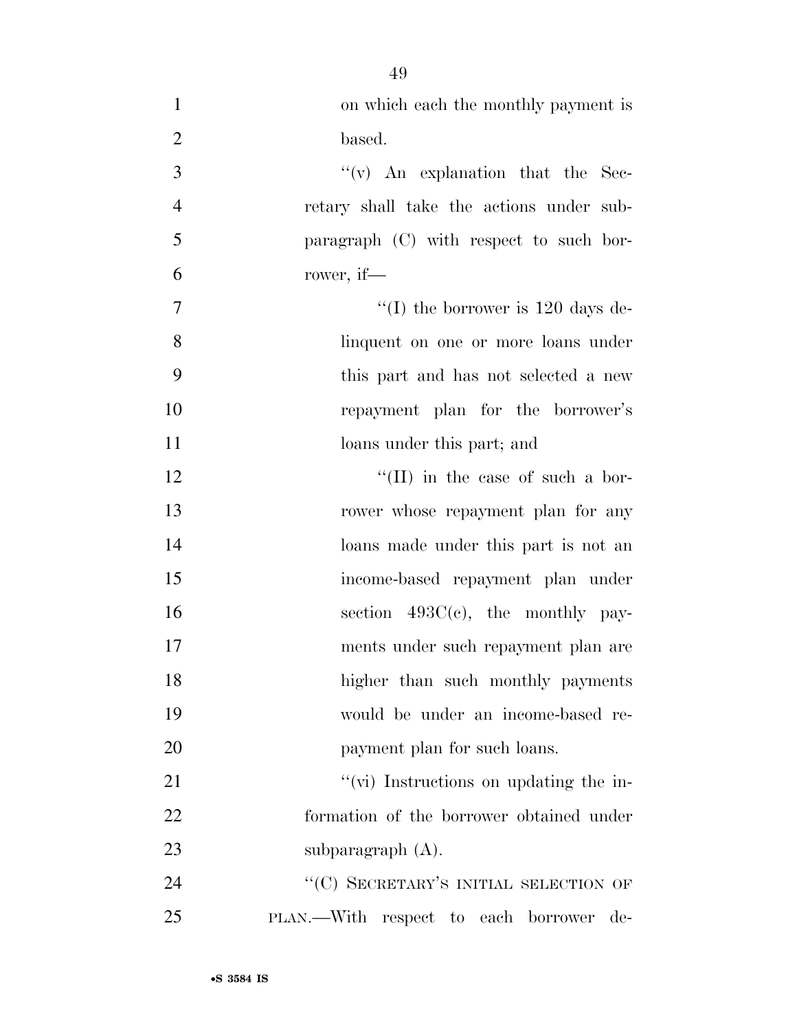on which each the monthly payment is based.

"(v) An explanation that the Secretary shall take the actions under subparagraph (C) with respect to such borrower, if—

"(I) the borrower is 120 days delinquent on one or more loans under this part and has not selected a new repayment plan for the borrower's loans under this part; and

"(II) in the case of such a borrower whose repayment plan for any loans made under this part is not an income-based repayment plan under section 493C(c), the monthly payments under such repayment plan are higher than such monthly payments would be under an income-based repayment plan for such loans.

"(vi) Instructions on updating the information of the borrower obtained under subparagraph (A).

"(C) SECRETARY'S INITIAL SELECTION OF PLAN.—With respect to each borrower de-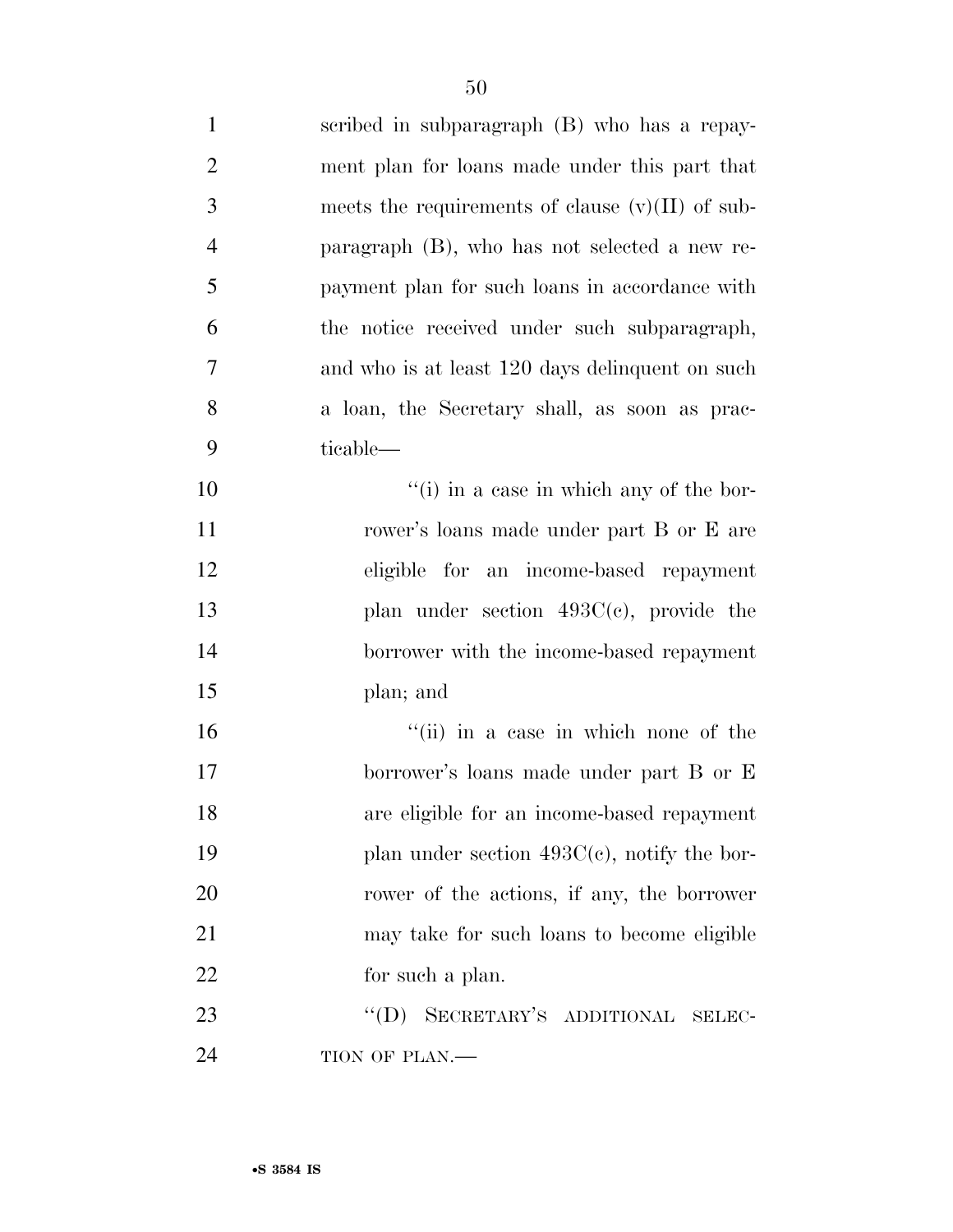scribed in subparagraph (B) who has a repayment plan for loans made under this part that meets the requirements of clause (v)(II) of subparagraph (B), who has not selected a new repayment plan for such loans in accordance with the notice received under such subparagraph, and who is at least 120 days delinquent on such a loan, the Secretary shall, as soon as practicable—

"(i) in a case in which any of the borrower's loans made under part B or E are eligible for an income-based repayment plan under section 493C(c), provide the borrower with the income-based repayment plan; and

"(ii) in a case in which none of the borrower's loans made under part B or E are eligible for an income-based repayment plan under section 493C(c), notify the borrower of the actions, if any, the borrower may take for such loans to become eligible for such a plan.

"(D) SECRETARY'S ADDITIONAL SELECTION OF PLAN.—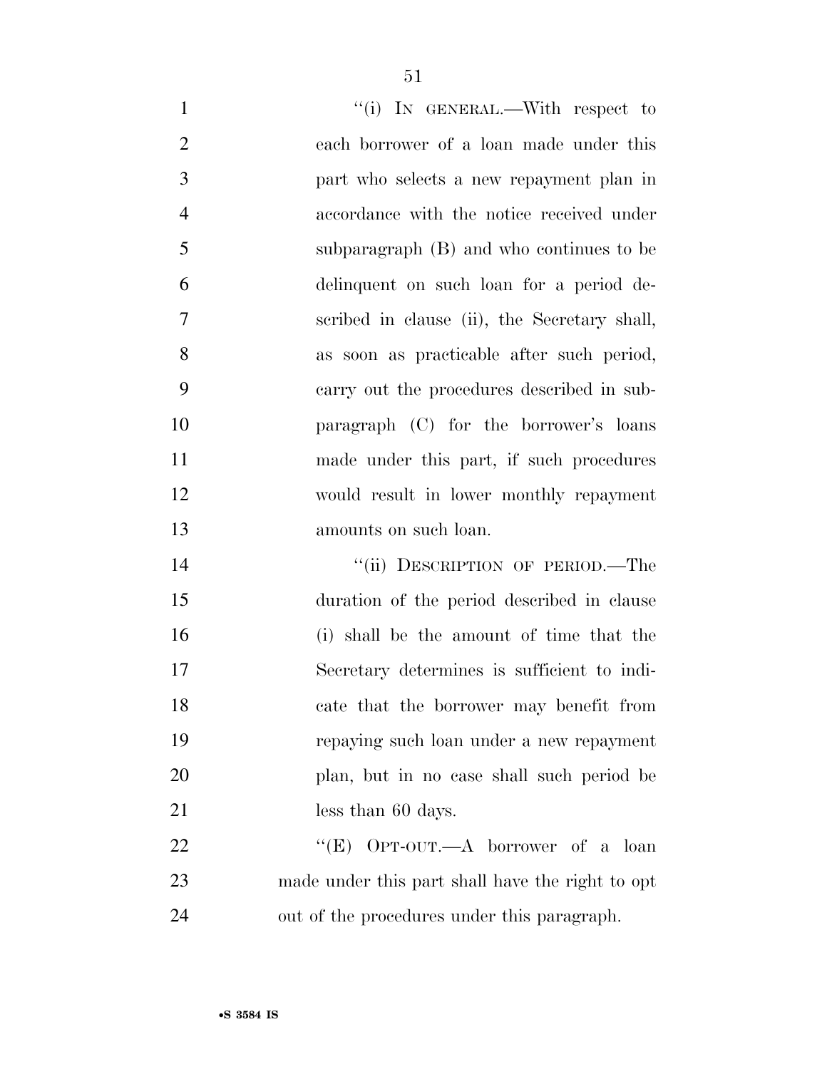"(i) IN GENERAL.—With respect to each borrower of a loan made under this part who selects a new repayment plan in accordance with the notice received under subparagraph (B) and who continues to be delinquent on such loan for a period described in clause (ii), the Secretary shall, as soon as practicable after such period, carry out the procedures described in subparagraph (C) for the borrower's loans made under this part, if such procedures would result in lower monthly repayment amounts on such loan.

"(ii) DESCRIPTION OF PERIOD.—The duration of the period described in clause (i) shall be the amount of time that the Secretary determines is sufficient to indicate that the borrower may benefit from repaying such loan under a new repayment plan, but in no case shall such period be less than 60 days.

"(E) OPT-OUT.—A borrower of a loan made under this part shall have the right to opt out of the procedures under this paragraph.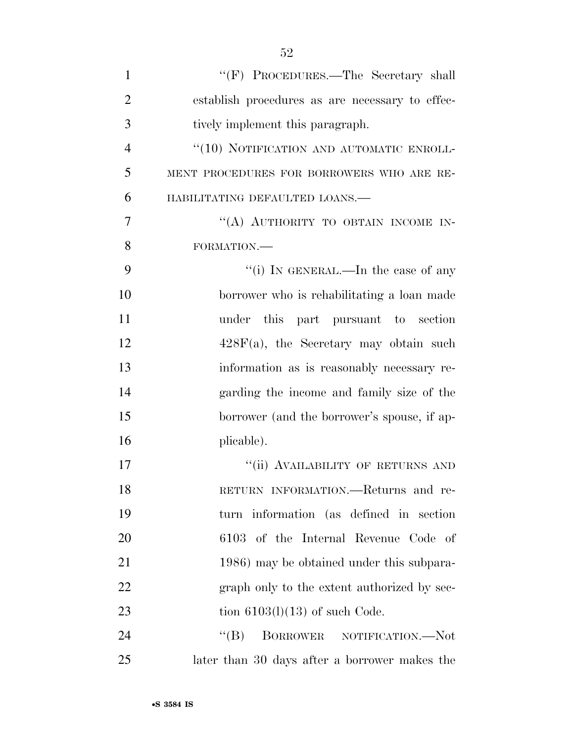''(F) PROCEDURES.—The Secretary shall establish procedures as are necessary to effectively implement this paragraph.

''(10) NOTIFICATION AND AUTOMATIC ENROLLMENT PROCEDURES FOR BORROWERS WHO ARE REHABILITATING DEFAULTED LOANS.—

''(A) AUTHORITY TO OBTAIN INCOME INFORMATION.—

''(i) IN GENERAL.—In the case of any borrower who is rehabilitating a loan made under this part pursuant to section 428F(a), the Secretary may obtain such information as is reasonably necessary regarding the income and family size of the borrower (and the borrower's spouse, if applicable).

''(ii) AVAILABILITY OF RETURNS AND RETURN INFORMATION.—Returns and return information (as defined in section 6103 of the Internal Revenue Code of 1986) may be obtained under this subparagraph only to the extent authorized by section 6103(l)(13) of such Code.

''(B) BORROWER NOTIFICATION.—Not later than 30 days after a borrower makes the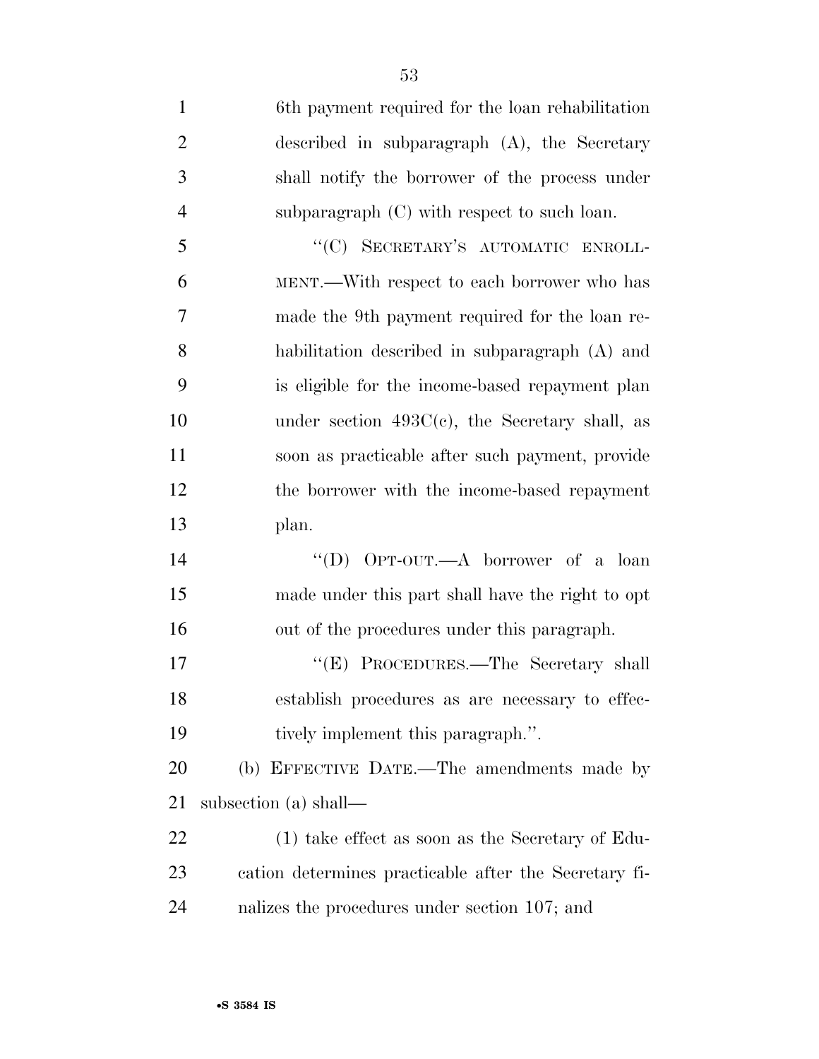6th payment required for the loan rehabilitation described in subparagraph (A), the Secretary shall notify the borrower of the process under subparagraph (C) with respect to such loan.

"(C) SECRETARY'S AUTOMATIC ENROLLMENT.—With respect to each borrower who has made the 9th payment required for the loan rehabilitation described in subparagraph (A) and is eligible for the income-based repayment plan under section 493C(c), the Secretary shall, as soon as practicable after such payment, provide the borrower with the income-based repayment plan.

"(D) OPT-OUT.—A borrower of a loan made under this part shall have the right to opt out of the procedures under this paragraph.

"(E) PROCEDURES.—The Secretary shall establish procedures as are necessary to effectively implement this paragraph.".

(b) EFFECTIVE DATE.—The amendments made by subsection (a) shall—

(1) take effect as soon as the Secretary of Education determines practicable after the Secretary finalizes the procedures under section 107; and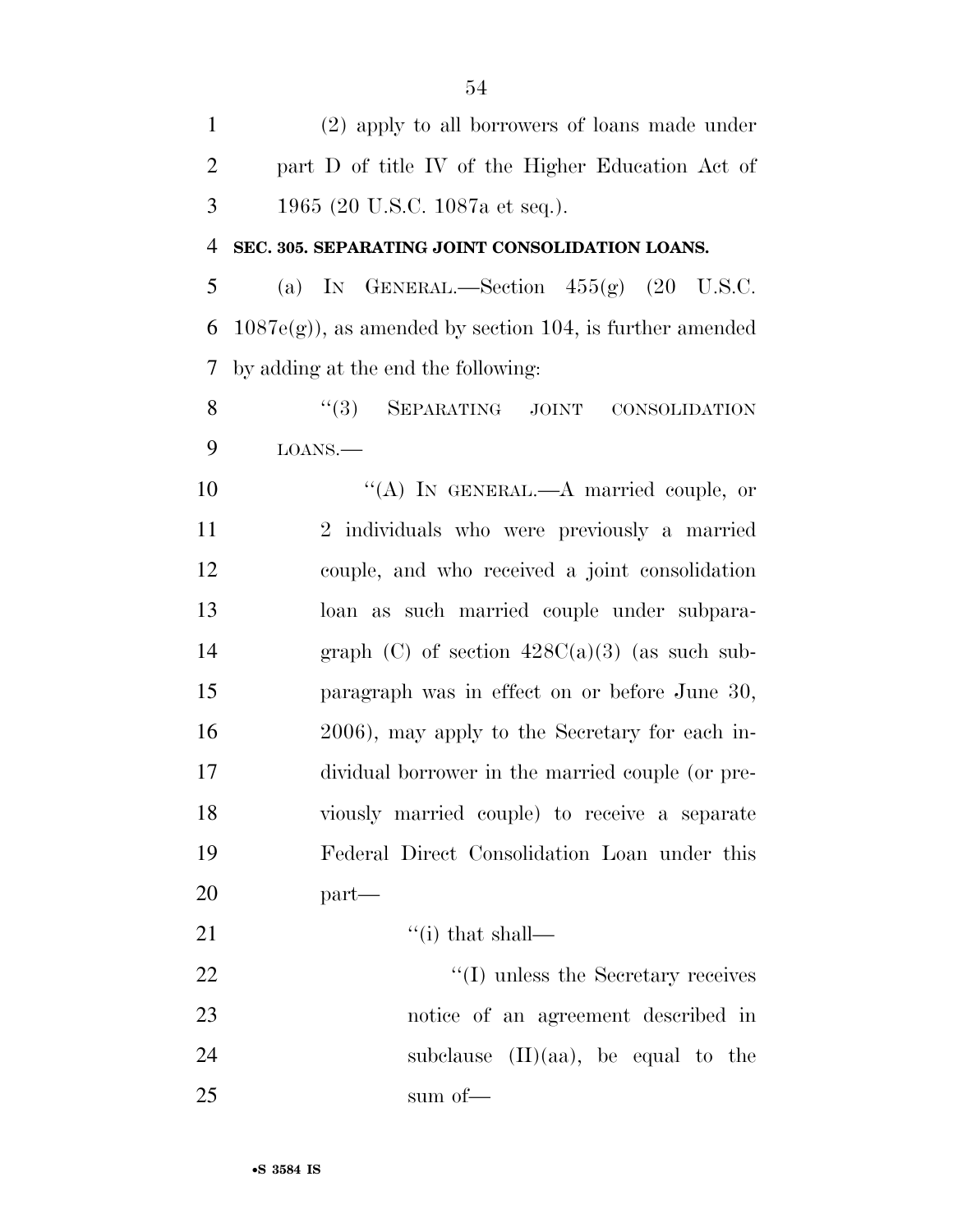(2) apply to all borrowers of loans made under part D of title IV of the Higher Education Act of 1965 (20 U.S.C. 1087a et seq.).

**SEC. 305. SEPARATING JOINT CONSOLIDATION LOANS.**

(a) IN GENERAL.—Section 455(g) (20 U.S.C. 1087e(g)), as amended by section 104, is further amended by adding at the end the following:

"(3) SEPARATING JOINT CONSOLIDATION LOANS.—

"(A) IN GENERAL.—A married couple, or 2 individuals who were previously a married couple, and who received a joint consolidation loan as such married couple under subparagraph (C) of section 428C(a)(3) (as such subparagraph was in effect on or before June 30, 2006), may apply to the Secretary for each individual borrower in the married couple (or previously married couple) to receive a separate Federal Direct Consolidation Loan under this part—

"(i) that shall—

"(I) unless the Secretary receives notice of an agreement described in subclause (II)(aa), be equal to the sum of—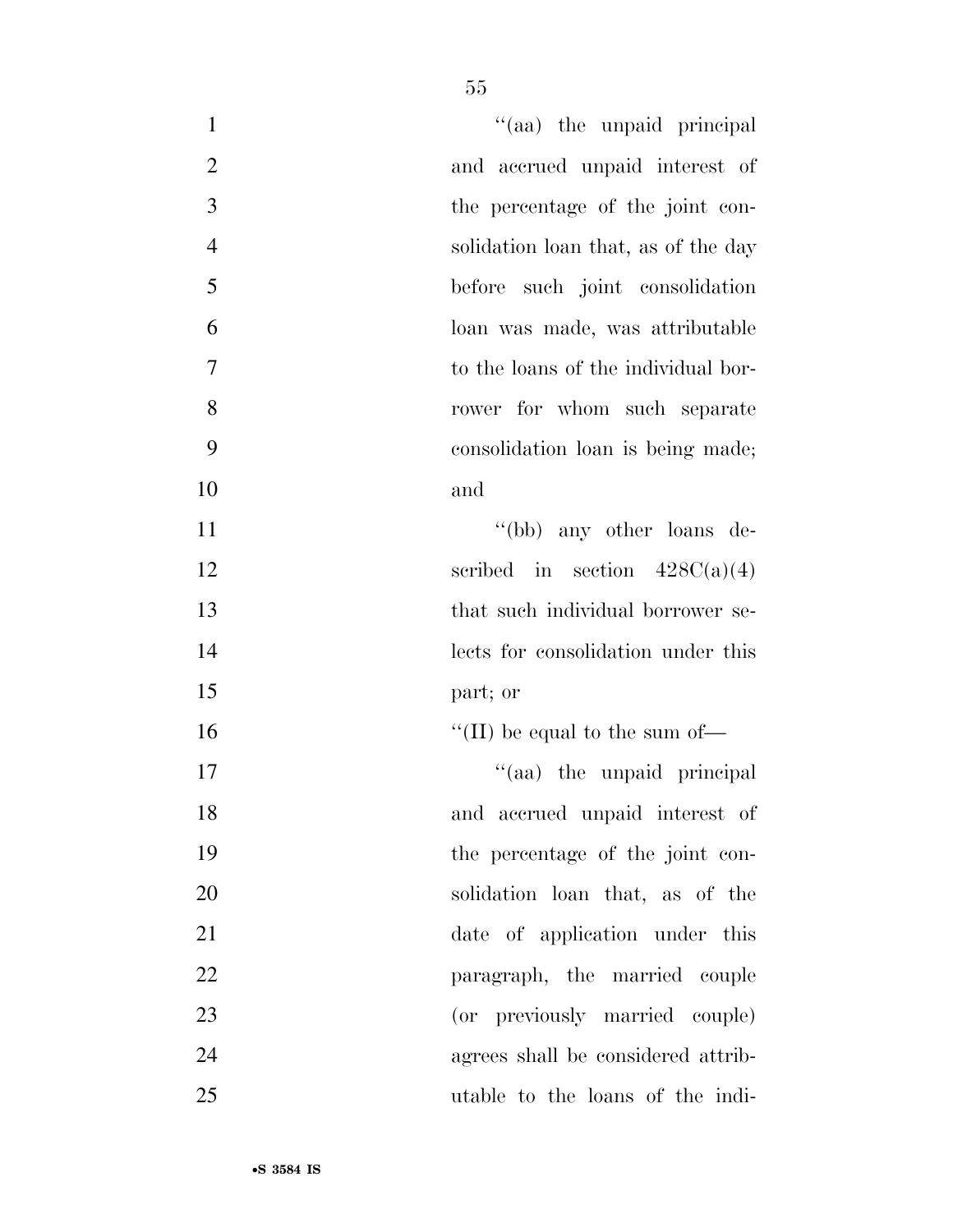''(aa) the unpaid principal and accrued unpaid interest of the percentage of the joint consolidation loan that, as of the day before such joint consolidation loan was made, was attributable to the loans of the individual borrower for whom such separate consolidation loan is being made; and

''(bb) any other loans described in section 428C(a)(4) that such individual borrower selects for consolidation under this part; or

''(II) be equal to the sum of—

''(aa) the unpaid principal and accrued unpaid interest of the percentage of the joint consolidation loan that, as of the date of application under this paragraph, the married couple (or previously married couple) agrees shall be considered attributable to the loans of the indi-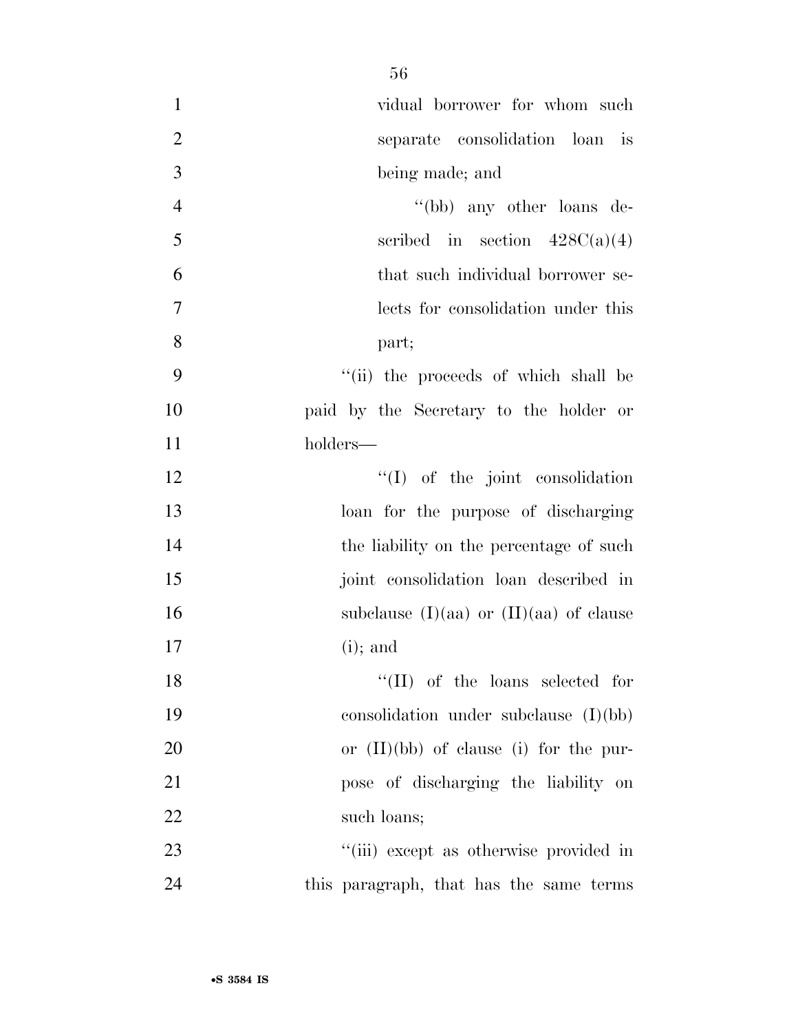vidual borrower for whom such separate consolidation loan is being made; and

''(bb) any other loans described in section 428C(a)(4) that such individual borrower selects for consolidation under this part;

''(ii) the proceeds of which shall be paid by the Secretary to the holder or holders—

''(I) of the joint consolidation loan for the purpose of discharging the liability on the percentage of such joint consolidation loan described in subclause (I)(aa) or (II)(aa) of clause (i); and

''(II) of the loans selected for consolidation under subclause (I)(bb) or (II)(bb) of clause (i) for the purpose of discharging the liability on such loans;

''(iii) except as otherwise provided in this paragraph, that has the same terms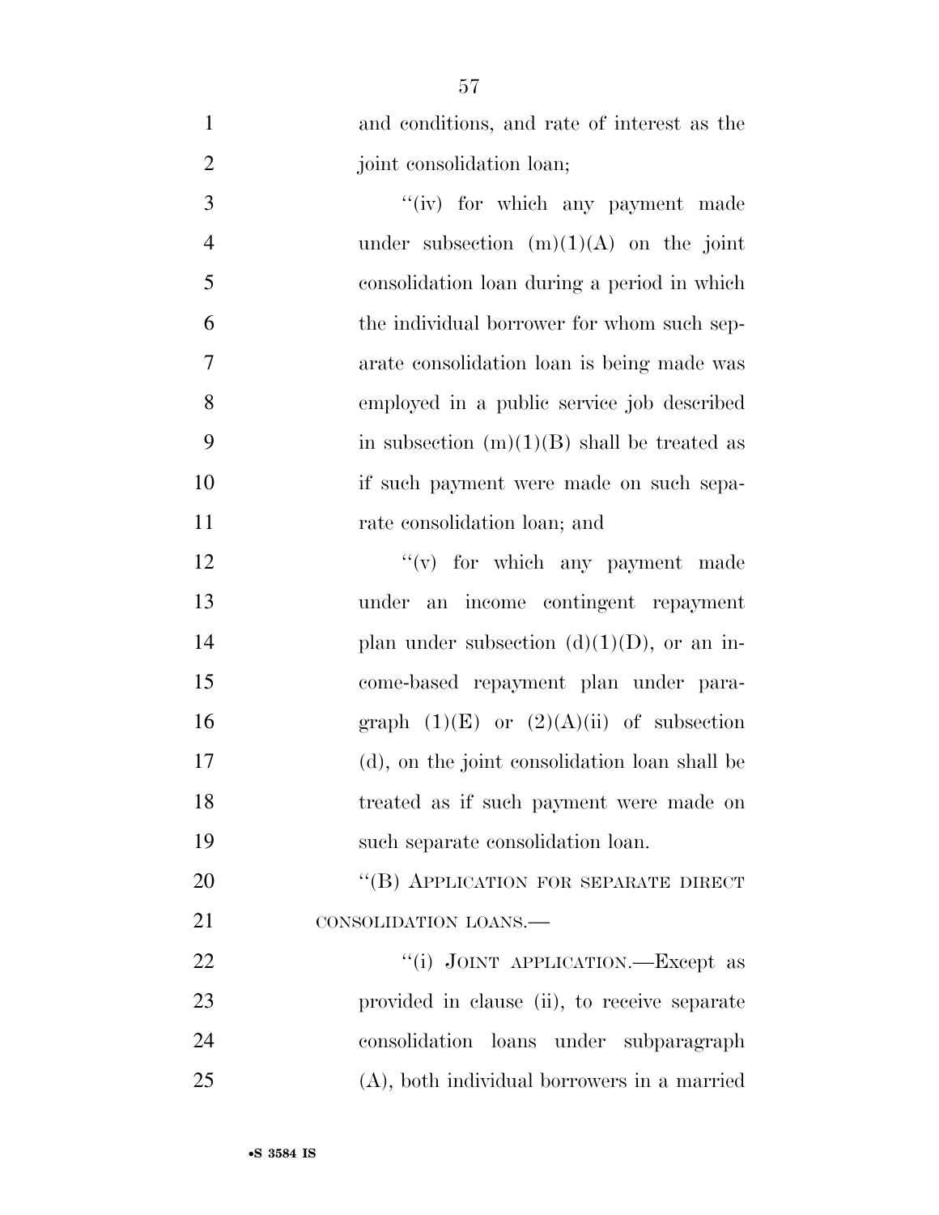and conditions, and rate of interest as the joint consolidation loan;

''(iv) for which any payment made under subsection (m)(1)(A) on the joint consolidation loan during a period in which the individual borrower for whom such separate consolidation loan is being made was employed in a public service job described in subsection (m)(1)(B) shall be treated as if such payment were made on such separate consolidation loan; and

''(v) for which any payment made under an income contingent repayment plan under subsection (d)(1)(D), or an income-based repayment plan under paragraph (1)(E) or (2)(A)(ii) of subsection (d), on the joint consolidation loan shall be treated as if such payment were made on such separate consolidation loan.

''(B) APPLICATION FOR SEPARATE DIRECT CONSOLIDATION LOANS.—

''(i) JOINT APPLICATION.—Except as provided in clause (ii), to receive separate consolidation loans under subparagraph (A), both individual borrowers in a married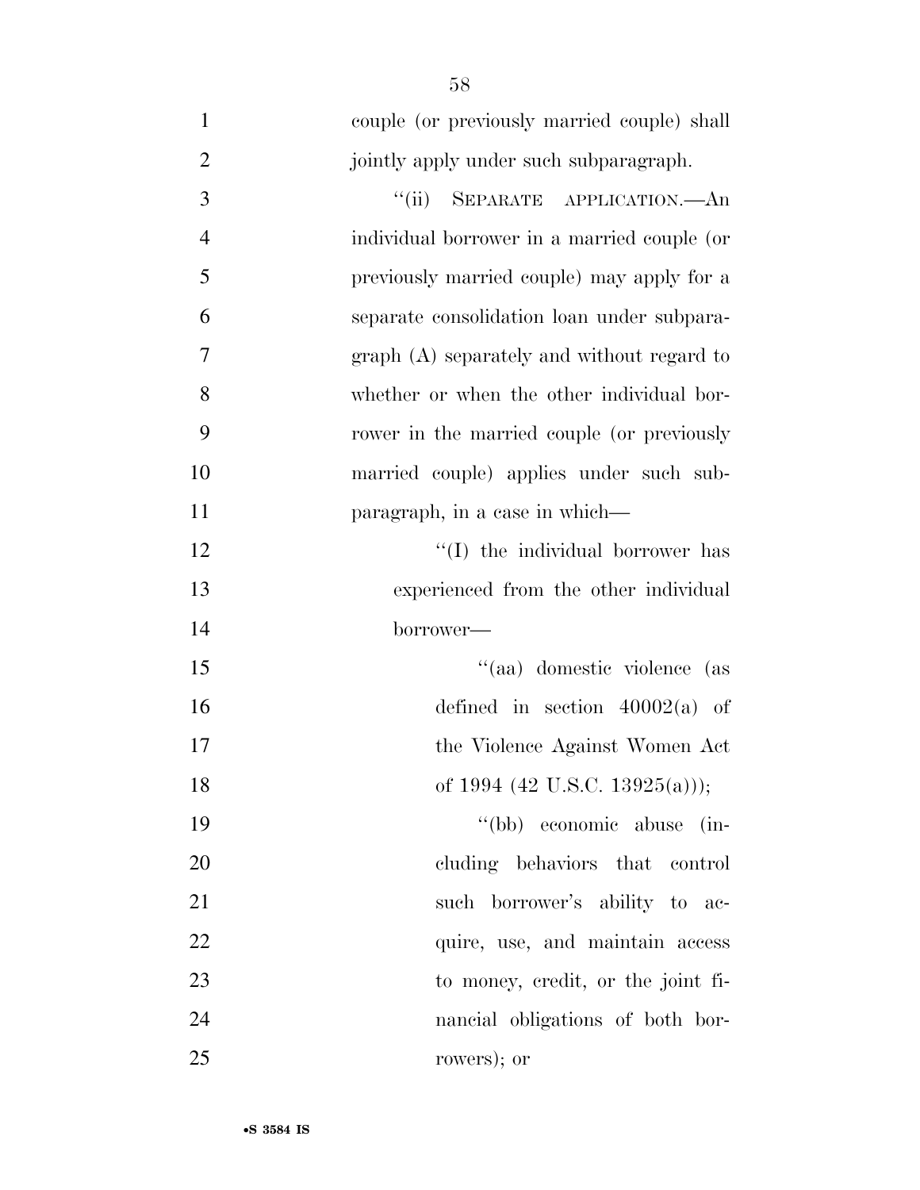couple (or previously married couple) shall jointly apply under such subparagraph.

"(ii) SEPARATE APPLICATION.—An individual borrower in a married couple (or previously married couple) may apply for a separate consolidation loan under subparagraph (A) separately and without regard to whether or when the other individual borrower in the married couple (or previously married couple) applies under such subparagraph, in a case in which—

"(I) the individual borrower has experienced from the other individual borrower—

"(aa) domestic violence (as defined in section 40002(a) of the Violence Against Women Act of 1994 (42 U.S.C. 13925(a)));

"(bb) economic abuse (including behaviors that control such borrower's ability to acquire, use, and maintain access to money, credit, or the joint financial obligations of both borrowers); or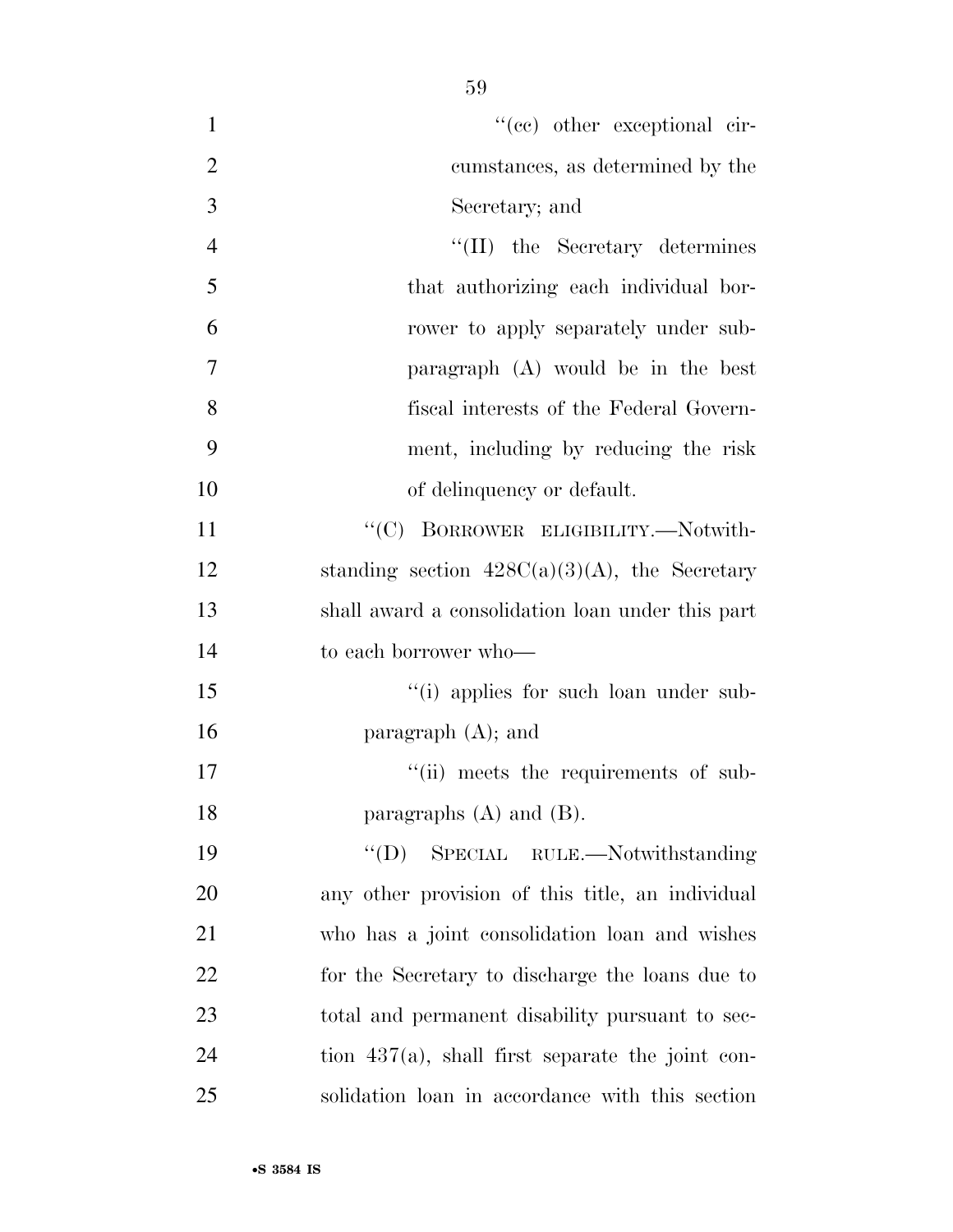"(cc) other exceptional circumstances, as determined by the Secretary; and

"(II) the Secretary determines that authorizing each individual borrower to apply separately under subparagraph (A) would be in the best fiscal interests of the Federal Government, including by reducing the risk of delinquency or default.

"(C) BORROWER ELIGIBILITY.—Notwithstanding section 428C(a)(3)(A), the Secretary shall award a consolidation loan under this part to each borrower who—

"(i) applies for such loan under subparagraph (A); and

"(ii) meets the requirements of subparagraphs (A) and (B).

"(D) SPECIAL RULE.—Notwithstanding any other provision of this title, an individual who has a joint consolidation loan and wishes for the Secretary to discharge the loans due to total and permanent disability pursuant to section 437(a), shall first separate the joint consolidation loan in accordance with this section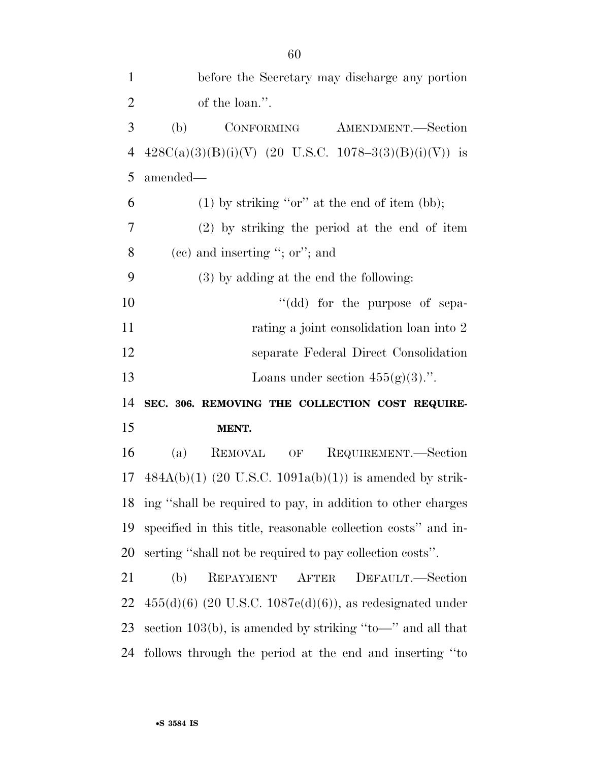before the Secretary may discharge any portion of the loan.''.

(b) CONFORMING AMENDMENT.—Section 428C(a)(3)(B)(i)(V) (20 U.S.C. 1078–3(3)(B)(i)(V)) is amended—

(1) by striking ''or'' at the end of item (bb);

(2) by striking the period at the end of item (cc) and inserting ''; or''; and

(3) by adding at the end the following:

''(dd) for the purpose of separating a joint consolidation loan into 2 separate Federal Direct Consolidation Loans under section 455(g)(3).''.

**SEC. 306. REMOVING THE COLLECTION COST REQUIREMENT.**

(a) REMOVAL OF REQUIREMENT.—Section 484A(b)(1) (20 U.S.C. 1091a(b)(1)) is amended by striking ''shall be required to pay, in addition to other charges specified in this title, reasonable collection costs'' and inserting ''shall not be required to pay collection costs''.

(b) REPAYMENT AFTER DEFAULT.—Section 455(d)(6) (20 U.S.C. 1087e(d)(6)), as redesignated under section 103(b), is amended by striking ''to—'' and all that follows through the period at the end and inserting ''to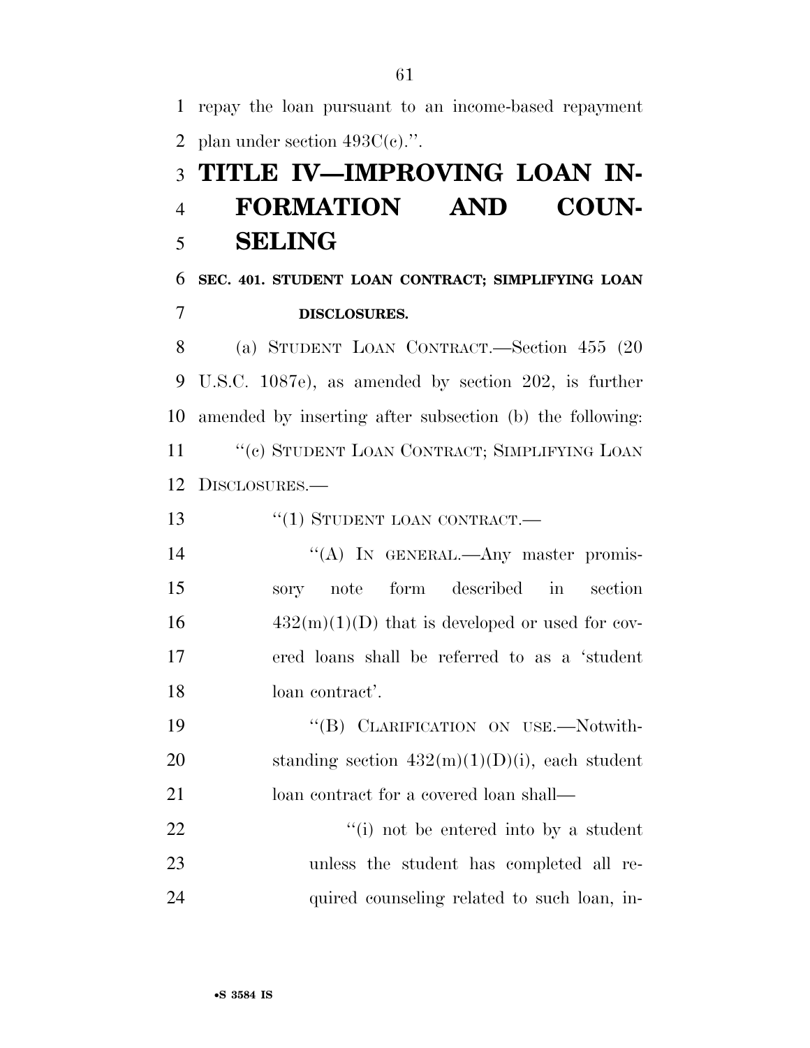repay the loan pursuant to an income-based repayment plan under section 493C(c).''.

# TITLE IV—IMPROVING LOAN INFORMATION AND COUNSELING

## SEC. 401. STUDENT LOAN CONTRACT; SIMPLIFYING LOAN DISCLOSURES.

(a) STUDENT LOAN CONTRACT.—Section 455 (20 U.S.C. 1087e), as amended by section 202, is further amended by inserting after subsection (b) the following:

''(c) STUDENT LOAN CONTRACT; SIMPLIFYING LOAN DISCLOSURES.—

''(1) STUDENT LOAN CONTRACT.—

''(A) IN GENERAL.—Any master promissory note form described in section 432(m)(1)(D) that is developed or used for covered loans shall be referred to as a 'student loan contract'.

''(B) CLARIFICATION ON USE.—Notwithstanding section 432(m)(1)(D)(i), each student loan contract for a covered loan shall—

''(i) not be entered into by a student unless the student has completed all required counseling related to such loan, in-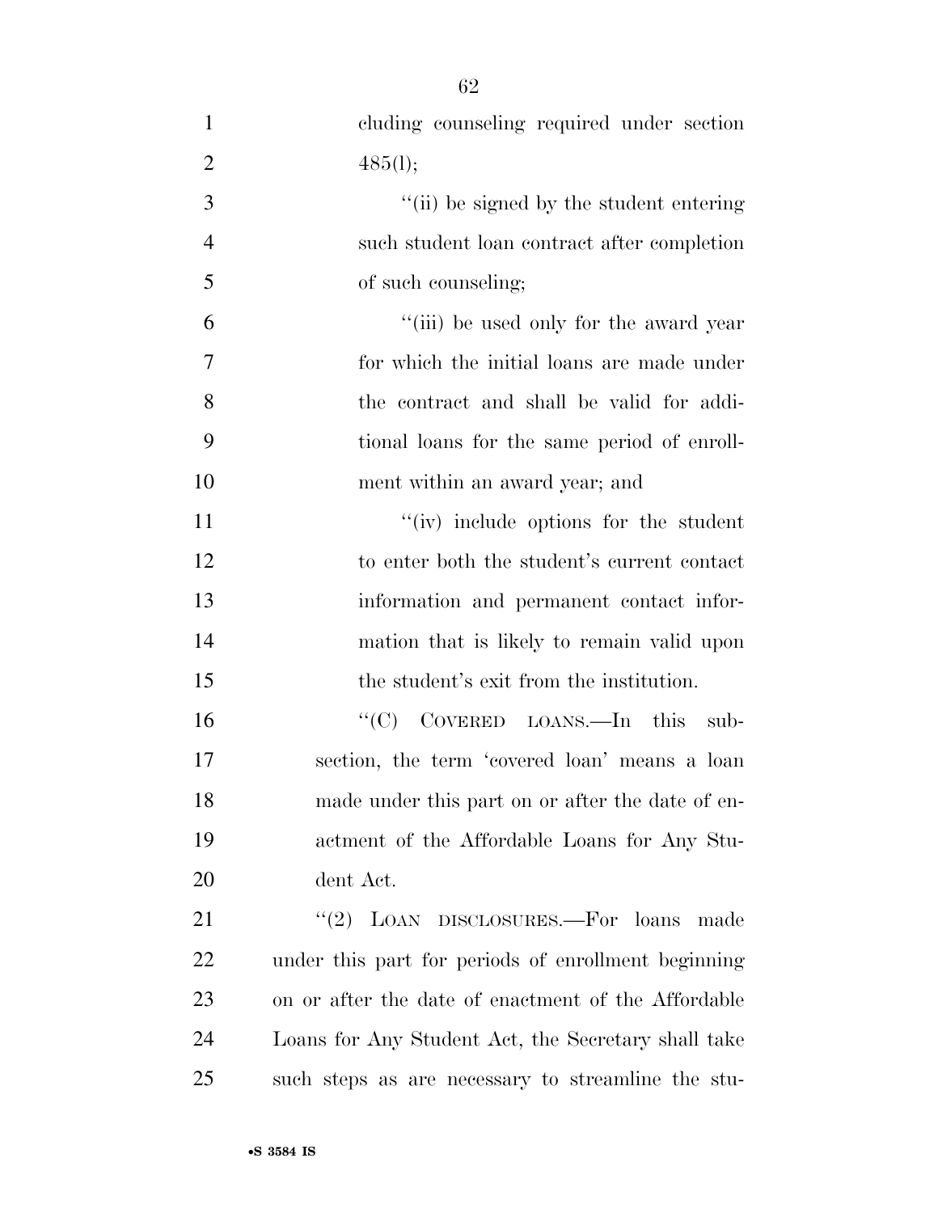cluding counseling required under section 485(l);

"(ii) be signed by the student entering such student loan contract after completion of such counseling;

"(iii) be used only for the award year for which the initial loans are made under the contract and shall be valid for additional loans for the same period of enrollment within an award year; and

"(iv) include options for the student to enter both the student's current contact information and permanent contact information that is likely to remain valid upon the student's exit from the institution.

"(C) COVERED LOANS.—In this subsection, the term 'covered loan' means a loan made under this part on or after the date of enactment of the Affordable Loans for Any Student Act.

"(2) LOAN DISCLOSURES.—For loans made under this part for periods of enrollment beginning on or after the date of enactment of the Affordable Loans for Any Student Act, the Secretary shall take such steps as are necessary to streamline the stu-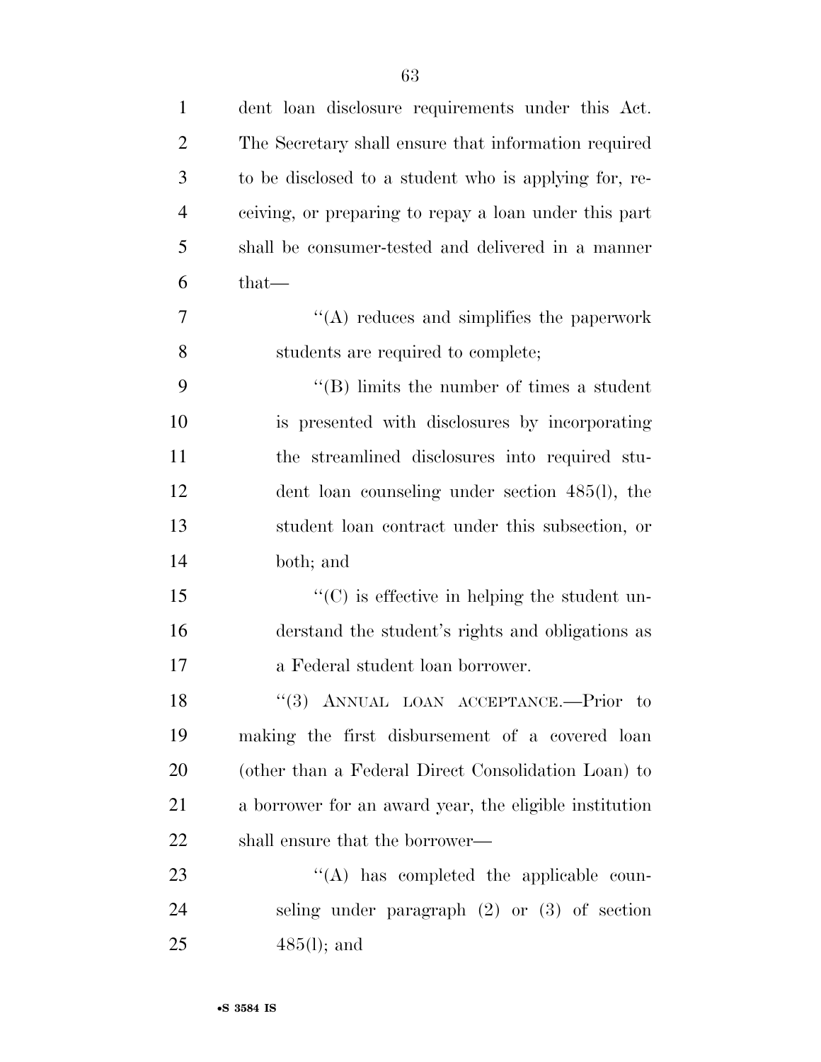dent loan disclosure requirements under this Act. The Secretary shall ensure that information required to be disclosed to a student who is applying for, receiving, or preparing to repay a loan under this part shall be consumer-tested and delivered in a manner that—

''(A) reduces and simplifies the paperwork students are required to complete;

''(B) limits the number of times a student is presented with disclosures by incorporating the streamlined disclosures into required student loan counseling under section 485(l), the student loan contract under this subsection, or both; and

''(C) is effective in helping the student understand the student's rights and obligations as a Federal student loan borrower.

''(3) ANNUAL LOAN ACCEPTANCE.—Prior to making the first disbursement of a covered loan (other than a Federal Direct Consolidation Loan) to a borrower for an award year, the eligible institution shall ensure that the borrower—

''(A) has completed the applicable counseling under paragraph (2) or (3) of section 485(l); and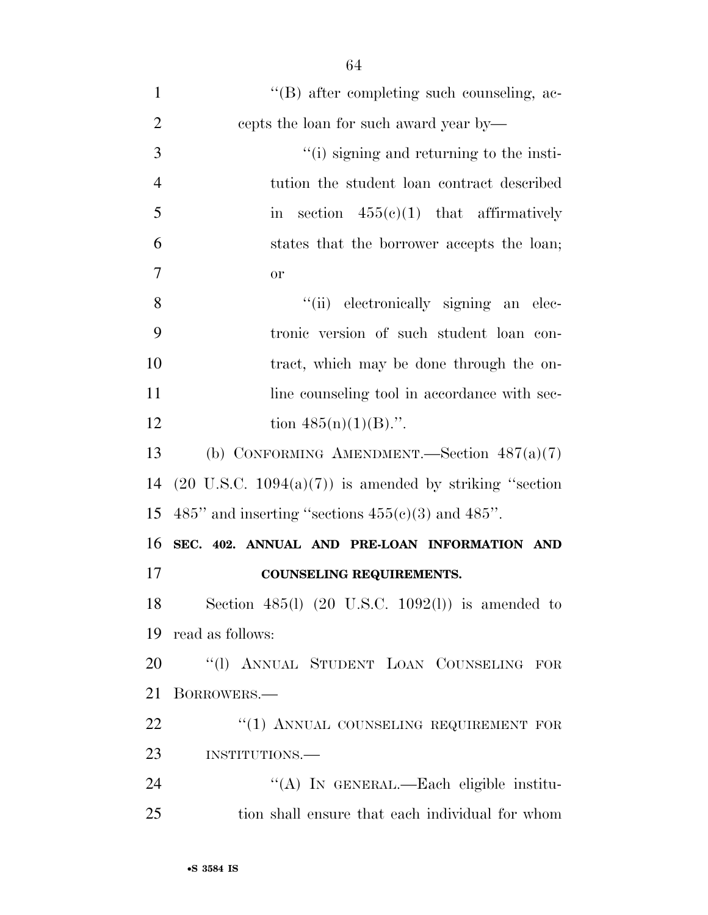''(B) after completing such counseling, accepts the loan for such award year by—

''(i) signing and returning to the institution the student loan contract described in section 455(c)(1) that affirmatively states that the borrower accepts the loan; or

''(ii) electronically signing an electronic version of such student loan contract, which may be done through the online counseling tool in accordance with section 485(n)(1)(B).''.

(b) CONFORMING AMENDMENT.—Section 487(a)(7) (20 U.S.C. 1094(a)(7)) is amended by striking ''section 485'' and inserting ''sections 455(c)(3) and 485''.

**SEC. 402. ANNUAL AND PRE-LOAN INFORMATION AND COUNSELING REQUIREMENTS.**

Section 485(l) (20 U.S.C. 1092(l)) is amended to read as follows:

''(l) ANNUAL STUDENT LOAN COUNSELING FOR BORROWERS.—

''(1) ANNUAL COUNSELING REQUIREMENT FOR INSTITUTIONS.—

''(A) IN GENERAL.—Each eligible institution shall ensure that each individual for whom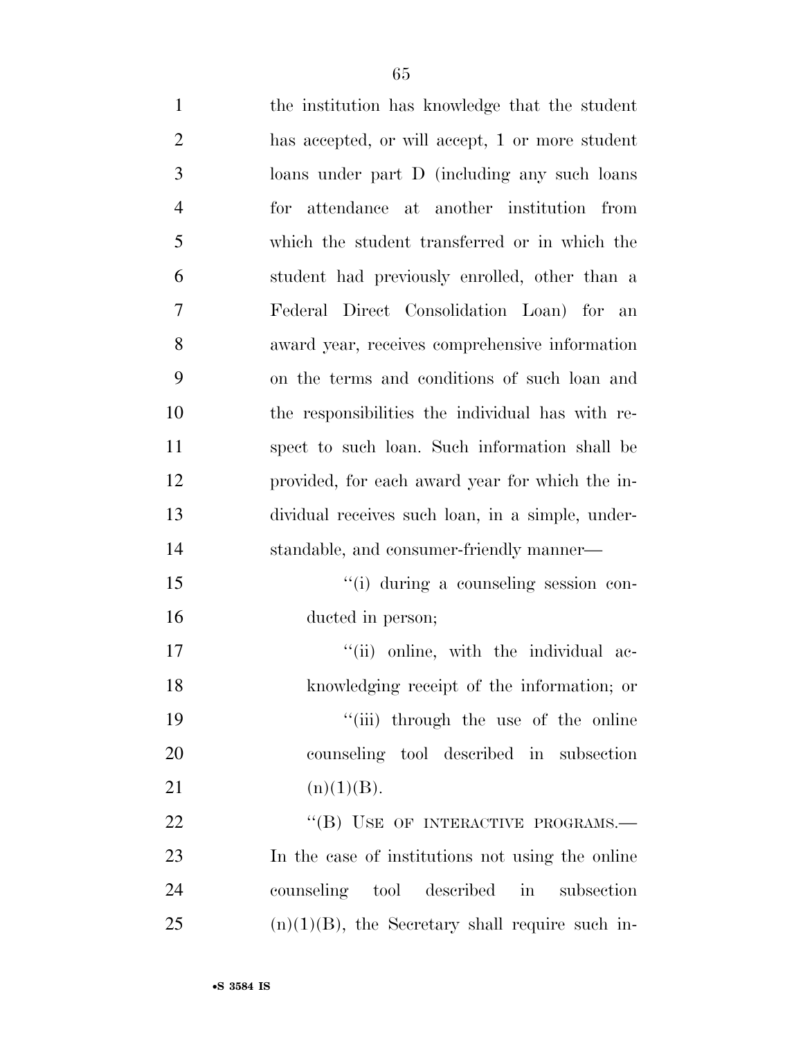the institution has knowledge that the student has accepted, or will accept, 1 or more student loans under part D (including any such loans for attendance at another institution from which the student transferred or in which the student had previously enrolled, other than a Federal Direct Consolidation Loan) for an award year, receives comprehensive information on the terms and conditions of such loan and the responsibilities the individual has with respect to such loan. Such information shall be provided, for each award year for which the individual receives such loan, in a simple, understandable, and consumer-friendly manner—

"(i) during a counseling session conducted in person;

"(ii) online, with the individual acknowledging receipt of the information; or

"(iii) through the use of the online counseling tool described in subsection (n)(1)(B).

"(B) USE OF INTERACTIVE PROGRAMS.—In the case of institutions not using the online counseling tool described in subsection (n)(1)(B), the Secretary shall require such in-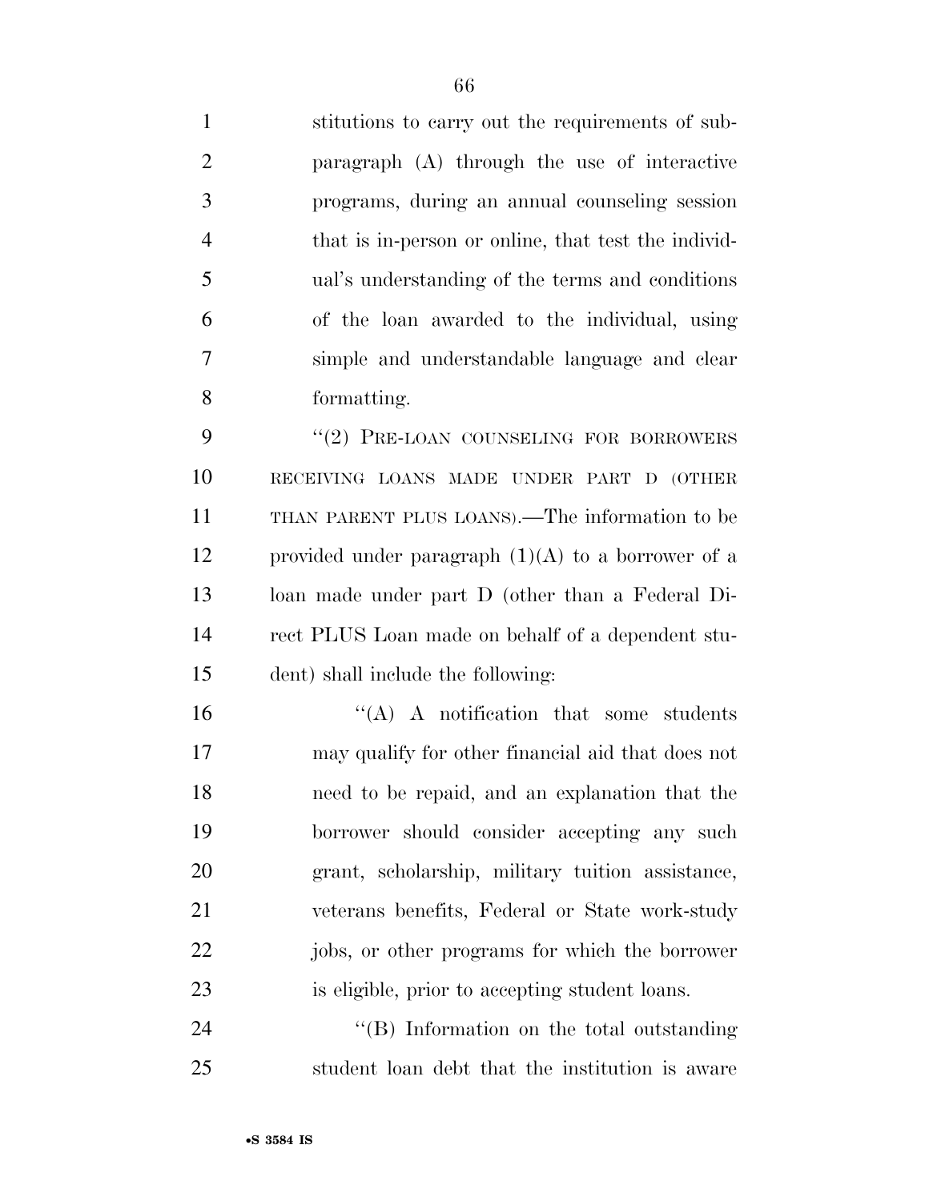stitutions to carry out the requirements of subparagraph (A) through the use of interactive programs, during an annual counseling session that is in-person or online, that test the individual's understanding of the terms and conditions of the loan awarded to the individual, using simple and understandable language and clear formatting.

"(2) PRE-LOAN COUNSELING FOR BORROWERS RECEIVING LOANS MADE UNDER PART D (OTHER THAN PARENT PLUS LOANS).—The information to be provided under paragraph (1)(A) to a borrower of a loan made under part D (other than a Federal Direct PLUS Loan made on behalf of a dependent student) shall include the following:

"(A) A notification that some students may qualify for other financial aid that does not need to be repaid, and an explanation that the borrower should consider accepting any such grant, scholarship, military tuition assistance, veterans benefits, Federal or State work-study jobs, or other programs for which the borrower is eligible, prior to accepting student loans.

"(B) Information on the total outstanding student loan debt that the institution is aware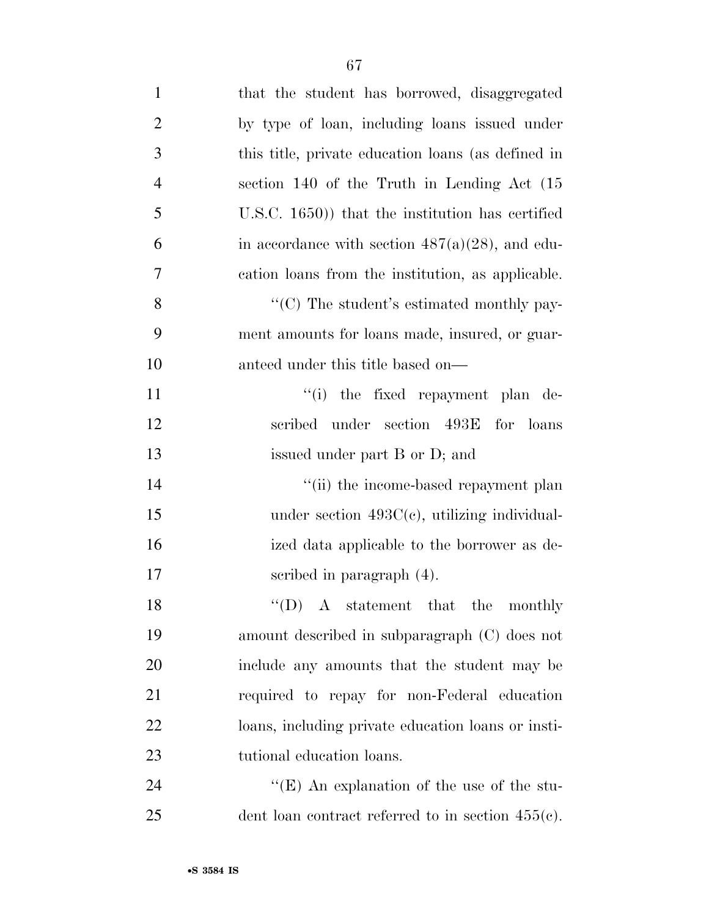that the student has borrowed, disaggregated by type of loan, including loans issued under this title, private education loans (as defined in section 140 of the Truth in Lending Act (15 U.S.C. 1650)) that the institution has certified in accordance with section 487(a)(28), and education loans from the institution, as applicable.

"(C) The student's estimated monthly payment amounts for loans made, insured, or guaranteed under this title based on—

"(i) the fixed repayment plan described under section 493E for loans issued under part B or D; and

"(ii) the income-based repayment plan under section 493C(c), utilizing individualized data applicable to the borrower as described in paragraph (4).

"(D) A statement that the monthly amount described in subparagraph (C) does not include any amounts that the student may be required to repay for non-Federal education loans, including private education loans or institutional education loans.

"(E) An explanation of the use of the student loan contract referred to in section 455(c).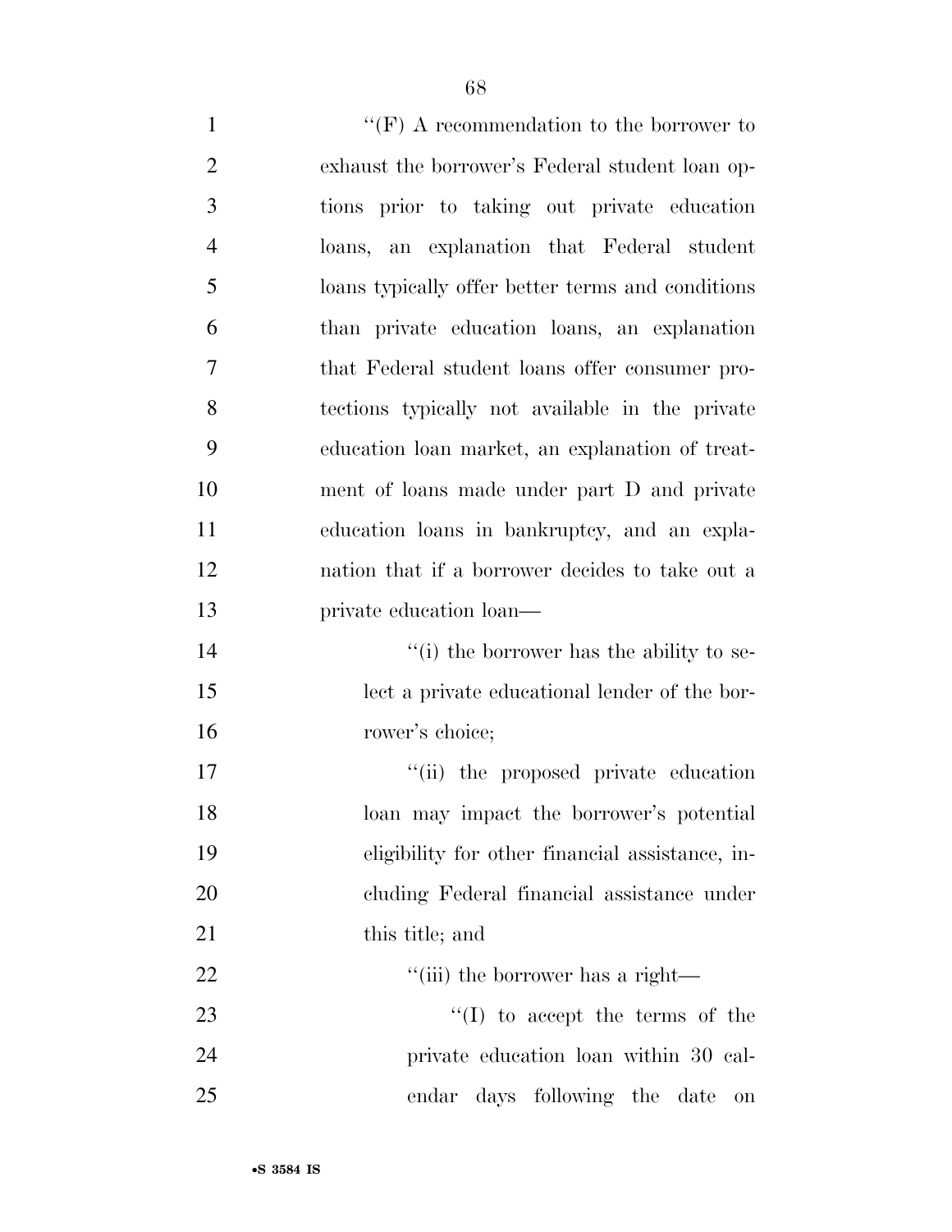''(F) A recommendation to the borrower to exhaust the borrower's Federal student loan options prior to taking out private education loans, an explanation that Federal student loans typically offer better terms and conditions than private education loans, an explanation that Federal student loans offer consumer protections typically not available in the private education loan market, an explanation of treatment of loans made under part D and private education loans in bankruptcy, and an explanation that if a borrower decides to take out a private education loan—

''(i) the borrower has the ability to select a private educational lender of the borrower's choice;

''(ii) the proposed private education loan may impact the borrower's potential eligibility for other financial assistance, including Federal financial assistance under this title; and

''(iii) the borrower has a right—

''(I) to accept the terms of the private education loan within 30 calendar days following the date on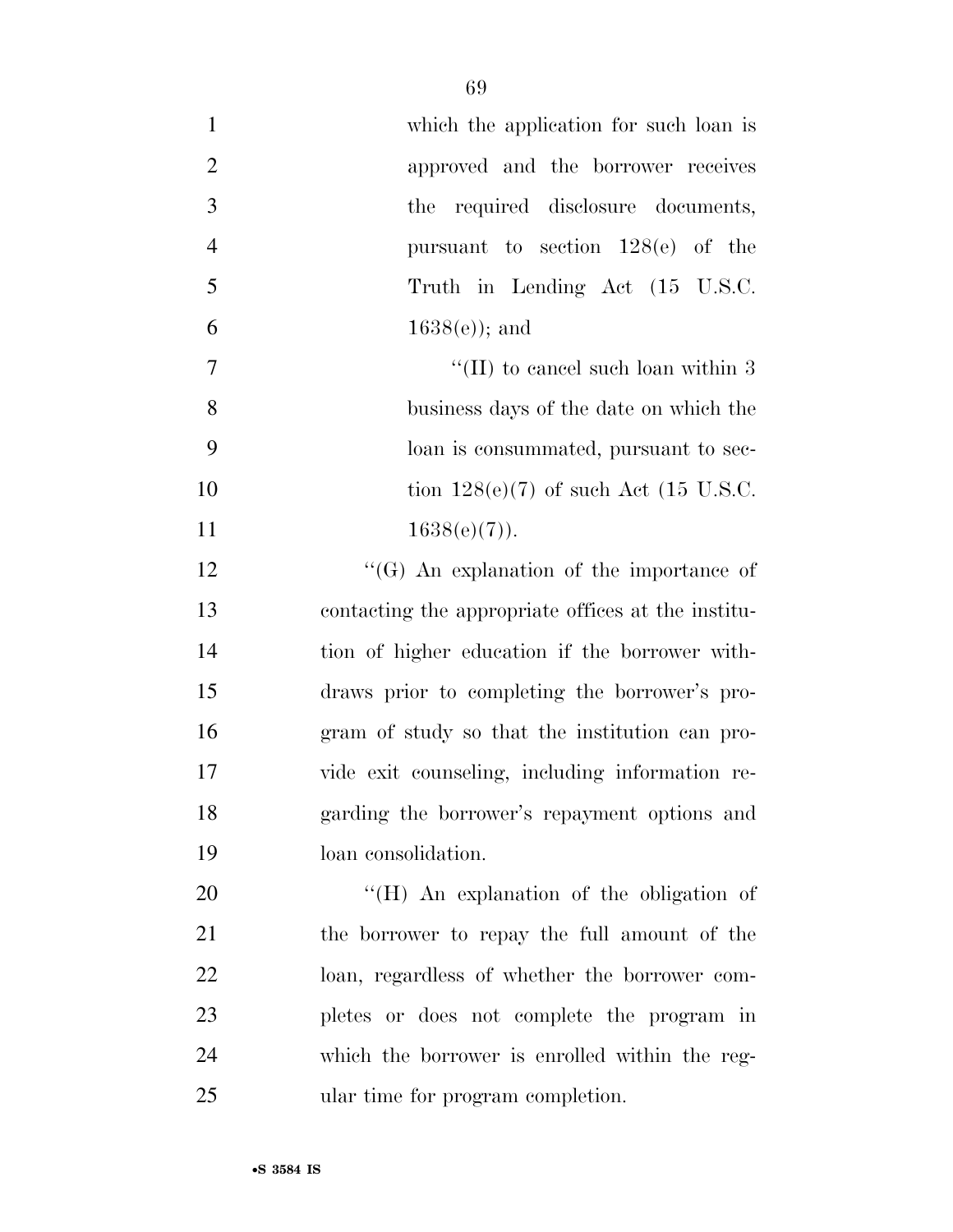which the application for such loan is approved and the borrower receives the required disclosure documents, pursuant to section 128(e) of the Truth in Lending Act (15 U.S.C. 1638(e)); and

"(II) to cancel such loan within 3 business days of the date on which the loan is consummated, pursuant to section 128(e)(7) of such Act (15 U.S.C. 1638(e)(7)).

"(G) An explanation of the importance of contacting the appropriate offices at the institution of higher education if the borrower withdraws prior to completing the borrower's program of study so that the institution can provide exit counseling, including information regarding the borrower's repayment options and loan consolidation.

"(H) An explanation of the obligation of the borrower to repay the full amount of the loan, regardless of whether the borrower completes or does not complete the program in which the borrower is enrolled within the regular time for program completion.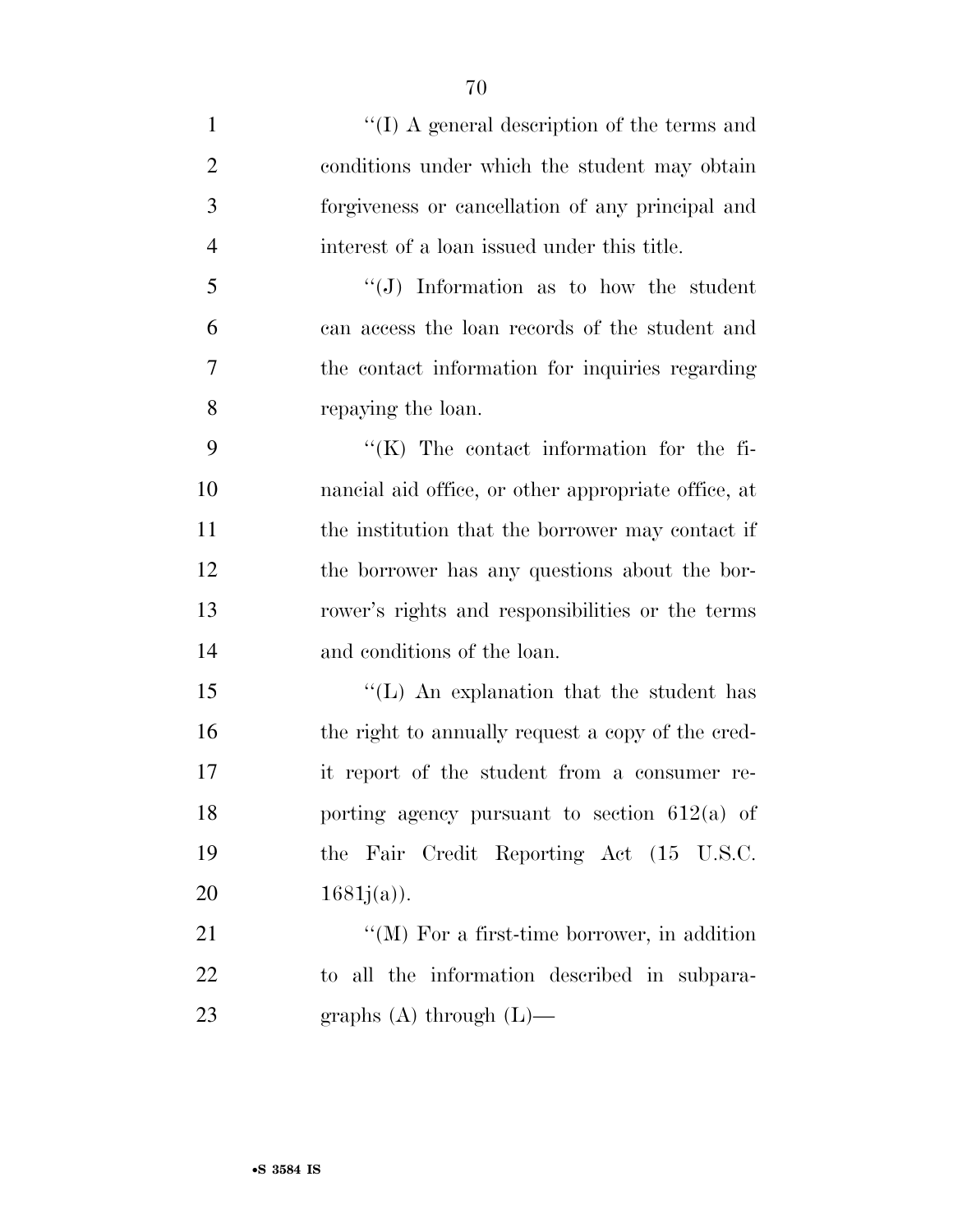''(I) A general description of the terms and conditions under which the student may obtain forgiveness or cancellation of any principal and interest of a loan issued under this title.

''(J) Information as to how the student can access the loan records of the student and the contact information for inquiries regarding repaying the loan.

''(K) The contact information for the financial aid office, or other appropriate office, at the institution that the borrower may contact if the borrower has any questions about the borrower's rights and responsibilities or the terms and conditions of the loan.

''(L) An explanation that the student has the right to annually request a copy of the credit report of the student from a consumer reporting agency pursuant to section 612(a) of the Fair Credit Reporting Act (15 U.S.C. 1681j(a)).

''(M) For a first-time borrower, in addition to all the information described in subparagraphs (A) through (L)—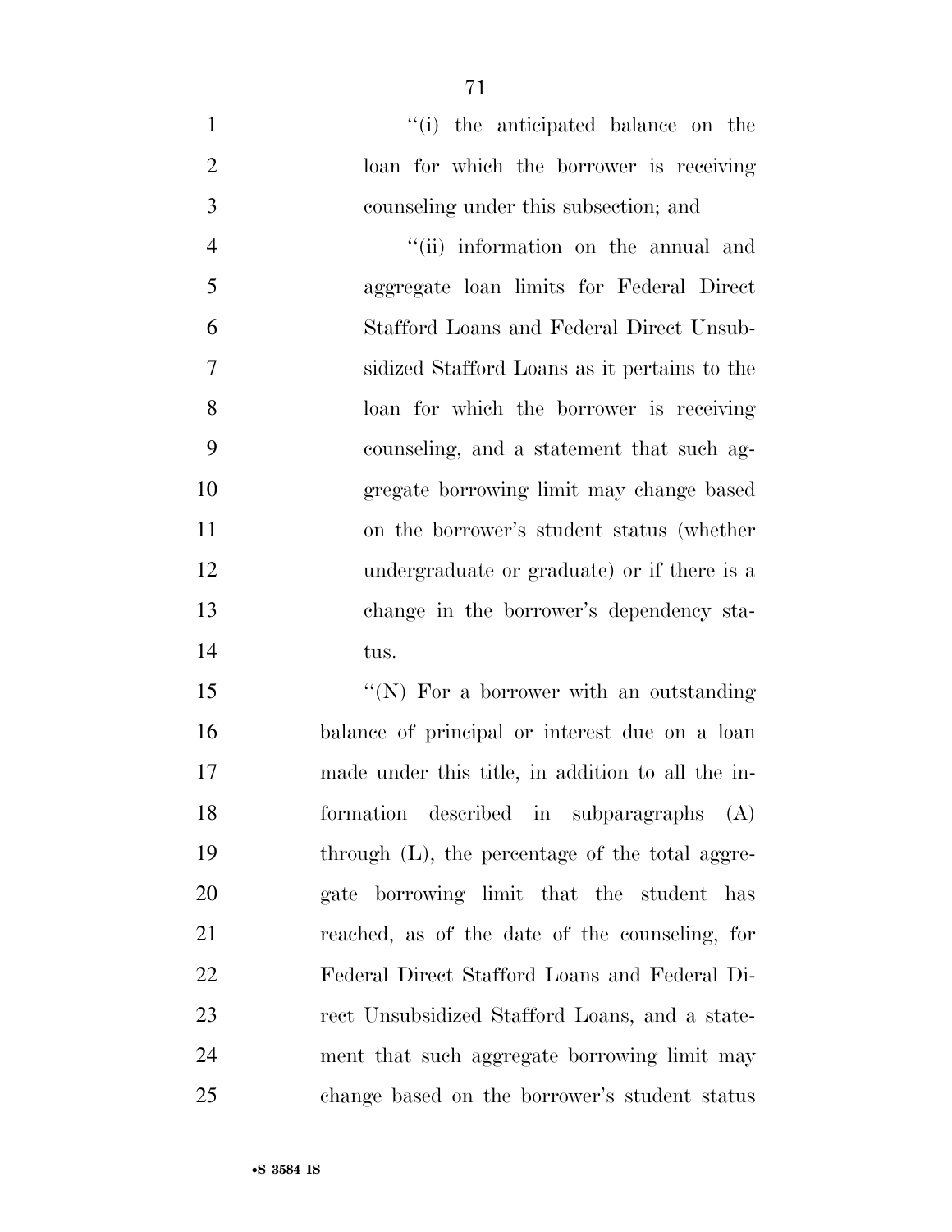''(i) the anticipated balance on the loan for which the borrower is receiving counseling under this subsection; and

''(ii) information on the annual and aggregate loan limits for Federal Direct Stafford Loans and Federal Direct Unsubsidized Stafford Loans as it pertains to the loan for which the borrower is receiving counseling, and a statement that such aggregate borrowing limit may change based on the borrower's student status (whether undergraduate or graduate) or if there is a change in the borrower's dependency status.

''(N) For a borrower with an outstanding balance of principal or interest due on a loan made under this title, in addition to all the information described in subparagraphs (A) through (L), the percentage of the total aggregate borrowing limit that the student has reached, as of the date of the counseling, for Federal Direct Stafford Loans and Federal Direct Unsubsidized Stafford Loans, and a statement that such aggregate borrowing limit may change based on the borrower's student status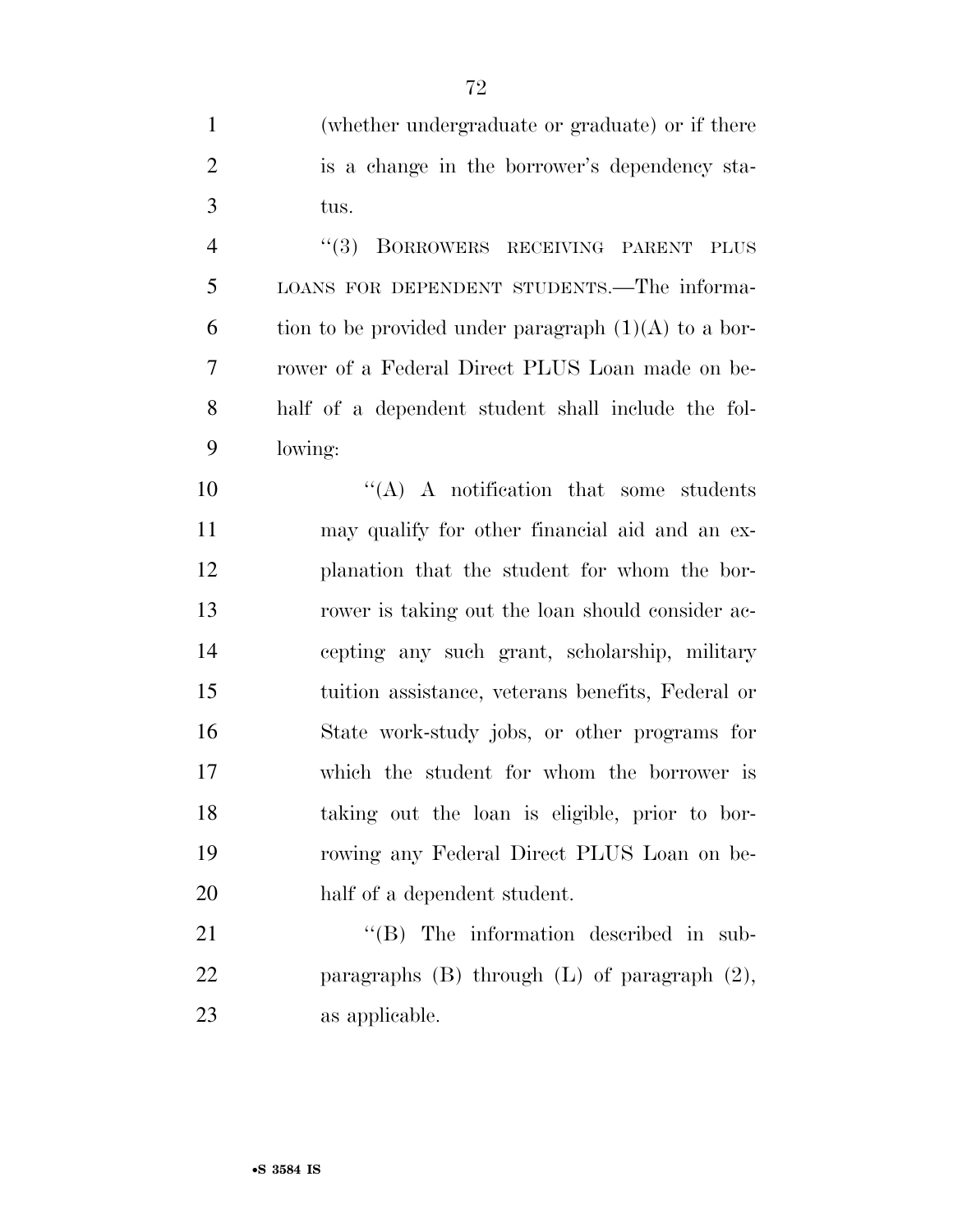(whether undergraduate or graduate) or if there is a change in the borrower's dependency status.

''(3) BORROWERS RECEIVING PARENT PLUS LOANS FOR DEPENDENT STUDENTS.—The information to be provided under paragraph (1)(A) to a borrower of a Federal Direct PLUS Loan made on behalf of a dependent student shall include the following:

''(A) A notification that some students may qualify for other financial aid and an explanation that the student for whom the borrower is taking out the loan should consider accepting any such grant, scholarship, military tuition assistance, veterans benefits, Federal or State work-study jobs, or other programs for which the student for whom the borrower is taking out the loan is eligible, prior to borrowing any Federal Direct PLUS Loan on behalf of a dependent student.

''(B) The information described in subparagraphs (B) through (L) of paragraph (2), as applicable.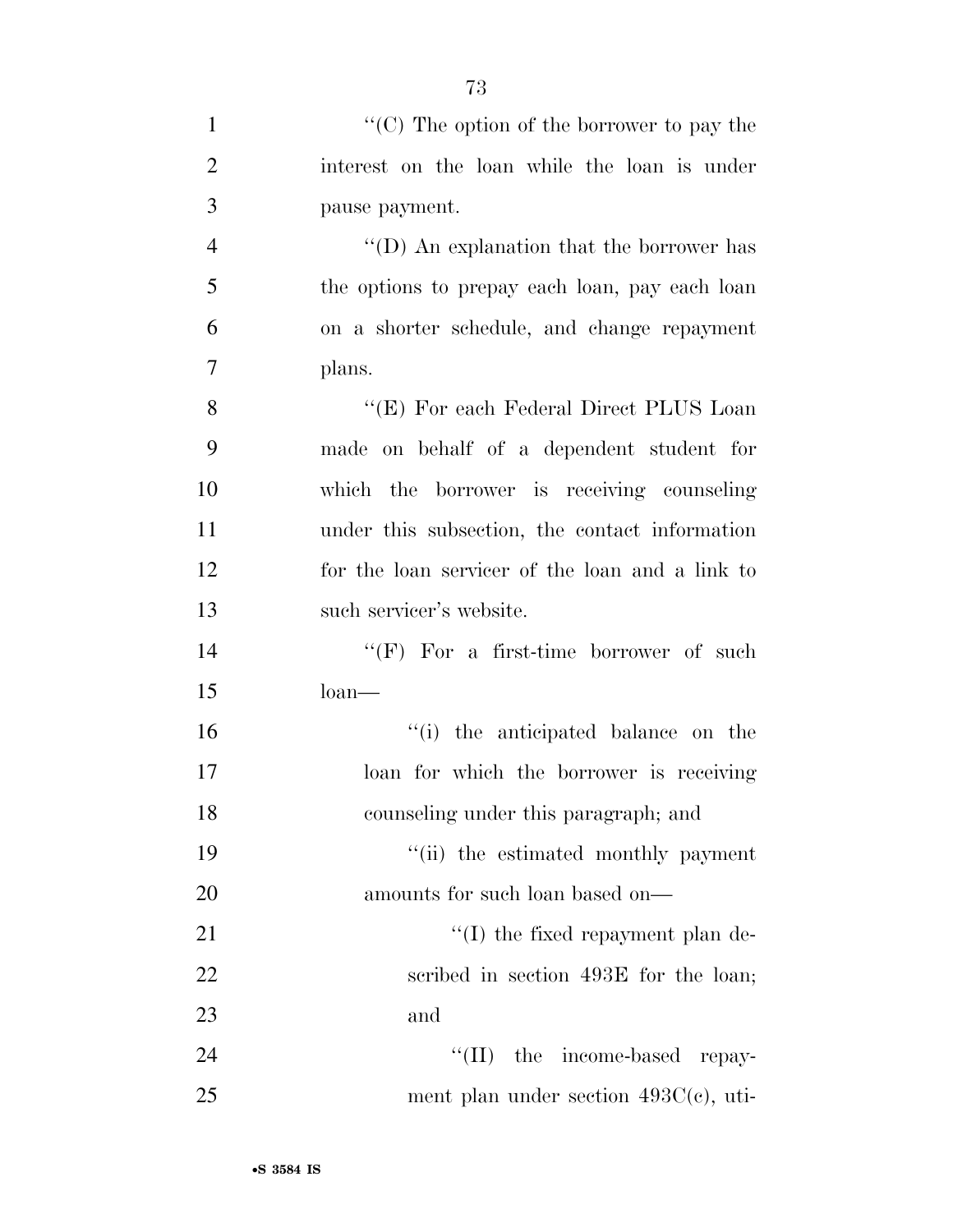''(C) The option of the borrower to pay the interest on the loan while the loan is under pause payment.

''(D) An explanation that the borrower has the options to prepay each loan, pay each loan on a shorter schedule, and change repayment plans.

''(E) For each Federal Direct PLUS Loan made on behalf of a dependent student for which the borrower is receiving counseling under this subsection, the contact information for the loan servicer of the loan and a link to such servicer's website.

''(F) For a first-time borrower of such loan—

''(i) the anticipated balance on the loan for which the borrower is receiving counseling under this paragraph; and

''(ii) the estimated monthly payment amounts for such loan based on—

''(I) the fixed repayment plan described in section 493E for the loan; and

''(II) the income-based repayment plan under section 493C(c), uti-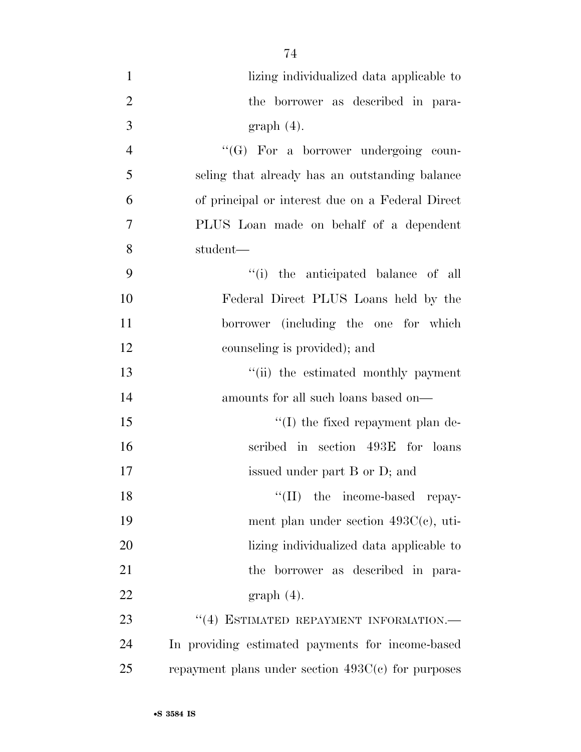lizing individualized data applicable to the borrower as described in paragraph (4).

''(G) For a borrower undergoing counseling that already has an outstanding balance of principal or interest due on a Federal Direct PLUS Loan made on behalf of a dependent student—

''(i) the anticipated balance of all Federal Direct PLUS Loans held by the borrower (including the one for which counseling is provided); and

''(ii) the estimated monthly payment amounts for all such loans based on—

''(I) the fixed repayment plan described in section 493E for loans issued under part B or D; and

''(II) the income-based repayment plan under section 493C(c), utilizing individualized data applicable to the borrower as described in paragraph (4).

''(4) ESTIMATED REPAYMENT INFORMATION.—In providing estimated payments for income-based repayment plans under section 493C(c) for purposes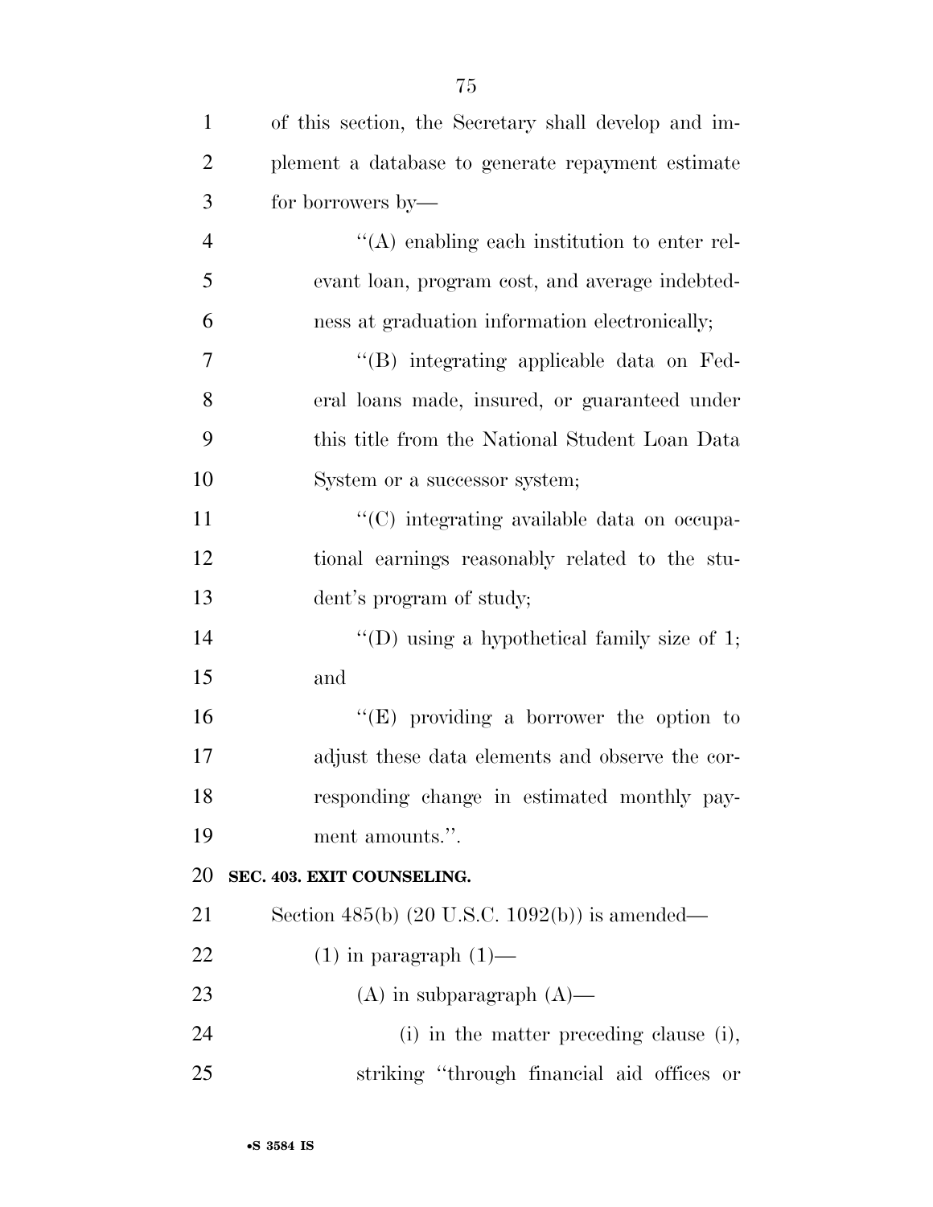of this section, the Secretary shall develop and implement a database to generate repayment estimate for borrowers by—

"(A) enabling each institution to enter relevant loan, program cost, and average indebtedness at graduation information electronically;

"(B) integrating applicable data on Federal loans made, insured, or guaranteed under this title from the National Student Loan Data System or a successor system;

"(C) integrating available data on occupational earnings reasonably related to the student's program of study;

"(D) using a hypothetical family size of 1; and

"(E) providing a borrower the option to adjust these data elements and observe the corresponding change in estimated monthly payment amounts.".

**SEC. 403. EXIT COUNSELING.**

Section 485(b) (20 U.S.C. 1092(b)) is amended—

(1) in paragraph (1)—

(A) in subparagraph (A)—

(i) in the matter preceding clause (i), striking "through financial aid offices or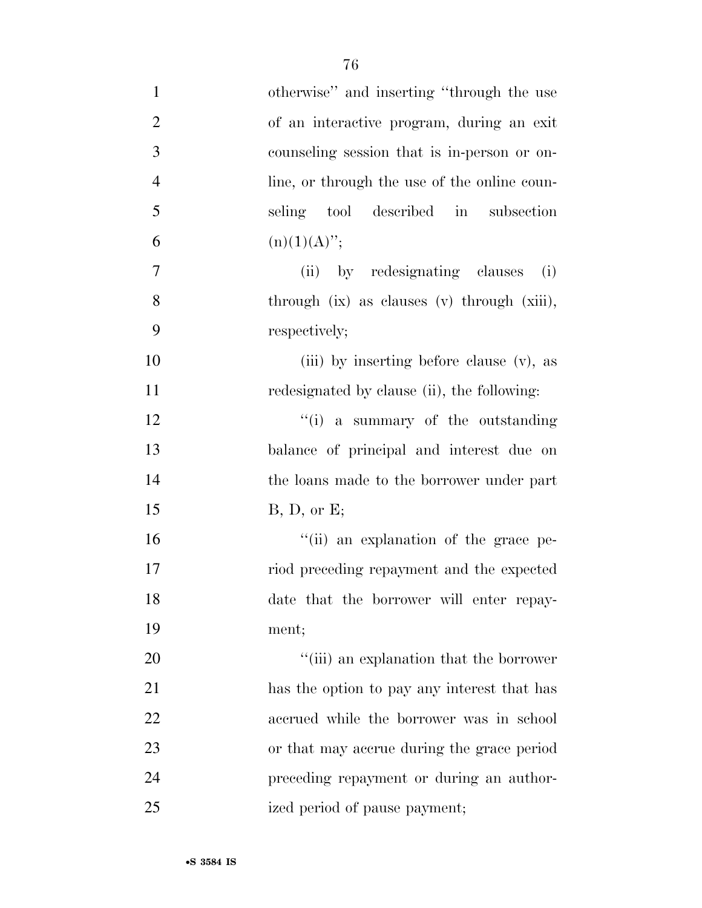otherwise'' and inserting ''through the use of an interactive program, during an exit counseling session that is in-person or online, or through the use of the online counseling tool described in subsection (n)(1)(A)'';

(ii) by redesignating clauses (i) through (ix) as clauses (v) through (xiii), respectively;

(iii) by inserting before clause (v), as redesignated by clause (ii), the following:

''(i) a summary of the outstanding balance of principal and interest due on the loans made to the borrower under part B, D, or E;

''(ii) an explanation of the grace period preceding repayment and the expected date that the borrower will enter repayment;

''(iii) an explanation that the borrower has the option to pay any interest that has accrued while the borrower was in school or that may accrue during the grace period preceding repayment or during an authorized period of pause payment;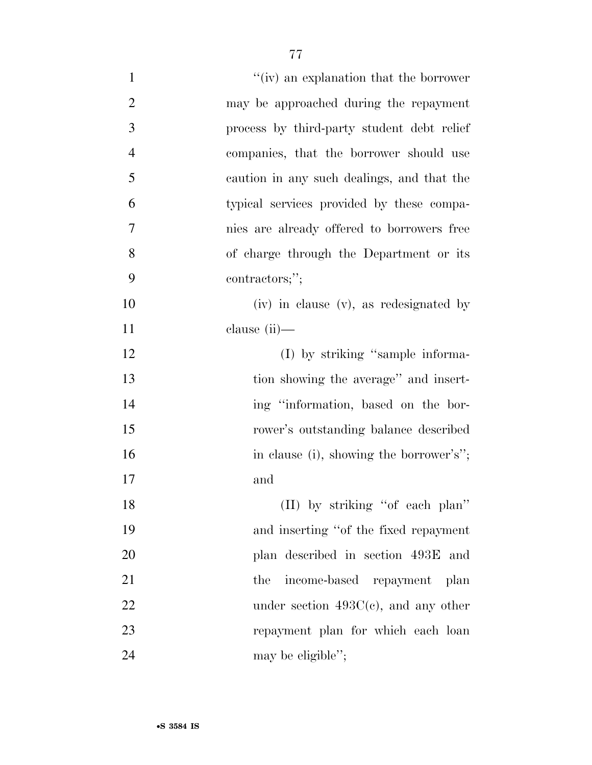"(iv) an explanation that the borrower may be approached during the repayment process by third-party student debt relief companies, that the borrower should use caution in any such dealings, and that the typical services provided by these companies are already offered to borrowers free of charge through the Department or its contractors;";

(iv) in clause (v), as redesignated by clause (ii)—

(I) by striking "sample information showing the average" and inserting "information, based on the borrower's outstanding balance described in clause (i), showing the borrower's"; and

(II) by striking "of each plan" and inserting "of the fixed repayment plan described in section 493E and the income-based repayment plan under section 493C(c), and any other repayment plan for which each loan may be eligible";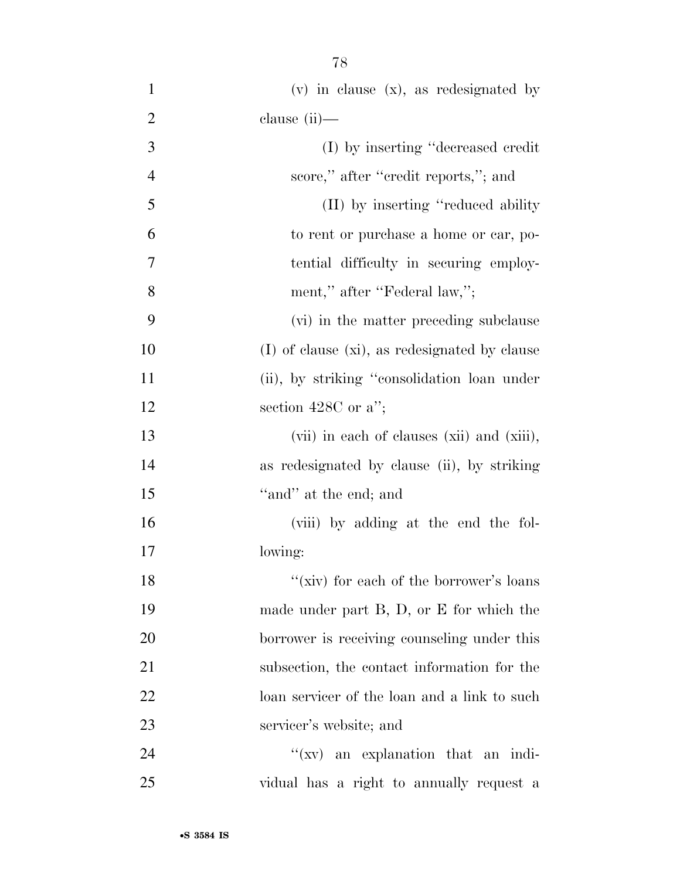(v) in clause (x), as redesignated by clause (ii)—

(I) by inserting "decreased credit score," after "credit reports,"; and

(II) by inserting "reduced ability to rent or purchase a home or car, potential difficulty in securing employment," after "Federal law,";

(vi) in the matter preceding subclause (I) of clause (xi), as redesignated by clause (ii), by striking "consolidation loan under section 428C or a";

(vii) in each of clauses (xii) and (xiii), as redesignated by clause (ii), by striking "and" at the end; and

(viii) by adding at the end the following:

"(xiv) for each of the borrower's loans made under part B, D, or E for which the borrower is receiving counseling under this subsection, the contact information for the loan servicer of the loan and a link to such servicer's website; and

"(xv) an explanation that an individual has a right to annually request a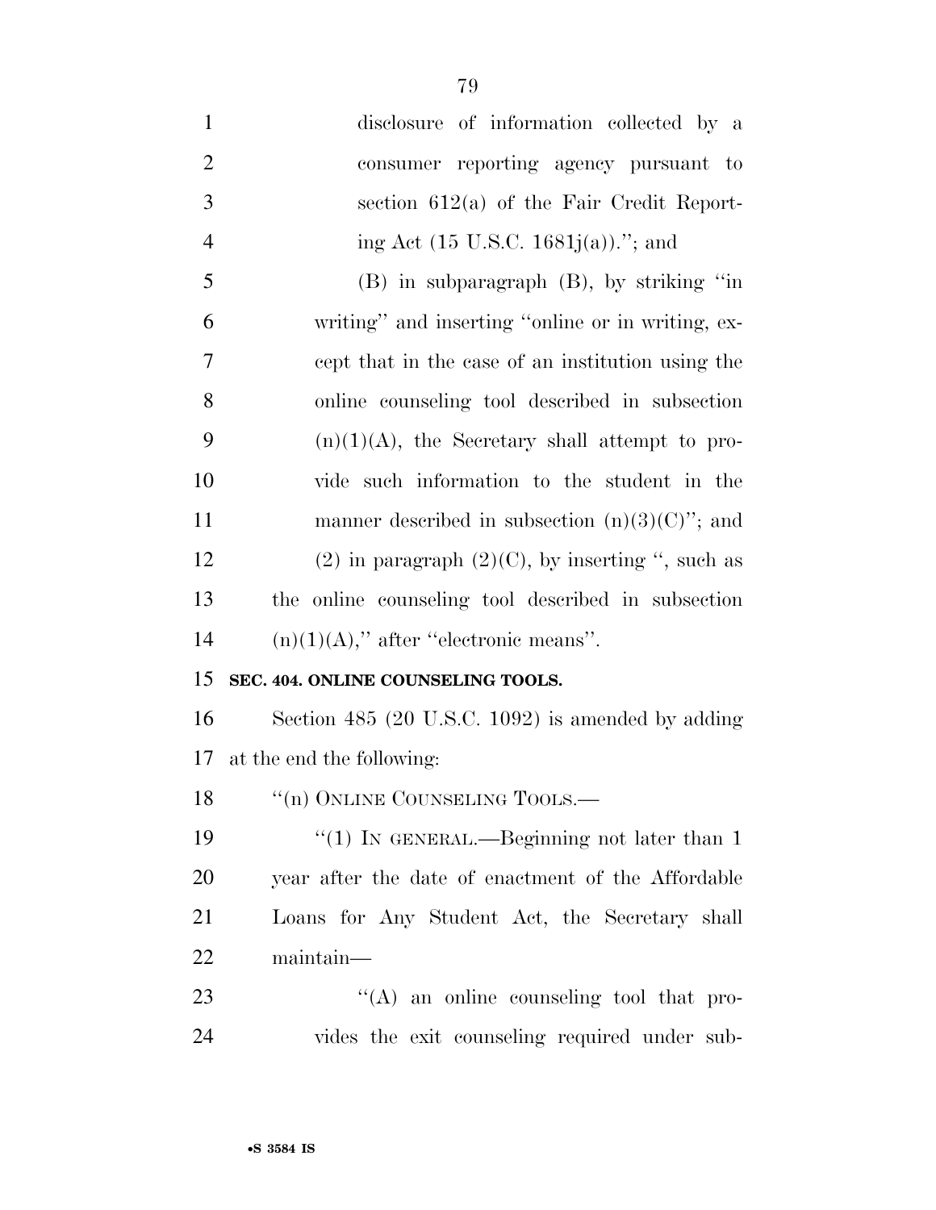disclosure of information collected by a consumer reporting agency pursuant to section 612(a) of the Fair Credit Reporting Act (15 U.S.C. 1681j(a)).''; and

(B) in subparagraph (B), by striking ''in writing'' and inserting ''online or in writing, except that in the case of an institution using the online counseling tool described in subsection (n)(1)(A), the Secretary shall attempt to provide such information to the student in the manner described in subsection (n)(3)(C)''; and

(2) in paragraph (2)(C), by inserting '', such as the online counseling tool described in subsection (n)(1)(A),'' after ''electronic means''.

**SEC. 404. ONLINE COUNSELING TOOLS.**

Section 485 (20 U.S.C. 1092) is amended by adding at the end the following:

''(n) ONLINE COUNSELING TOOLS.—

''(1) IN GENERAL.—Beginning not later than 1 year after the date of enactment of the Affordable Loans for Any Student Act, the Secretary shall maintain—

''(A) an online counseling tool that provides the exit counseling required under sub-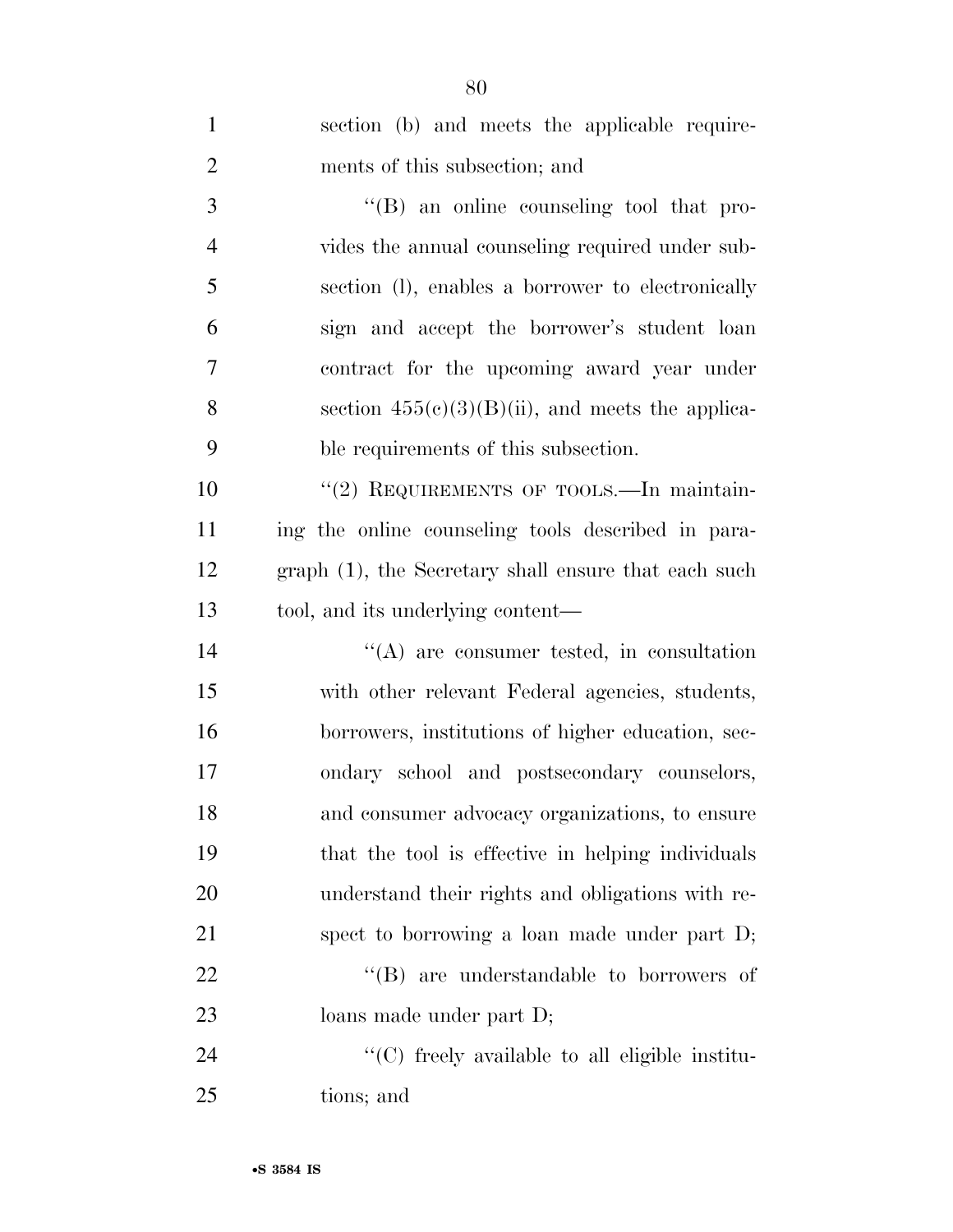section (b) and meets the applicable requirements of this subsection; and

"(B) an online counseling tool that provides the annual counseling required under subsection (l), enables a borrower to electronically sign and accept the borrower's student loan contract for the upcoming award year under section 455(c)(3)(B)(ii), and meets the applicable requirements of this subsection.

"(2) REQUIREMENTS OF TOOLS.—In maintaining the online counseling tools described in paragraph (1), the Secretary shall ensure that each such tool, and its underlying content—

"(A) are consumer tested, in consultation with other relevant Federal agencies, students, borrowers, institutions of higher education, secondary school and postsecondary counselors, and consumer advocacy organizations, to ensure that the tool is effective in helping individuals understand their rights and obligations with respect to borrowing a loan made under part D;

"(B) are understandable to borrowers of loans made under part D;

"(C) freely available to all eligible institutions; and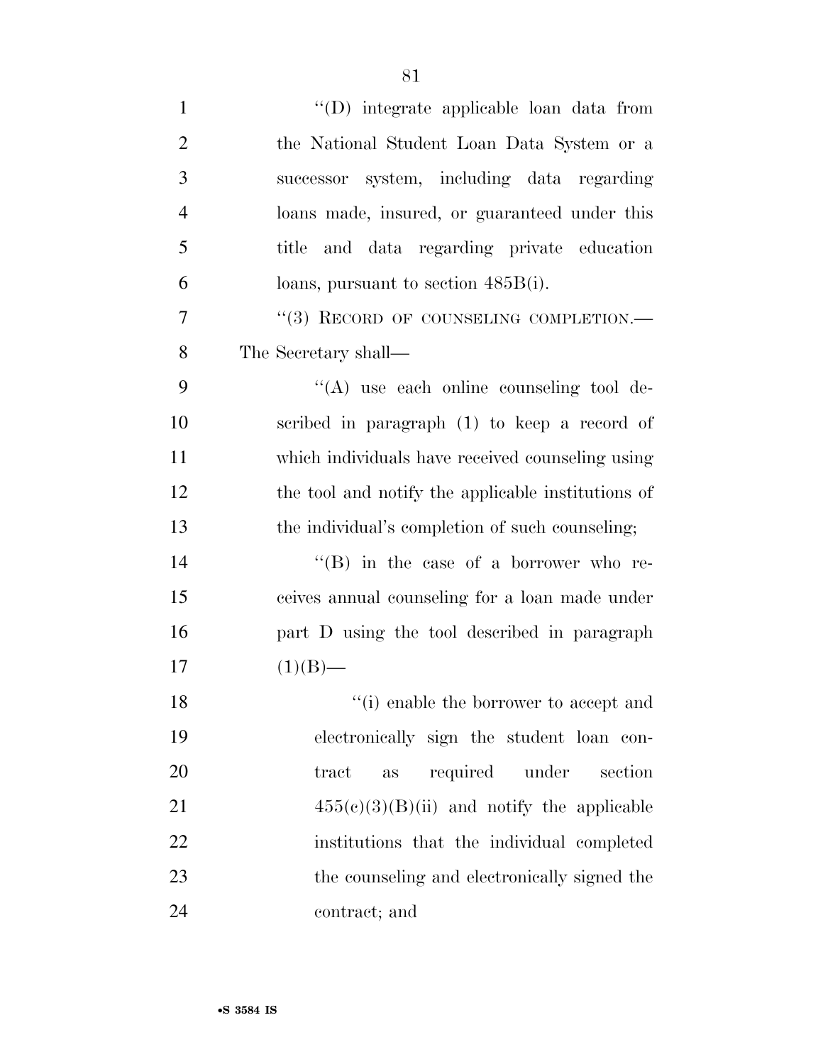''(D) integrate applicable loan data from the National Student Loan Data System or a successor system, including data regarding loans made, insured, or guaranteed under this title and data regarding private education loans, pursuant to section 485B(i).

''(3) RECORD OF COUNSELING COMPLETION.—The Secretary shall—

''(A) use each online counseling tool described in paragraph (1) to keep a record of which individuals have received counseling using the tool and notify the applicable institutions of the individual's completion of such counseling;

''(B) in the case of a borrower who receives annual counseling for a loan made under part D using the tool described in paragraph (1)(B)—

''(i) enable the borrower to accept and electronically sign the student loan contract as required under section 455(c)(3)(B)(ii) and notify the applicable institutions that the individual completed the counseling and electronically signed the contract; and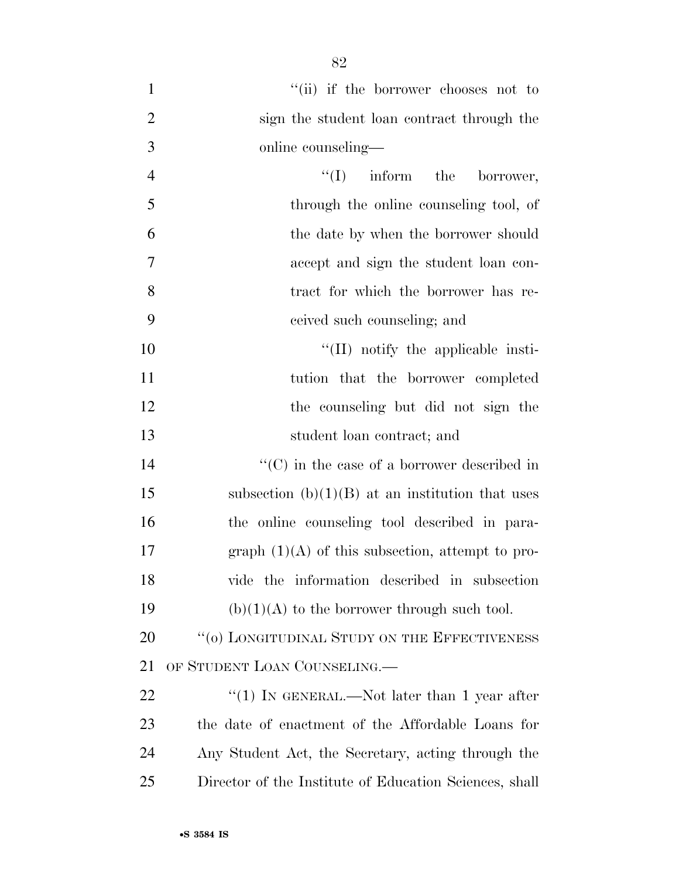"(ii) if the borrower chooses not to sign the student loan contract through the online counseling—

"(I) inform the borrower, through the online counseling tool, of the date by when the borrower should accept and sign the student loan contract for which the borrower has received such counseling; and

"(II) notify the applicable institution that the borrower completed the counseling but did not sign the student loan contract; and

"(C) in the case of a borrower described in subsection (b)(1)(B) at an institution that uses the online counseling tool described in paragraph (1)(A) of this subsection, attempt to provide the information described in subsection (b)(1)(A) to the borrower through such tool.

"(o) LONGITUDINAL STUDY ON THE EFFECTIVENESS OF STUDENT LOAN COUNSELING.—

"(1) IN GENERAL.—Not later than 1 year after the date of enactment of the Affordable Loans for Any Student Act, the Secretary, acting through the Director of the Institute of Education Sciences, shall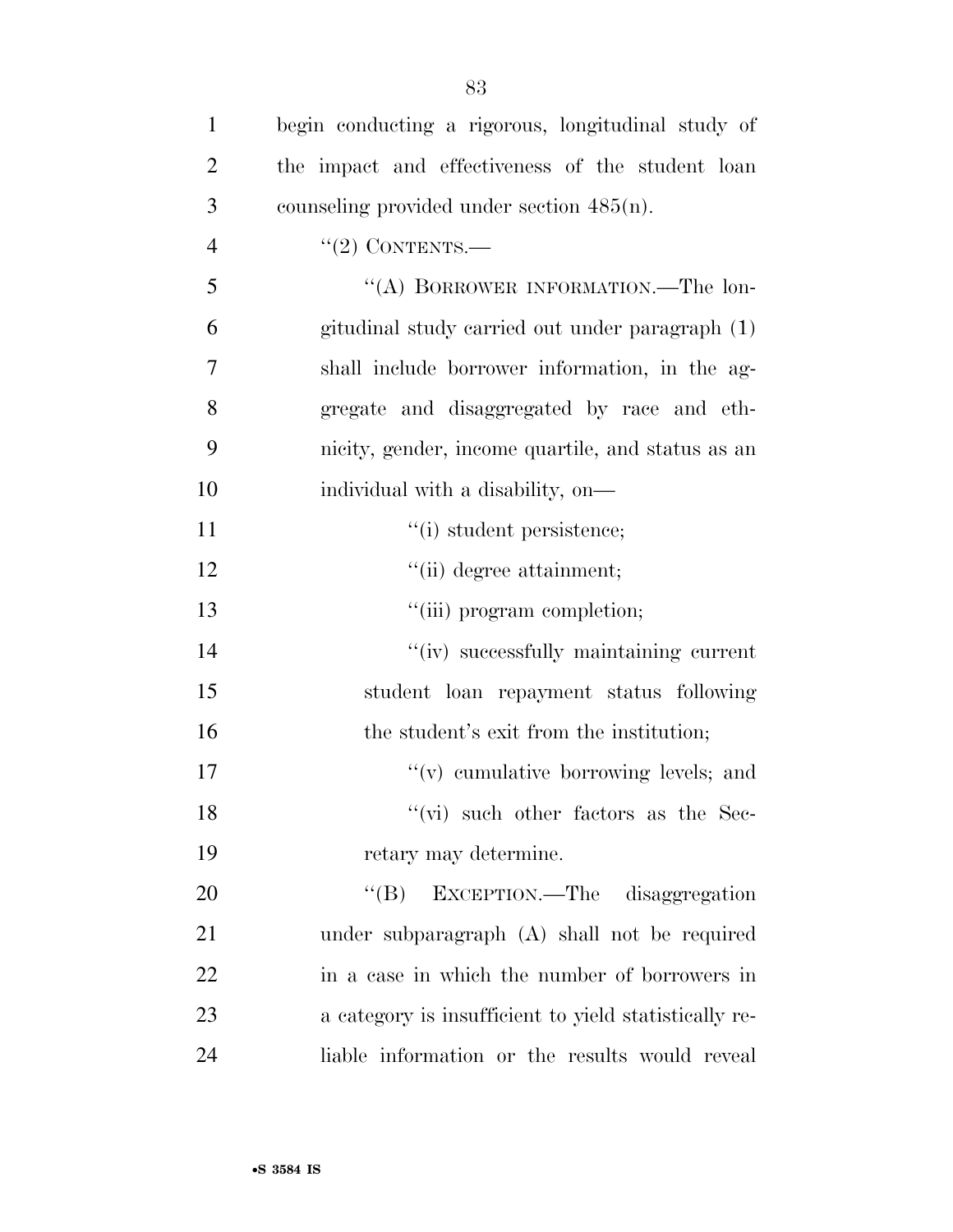begin conducting a rigorous, longitudinal study of the impact and effectiveness of the student loan counseling provided under section 485(n).

"(2) CONTENTS.—

"(A) BORROWER INFORMATION.—The longitudinal study carried out under paragraph (1) shall include borrower information, in the aggregate and disaggregated by race and ethnicity, gender, income quartile, and status as an individual with a disability, on—

"(i) student persistence;

"(ii) degree attainment;

"(iii) program completion;

"(iv) successfully maintaining current student loan repayment status following the student's exit from the institution;

"(v) cumulative borrowing levels; and

"(vi) such other factors as the Secretary may determine.

"(B) EXCEPTION.—The disaggregation under subparagraph (A) shall not be required in a case in which the number of borrowers in a category is insufficient to yield statistically reliable information or the results would reveal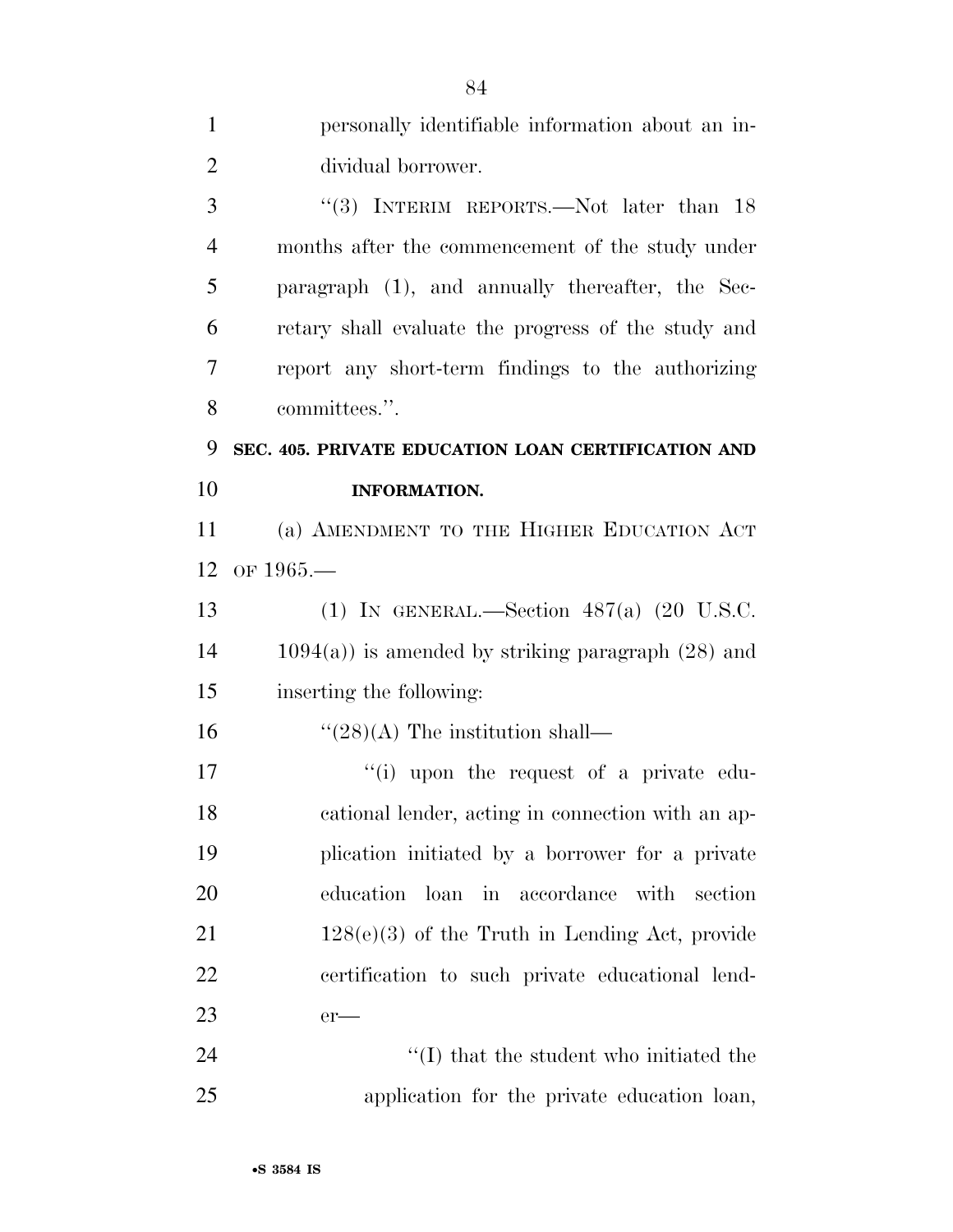personally identifiable information about an individual borrower.

"(3) INTERIM REPORTS.—Not later than 18 months after the commencement of the study under paragraph (1), and annually thereafter, the Secretary shall evaluate the progress of the study and report any short-term findings to the authorizing committees.".

**SEC. 405. PRIVATE EDUCATION LOAN CERTIFICATION AND INFORMATION.**

(a) AMENDMENT TO THE HIGHER EDUCATION ACT OF 1965.—

(1) IN GENERAL.—Section 487(a) (20 U.S.C. 1094(a)) is amended by striking paragraph (28) and inserting the following:

"(28)(A) The institution shall—

"(i) upon the request of a private educational lender, acting in connection with an application initiated by a borrower for a private education loan in accordance with section 128(e)(3) of the Truth in Lending Act, provide certification to such private educational lender—

"(I) that the student who initiated the application for the private education loan,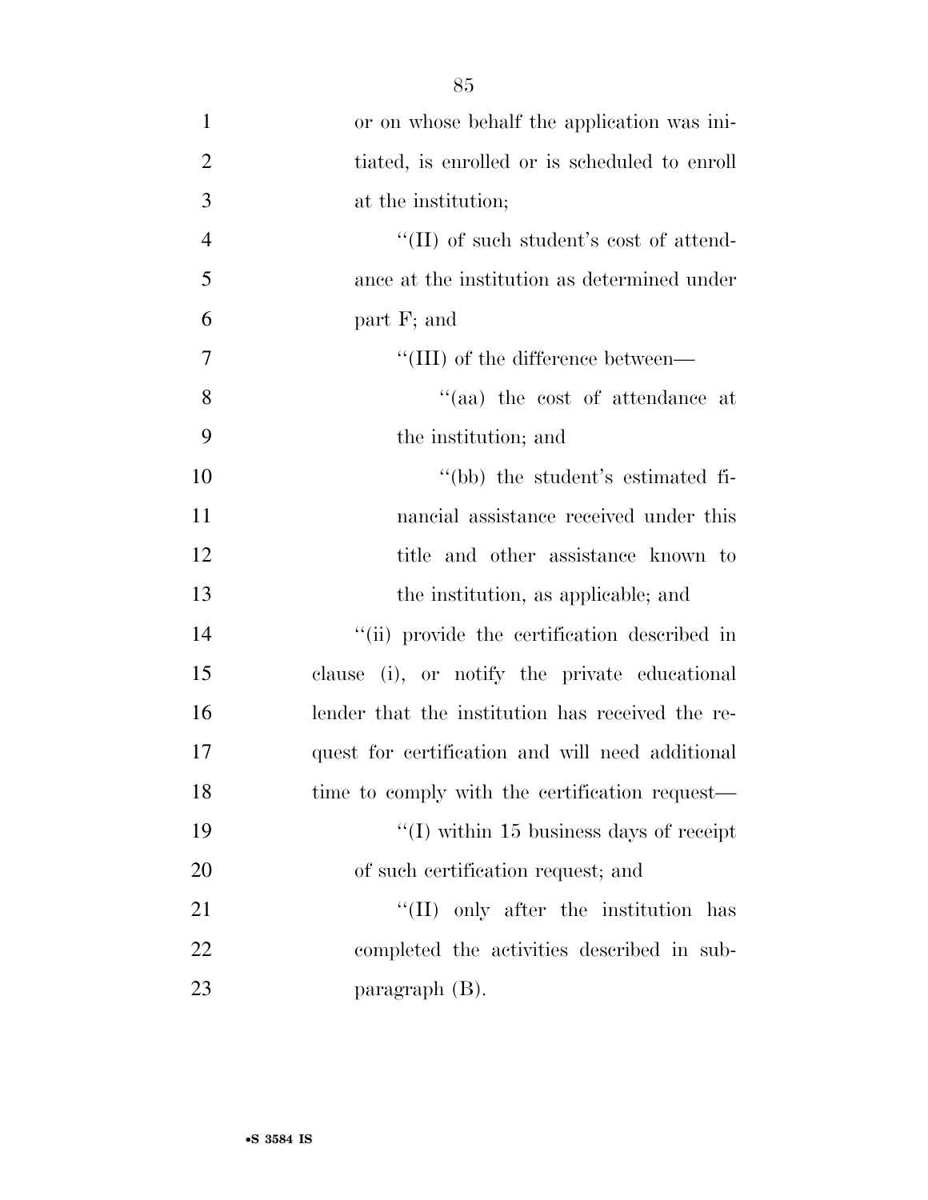or on whose behalf the application was initiated, is enrolled or is scheduled to enroll at the institution;

''(II) of such student's cost of attendance at the institution as determined under part F; and

''(III) of the difference between—

''(aa) the cost of attendance at the institution; and

''(bb) the student's estimated financial assistance received under this title and other assistance known to the institution, as applicable; and

''(ii) provide the certification described in clause (i), or notify the private educational lender that the institution has received the request for certification and will need additional time to comply with the certification request—

''(I) within 15 business days of receipt of such certification request; and

''(II) only after the institution has completed the activities described in subparagraph (B).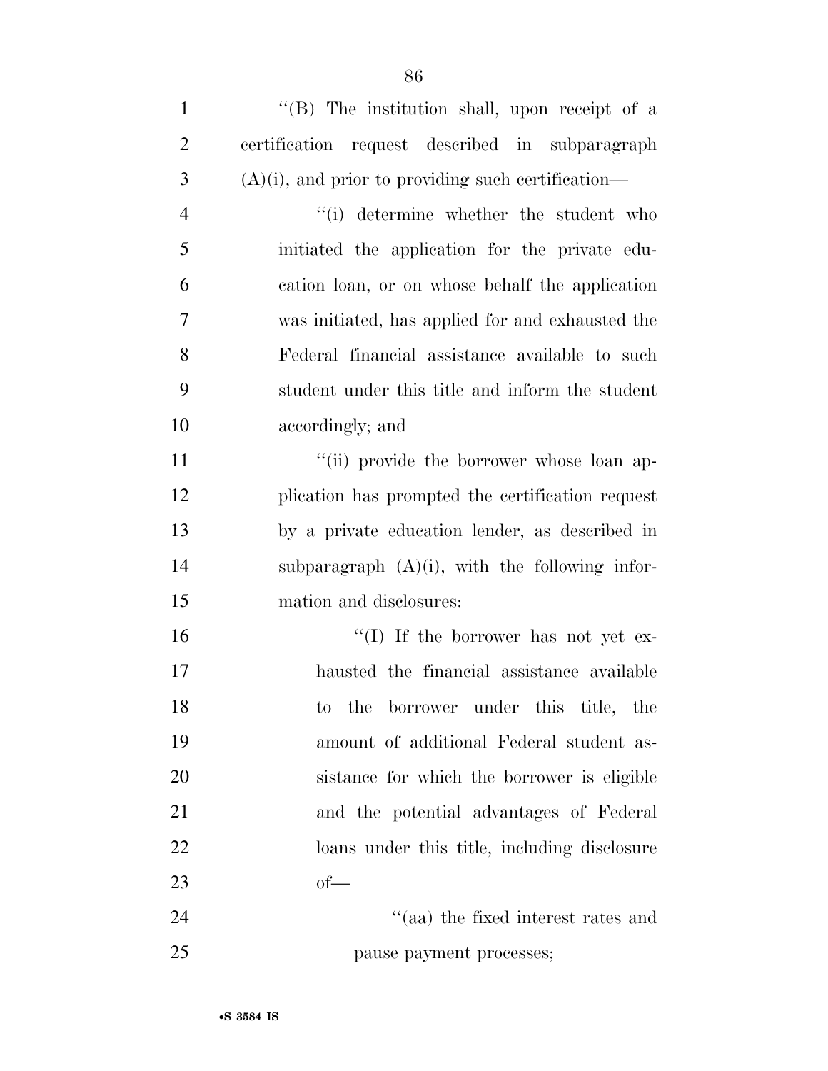''(B) The institution shall, upon receipt of a certification request described in subparagraph (A)(i), and prior to providing such certification—

''(i) determine whether the student who initiated the application for the private education loan, or on whose behalf the application was initiated, has applied for and exhausted the Federal financial assistance available to such student under this title and inform the student accordingly; and

''(ii) provide the borrower whose loan application has prompted the certification request by a private education lender, as described in subparagraph (A)(i), with the following information and disclosures:

''(I) If the borrower has not yet exhausted the financial assistance available to the borrower under this title, the amount of additional Federal student assistance for which the borrower is eligible and the potential advantages of Federal loans under this title, including disclosure of—

''(aa) the fixed interest rates and pause payment processes;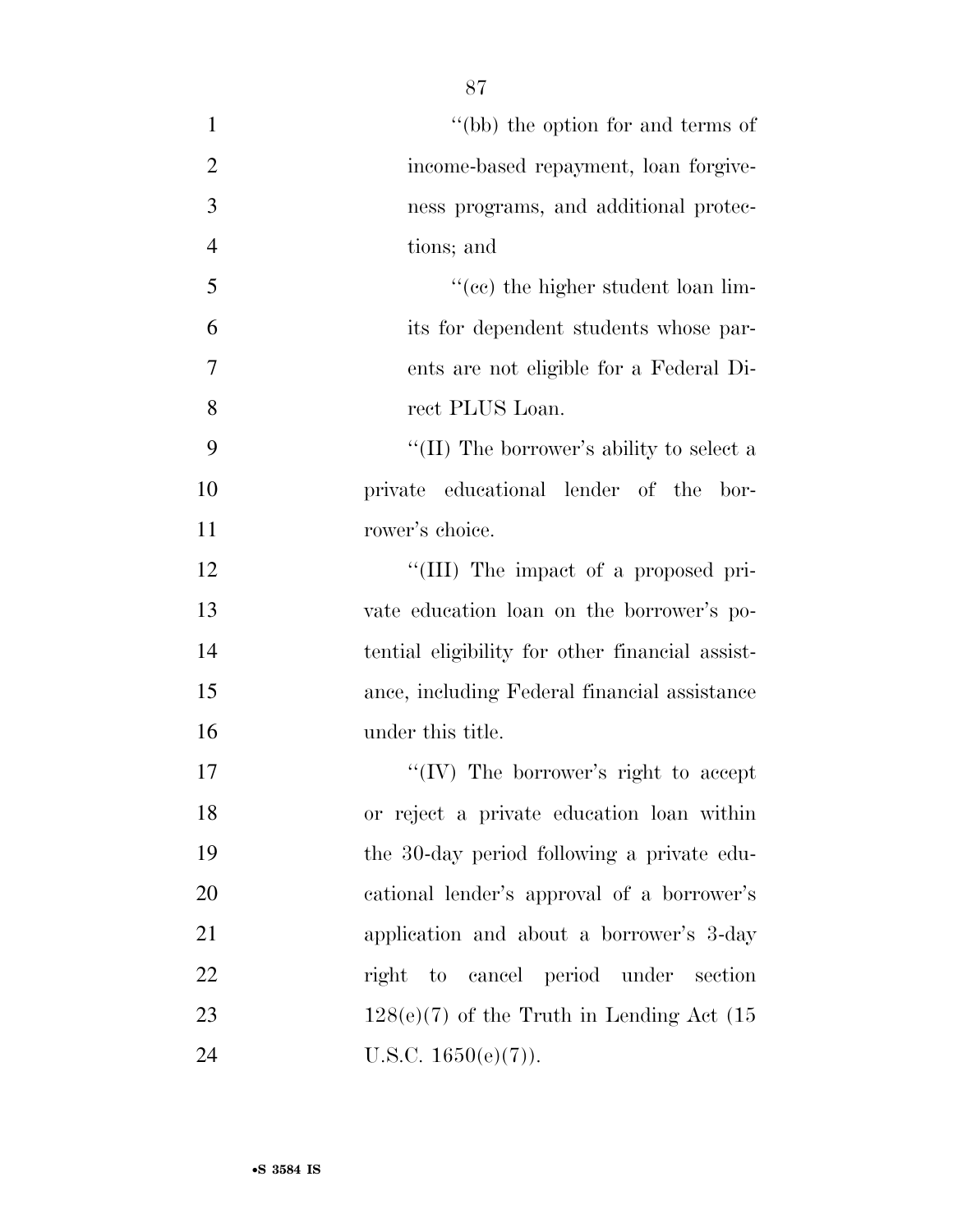''(bb) the option for and terms of income-based repayment, loan forgiveness programs, and additional protections; and

''(cc) the higher student loan limits for dependent students whose parents are not eligible for a Federal Direct PLUS Loan.

''(II) The borrower's ability to select a private educational lender of the borrower's choice.

''(III) The impact of a proposed private education loan on the borrower's potential eligibility for other financial assistance, including Federal financial assistance under this title.

''(IV) The borrower's right to accept or reject a private education loan within the 30-day period following a private educational lender's approval of a borrower's application and about a borrower's 3-day right to cancel period under section 128(e)(7) of the Truth in Lending Act (15 U.S.C. 1650(e)(7)).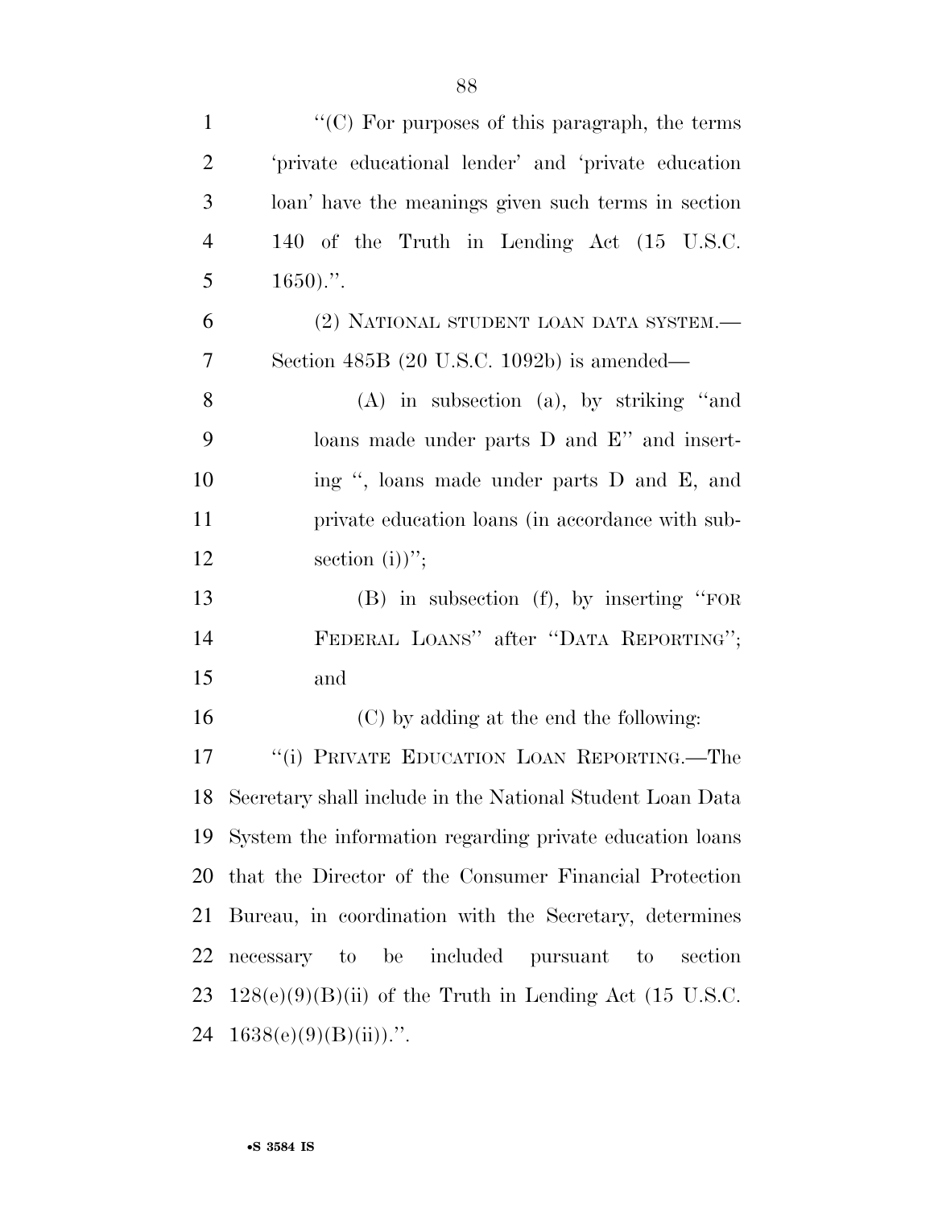''(C) For purposes of this paragraph, the terms 'private educational lender' and 'private education loan' have the meanings given such terms in section 140 of the Truth in Lending Act (15 U.S.C. 1650).''.

(2) NATIONAL STUDENT LOAN DATA SYSTEM.— Section 485B (20 U.S.C. 1092b) is amended—

(A) in subsection (a), by striking ''and loans made under parts D and E'' and inserting '', loans made under parts D and E, and private education loans (in accordance with subsection (i))'';

(B) in subsection (f), by inserting ''FOR FEDERAL LOANS'' after ''DATA REPORTING''; and

(C) by adding at the end the following:

''(i) PRIVATE EDUCATION LOAN REPORTING.—The Secretary shall include in the National Student Loan Data System the information regarding private education loans that the Director of the Consumer Financial Protection Bureau, in coordination with the Secretary, determines necessary to be included pursuant to section 128(e)(9)(B)(ii) of the Truth in Lending Act (15 U.S.C. 1638(e)(9)(B)(ii)).''.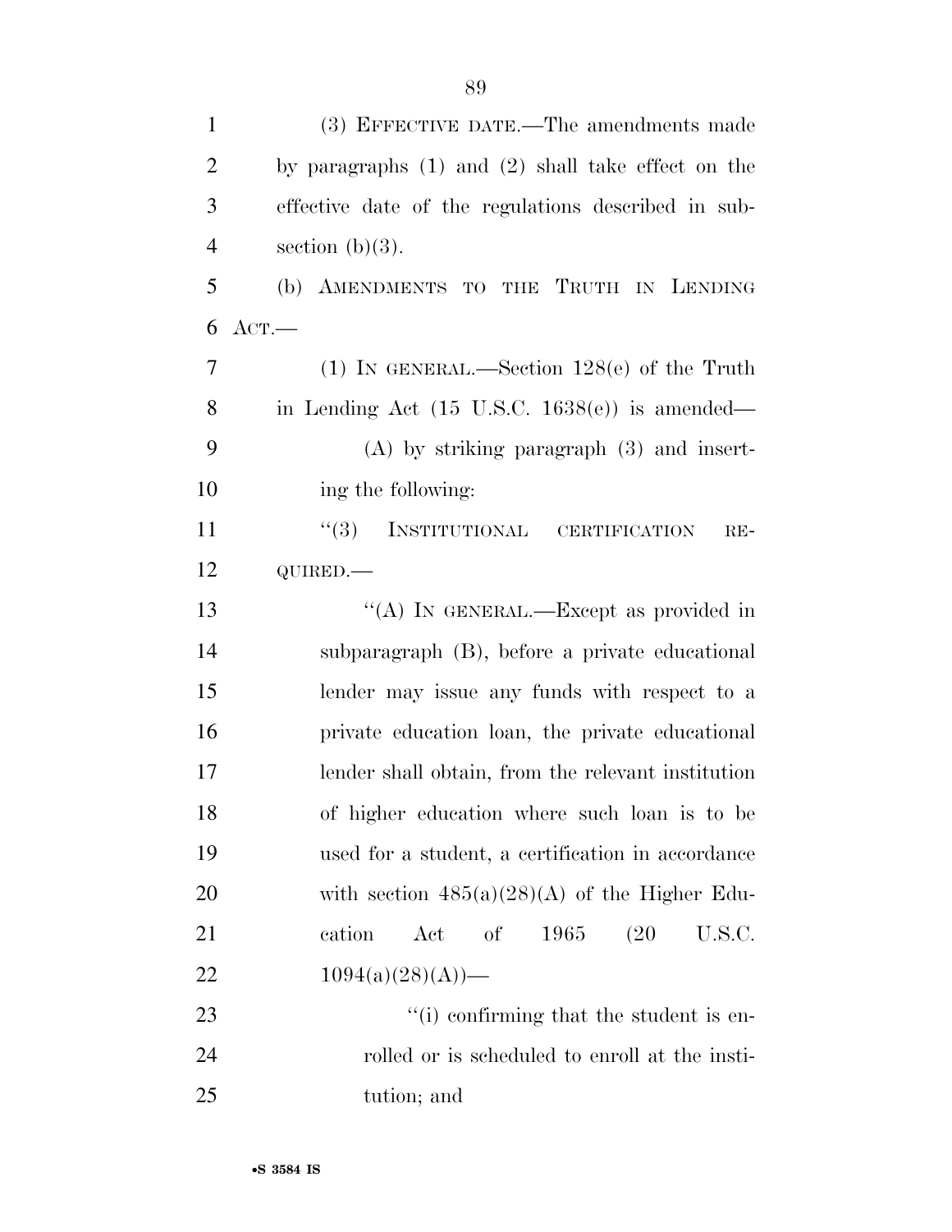(3) EFFECTIVE DATE.—The amendments made by paragraphs (1) and (2) shall take effect on the effective date of the regulations described in subsection (b)(3).

(b) AMENDMENTS TO THE TRUTH IN LENDING ACT.—

(1) IN GENERAL.—Section 128(e) of the Truth in Lending Act (15 U.S.C. 1638(e)) is amended—

(A) by striking paragraph (3) and inserting the following:

"(3) INSTITUTIONAL CERTIFICATION REQUIRED.—

"(A) IN GENERAL.—Except as provided in subparagraph (B), before a private educational lender may issue any funds with respect to a private education loan, the private educational lender shall obtain, from the relevant institution of higher education where such loan is to be used for a student, a certification in accordance with section 485(a)(28)(A) of the Higher Education Act of 1965 (20 U.S.C. 1094(a)(28)(A))—

"(i) confirming that the student is enrolled or is scheduled to enroll at the institution; and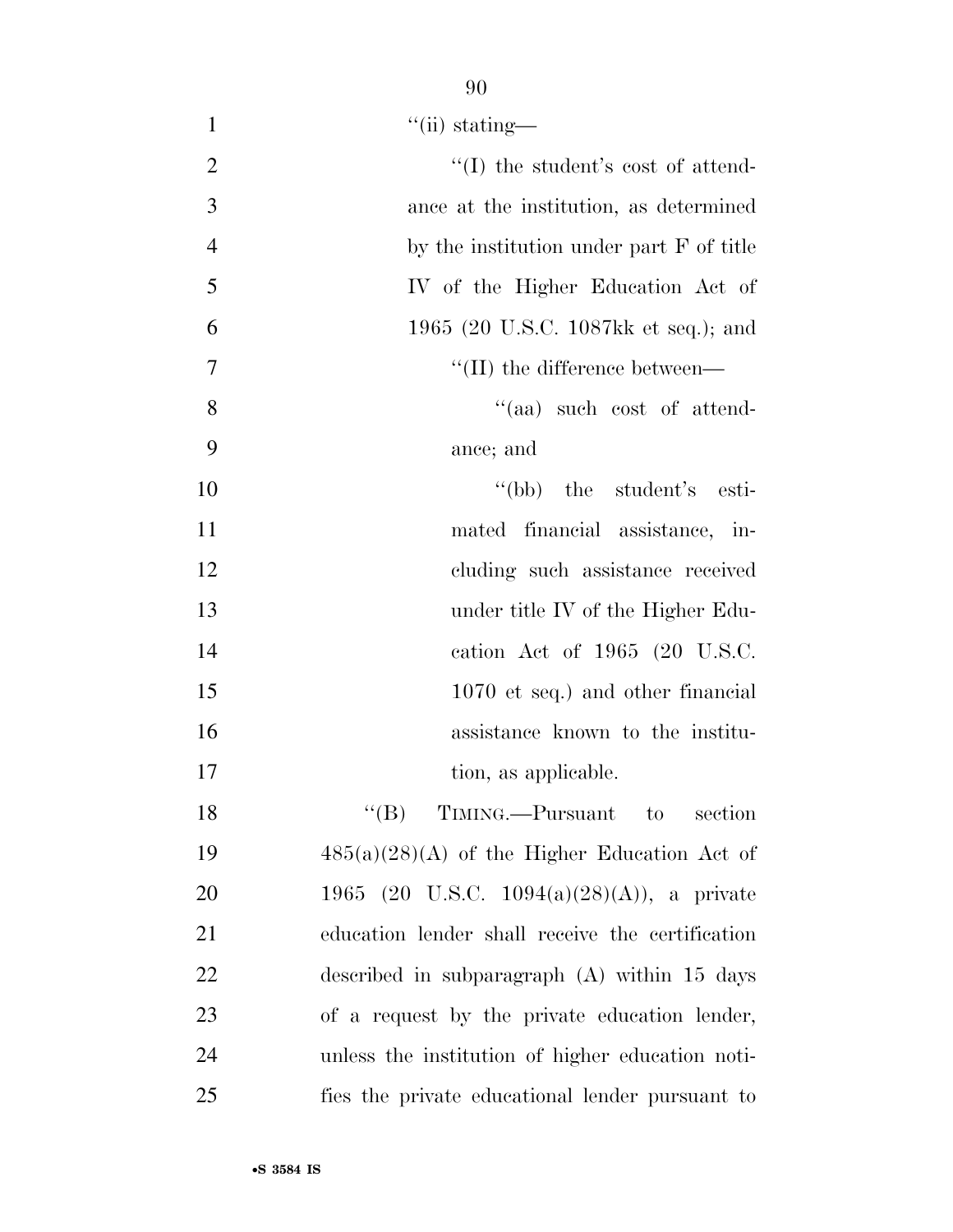''(ii) stating—

''(I) the student's cost of attendance at the institution, as determined by the institution under part F of title IV of the Higher Education Act of 1965 (20 U.S.C. 1087kk et seq.); and

''(II) the difference between—

''(aa) such cost of attendance; and

''(bb) the student's estimated financial assistance, including such assistance received under title IV of the Higher Education Act of 1965 (20 U.S.C. 1070 et seq.) and other financial assistance known to the institution, as applicable.

''(B) TIMING.—Pursuant to section 485(a)(28)(A) of the Higher Education Act of 1965 (20 U.S.C. 1094(a)(28)(A)), a private education lender shall receive the certification described in subparagraph (A) within 15 days of a request by the private education lender, unless the institution of higher education notifies the private educational lender pursuant to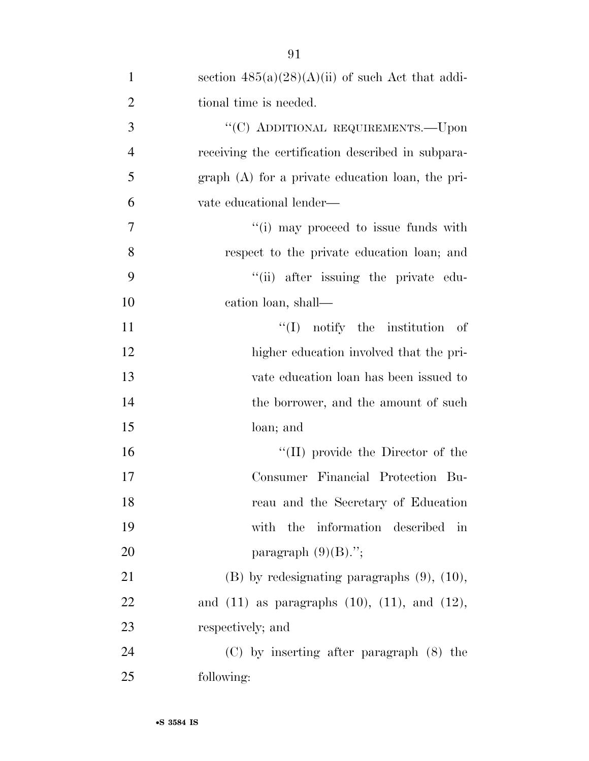section 485(a)(28)(A)(ii) of such Act that additional time is needed.

"(C) ADDITIONAL REQUIREMENTS.—Upon receiving the certification described in subparagraph (A) for a private education loan, the private educational lender—

"(i) may proceed to issue funds with respect to the private education loan; and

"(ii) after issuing the private education loan, shall—

"(I) notify the institution of higher education involved that the private education loan has been issued to the borrower, and the amount of such loan; and

"(II) provide the Director of the Consumer Financial Protection Bureau and the Secretary of Education with the information described in paragraph (9)(B).";

(B) by redesignating paragraphs (9), (10), and (11) as paragraphs (10), (11), and (12), respectively; and

(C) by inserting after paragraph (8) the following: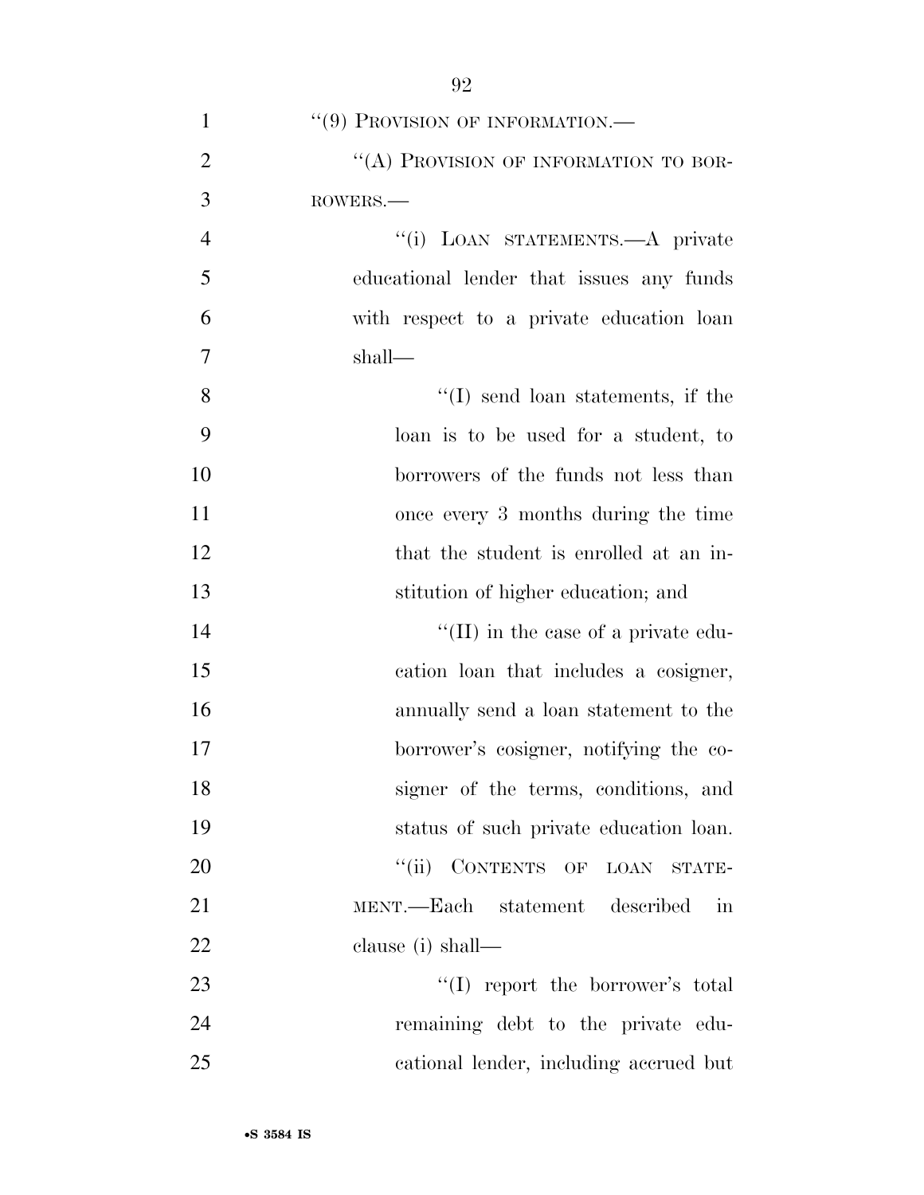"(9) PROVISION OF INFORMATION.—

"(A) PROVISION OF INFORMATION TO BORROWERS.—

"(i) LOAN STATEMENTS.—A private educational lender that issues any funds with respect to a private education loan shall—

"(I) send loan statements, if the loan is to be used for a student, to borrowers of the funds not less than once every 3 months during the time that the student is enrolled at an institution of higher education; and

"(II) in the case of a private education loan that includes a cosigner, annually send a loan statement to the borrower's cosigner, notifying the cosigner of the terms, conditions, and status of such private education loan.

"(ii) CONTENTS OF LOAN STATEMENT.—Each statement described in clause (i) shall—

"(I) report the borrower's total remaining debt to the private educational lender, including accrued but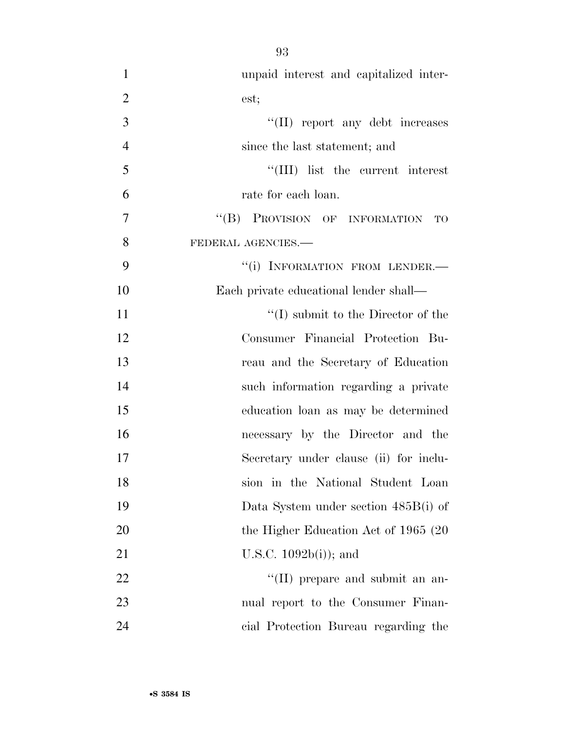unpaid interest and capitalized interest;

''(II) report any debt increases since the last statement; and

''(III) list the current interest rate for each loan.

''(B) PROVISION OF INFORMATION TO FEDERAL AGENCIES.—

''(i) INFORMATION FROM LENDER.— Each private educational lender shall—

''(I) submit to the Director of the Consumer Financial Protection Bureau and the Secretary of Education such information regarding a private education loan as may be determined necessary by the Director and the Secretary under clause (ii) for inclusion in the National Student Loan Data System under section 485B(i) of the Higher Education Act of 1965 (20 U.S.C. 1092b(i)); and

''(II) prepare and submit an annual report to the Consumer Financial Protection Bureau regarding the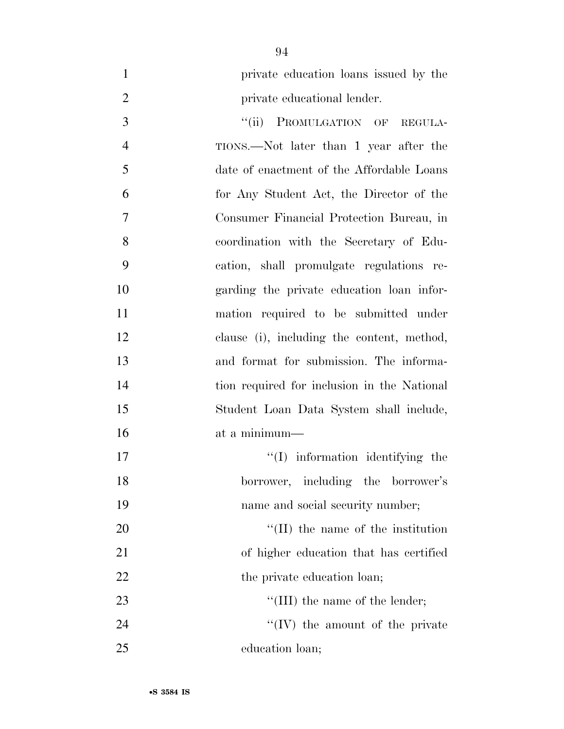private education loans issued by the private educational lender.

''(ii) PROMULGATION OF REGULATIONS.—Not later than 1 year after the date of enactment of the Affordable Loans for Any Student Act, the Director of the Consumer Financial Protection Bureau, in coordination with the Secretary of Education, shall promulgate regulations regarding the private education loan information required to be submitted under clause (i), including the content, method, and format for submission. The information required for inclusion in the National Student Loan Data System shall include, at a minimum—

''(I) information identifying the borrower, including the borrower's name and social security number;

''(II) the name of the institution of higher education that has certified the private education loan;

''(III) the name of the lender;

''(IV) the amount of the private education loan;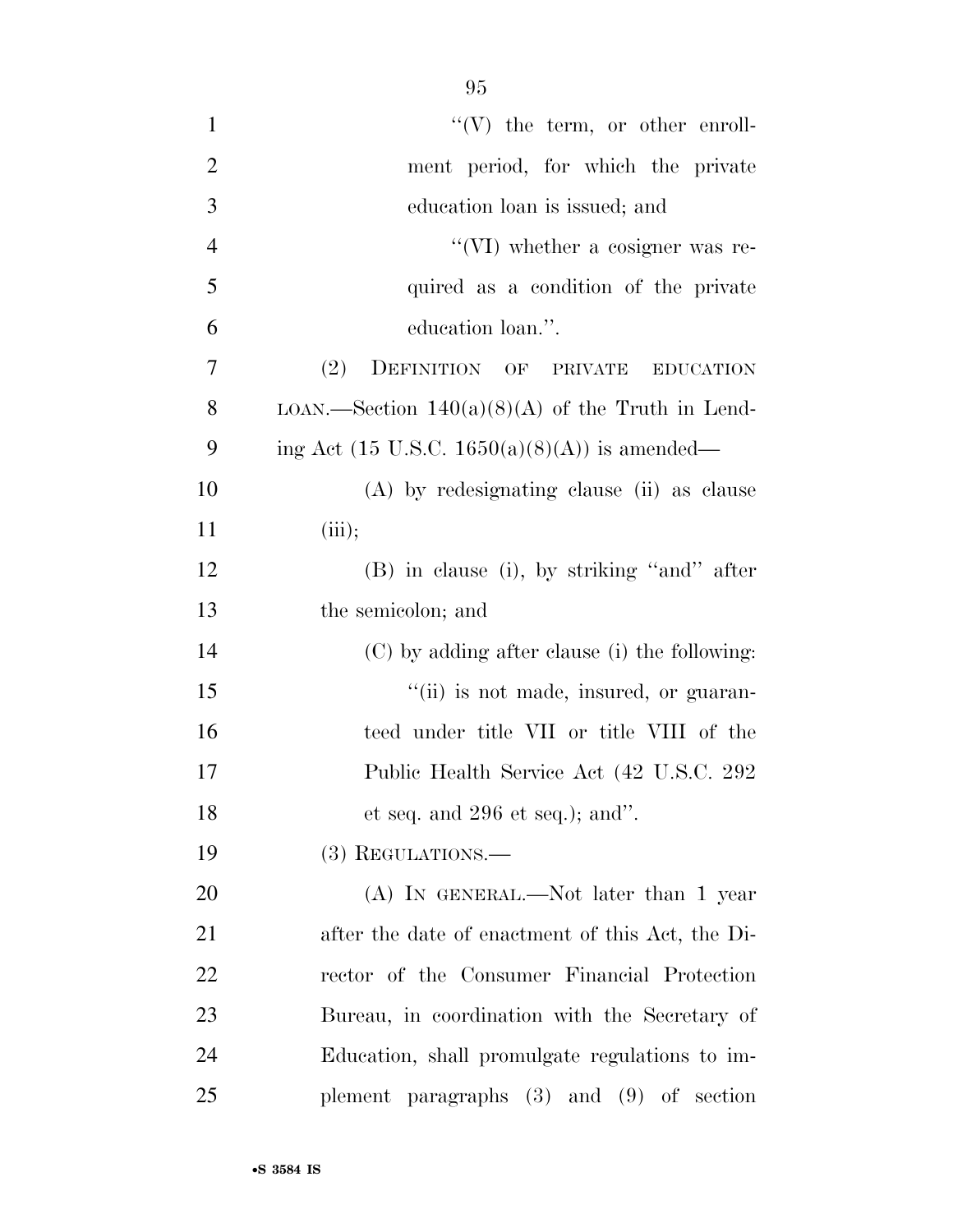"(V) the term, or other enrollment period, for which the private education loan is issued; and

"(VI) whether a cosigner was required as a condition of the private education loan.".

(2) DEFINITION OF PRIVATE EDUCATION LOAN.—Section 140(a)(8)(A) of the Truth in Lending Act (15 U.S.C. 1650(a)(8)(A)) is amended—

(A) by redesignating clause (ii) as clause (iii);

(B) in clause (i), by striking "and" after the semicolon; and

(C) by adding after clause (i) the following:

"(ii) is not made, insured, or guaranteed under title VII or title VIII of the Public Health Service Act (42 U.S.C. 292 et seq. and 296 et seq.); and".

(3) REGULATIONS.—

(A) IN GENERAL.—Not later than 1 year after the date of enactment of this Act, the Director of the Consumer Financial Protection Bureau, in coordination with the Secretary of Education, shall promulgate regulations to implement paragraphs (3) and (9) of section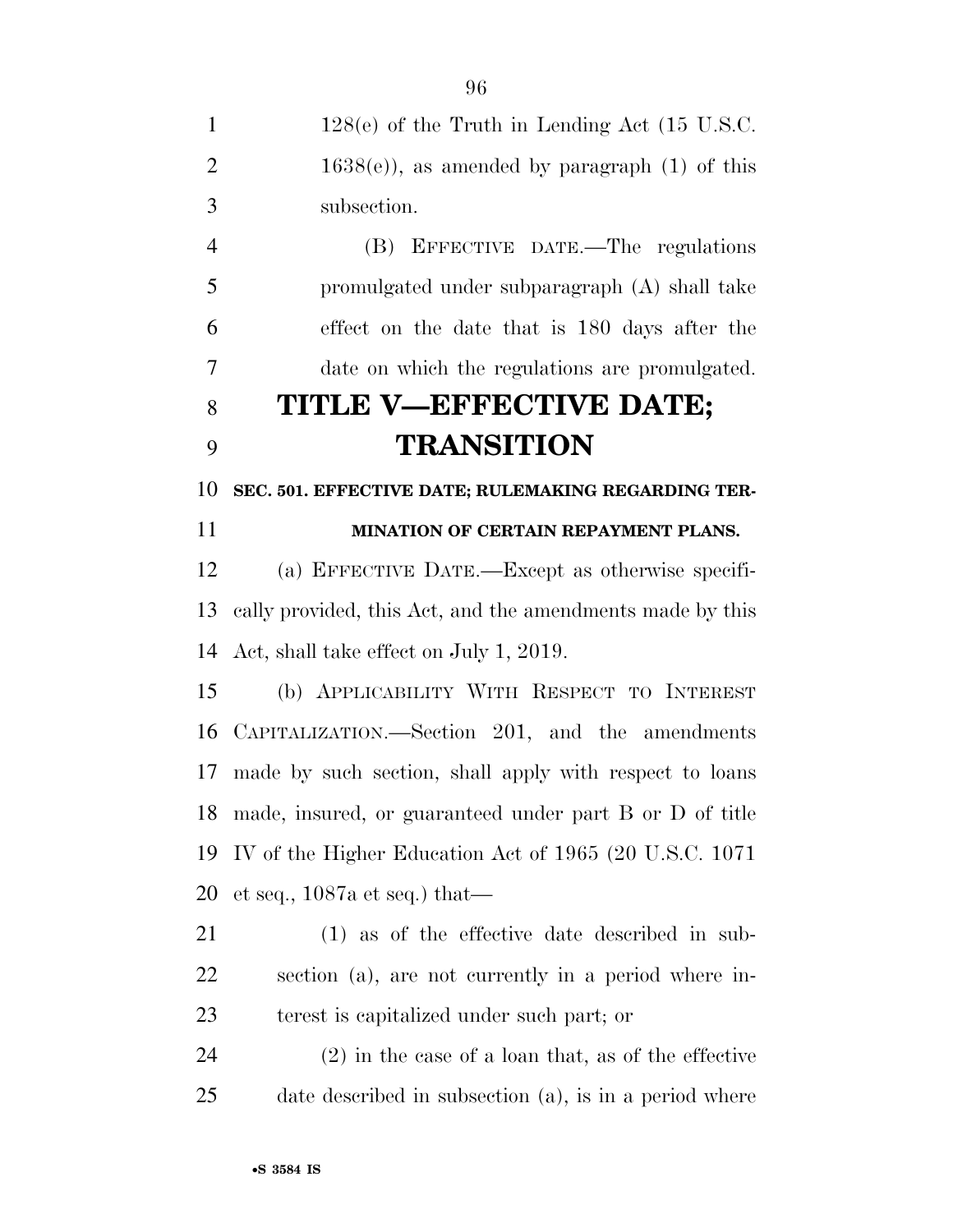128(e) of the Truth in Lending Act (15 U.S.C. 1638(e)), as amended by paragraph (1) of this subsection.

(B) EFFECTIVE DATE.—The regulations promulgated under subparagraph (A) shall take effect on the date that is 180 days after the date on which the regulations are promulgated.

# TITLE V—EFFECTIVE DATE; TRANSITION

### SEC. 501. EFFECTIVE DATE; RULEMAKING REGARDING TERMINATION OF CERTAIN REPAYMENT PLANS.

(a) EFFECTIVE DATE.—Except as otherwise specifically provided, this Act, and the amendments made by this Act, shall take effect on July 1, 2019.

(b) APPLICABILITY WITH RESPECT TO INTEREST CAPITALIZATION.—Section 201, and the amendments made by such section, shall apply with respect to loans made, insured, or guaranteed under part B or D of title IV of the Higher Education Act of 1965 (20 U.S.C. 1071 et seq., 1087a et seq.) that—

(1) as of the effective date described in subsection (a), are not currently in a period where interest is capitalized under such part; or

(2) in the case of a loan that, as of the effective date described in subsection (a), is in a period where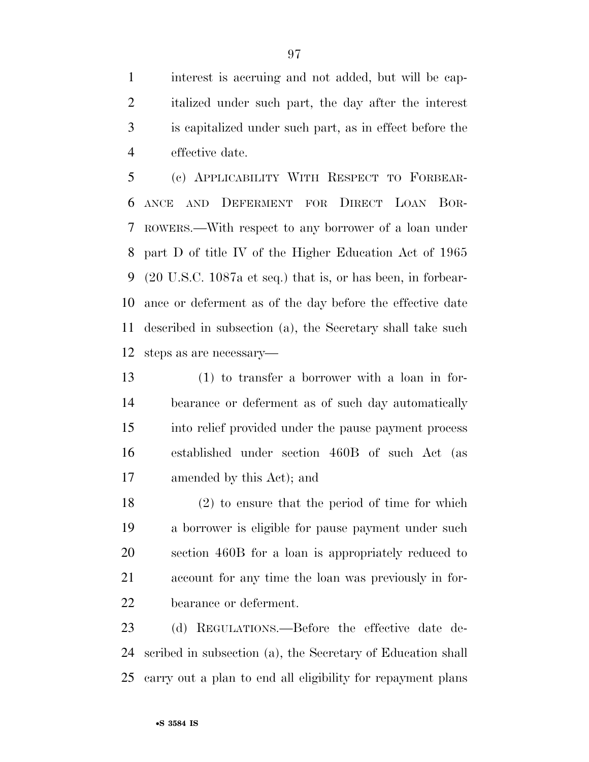interest is accruing and not added, but will be capitalized under such part, the day after the interest is capitalized under such part, as in effect before the effective date.

(c) APPLICABILITY WITH RESPECT TO FORBEARANCE AND DEFERMENT FOR DIRECT LOAN BORROWERS.—With respect to any borrower of a loan under part D of title IV of the Higher Education Act of 1965 (20 U.S.C. 1087a et seq.) that is, or has been, in forbearance or deferment as of the day before the effective date described in subsection (a), the Secretary shall take such steps as are necessary—

(1) to transfer a borrower with a loan in forbearance or deferment as of such day automatically into relief provided under the pause payment process established under section 460B of such Act (as amended by this Act); and

(2) to ensure that the period of time for which a borrower is eligible for pause payment under such section 460B for a loan is appropriately reduced to account for any time the loan was previously in forbearance or deferment.

(d) REGULATIONS.—Before the effective date described in subsection (a), the Secretary of Education shall carry out a plan to end all eligibility for repayment plans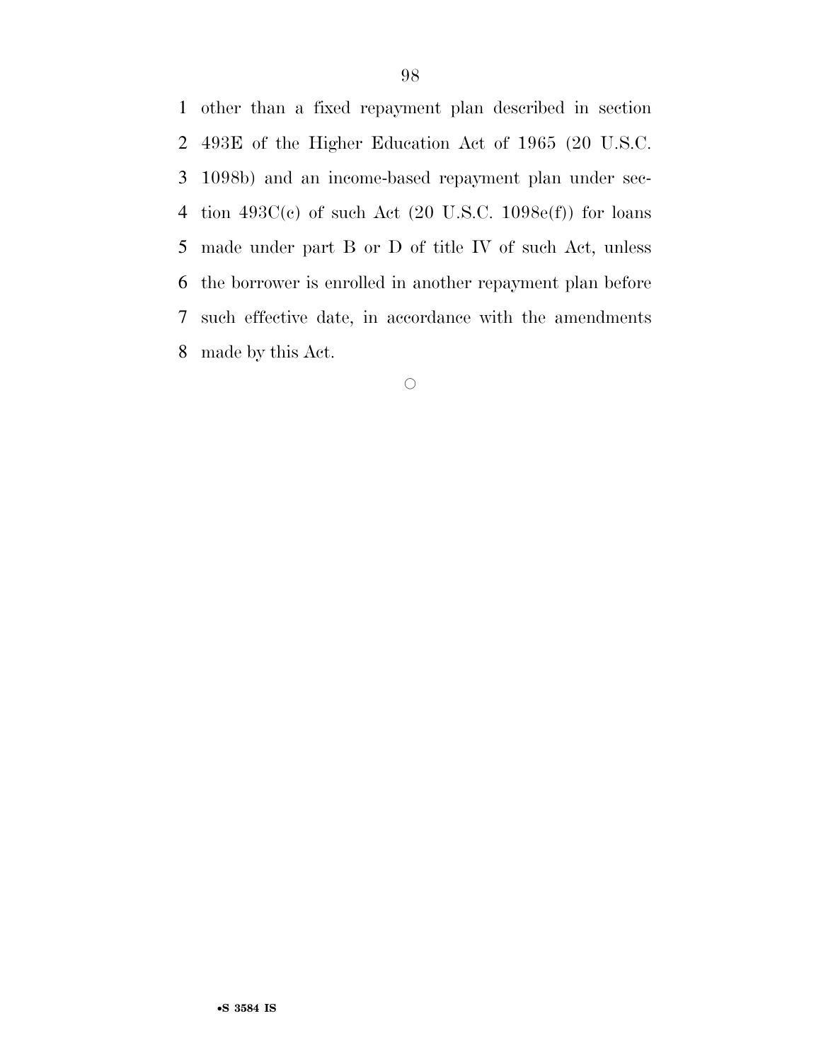other than a fixed repayment plan described in section 493E of the Higher Education Act of 1965 (20 U.S.C. 1098b) and an income-based repayment plan under section 493C(c) of such Act (20 U.S.C. 1098e(f)) for loans made under part B or D of title IV of such Act, unless the borrower is enrolled in another repayment plan before such effective date, in accordance with the amendments made by this Act.

○